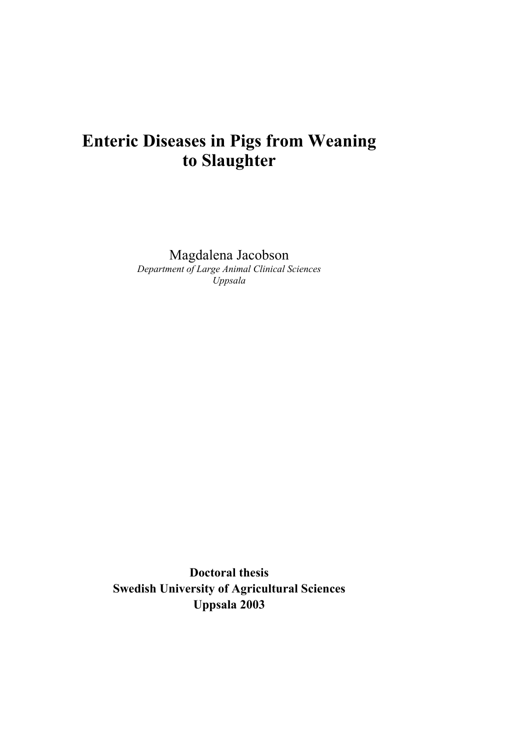# Enteric Diseases in Pigs from Weaning to Slaughter

Magdalena Jacobson
*Department of Large Animal Clinical Sciences*
*Uppsala*

**Doctoral thesis**
**Swedish University of Agricultural Sciences**
**Uppsala 2003**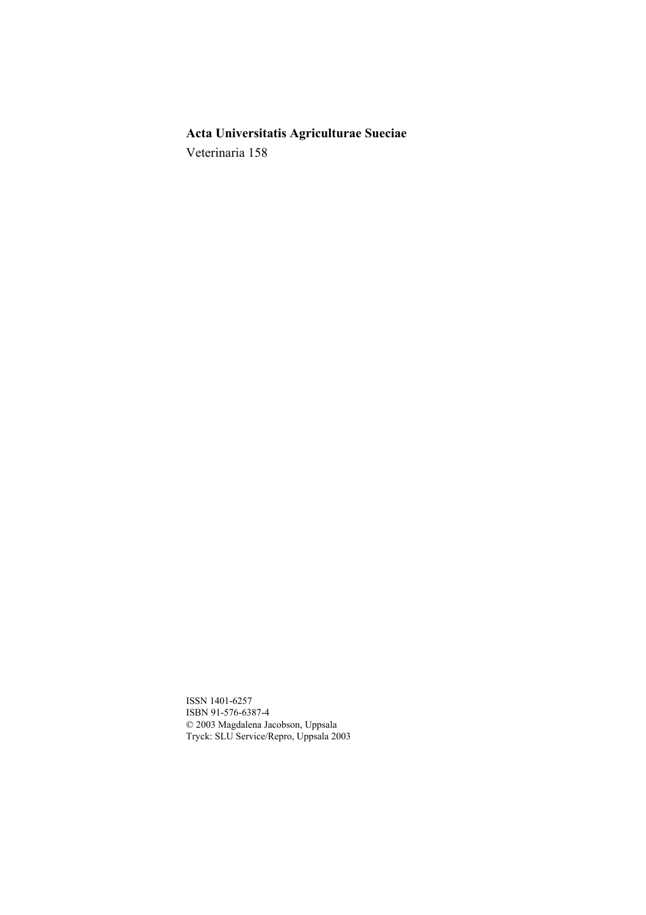**Acta Universitatis Agriculturae Sueciae**

Veterinaria 158

ISSN 1401-6257
ISBN 91-576-6387-4
© 2003 Magdalena Jacobson, Uppsala
Tryck: SLU Service/Repro, Uppsala 2003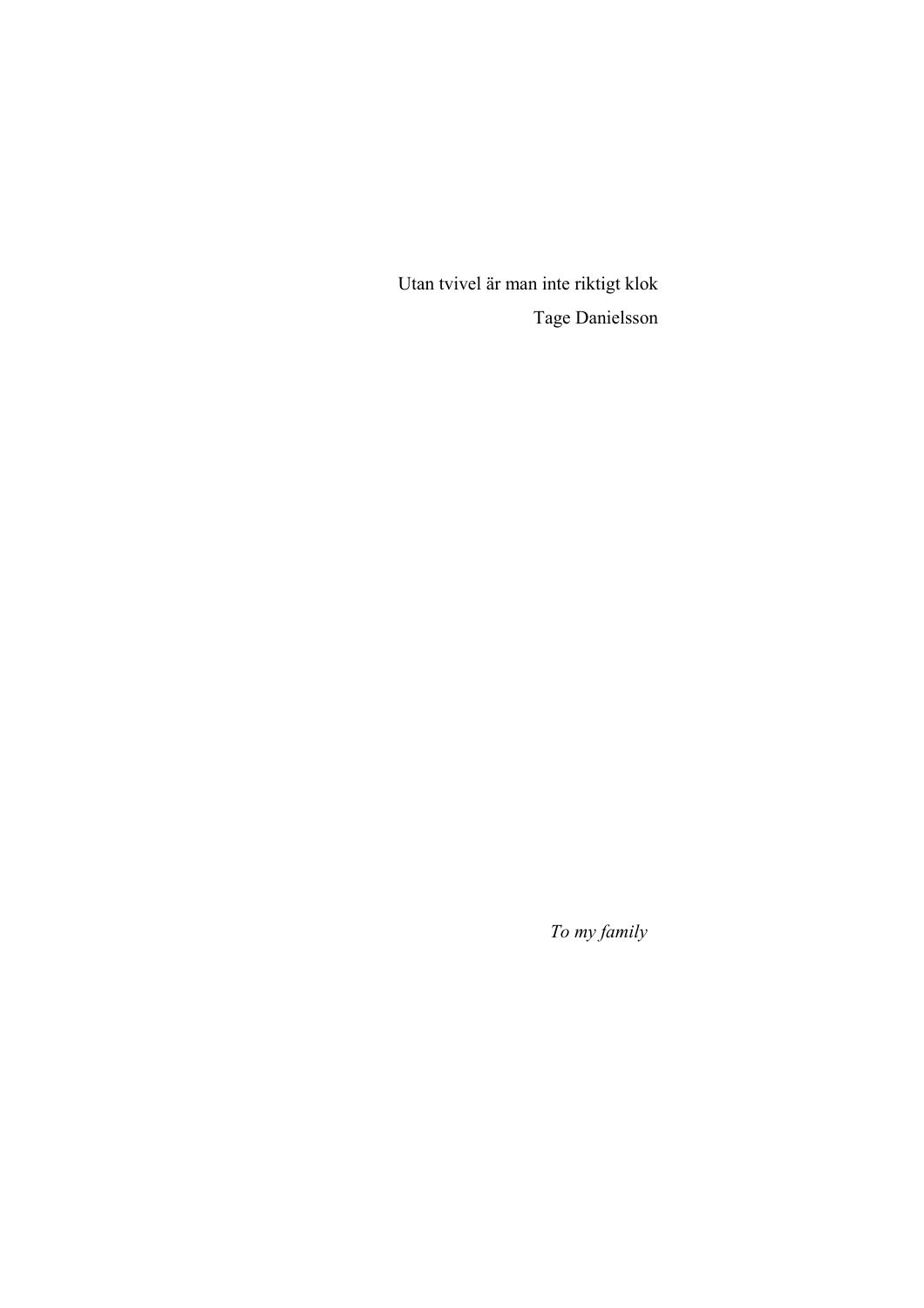Utan tvivel är man inte riktigt klok

Tage Danielsson

*To my family*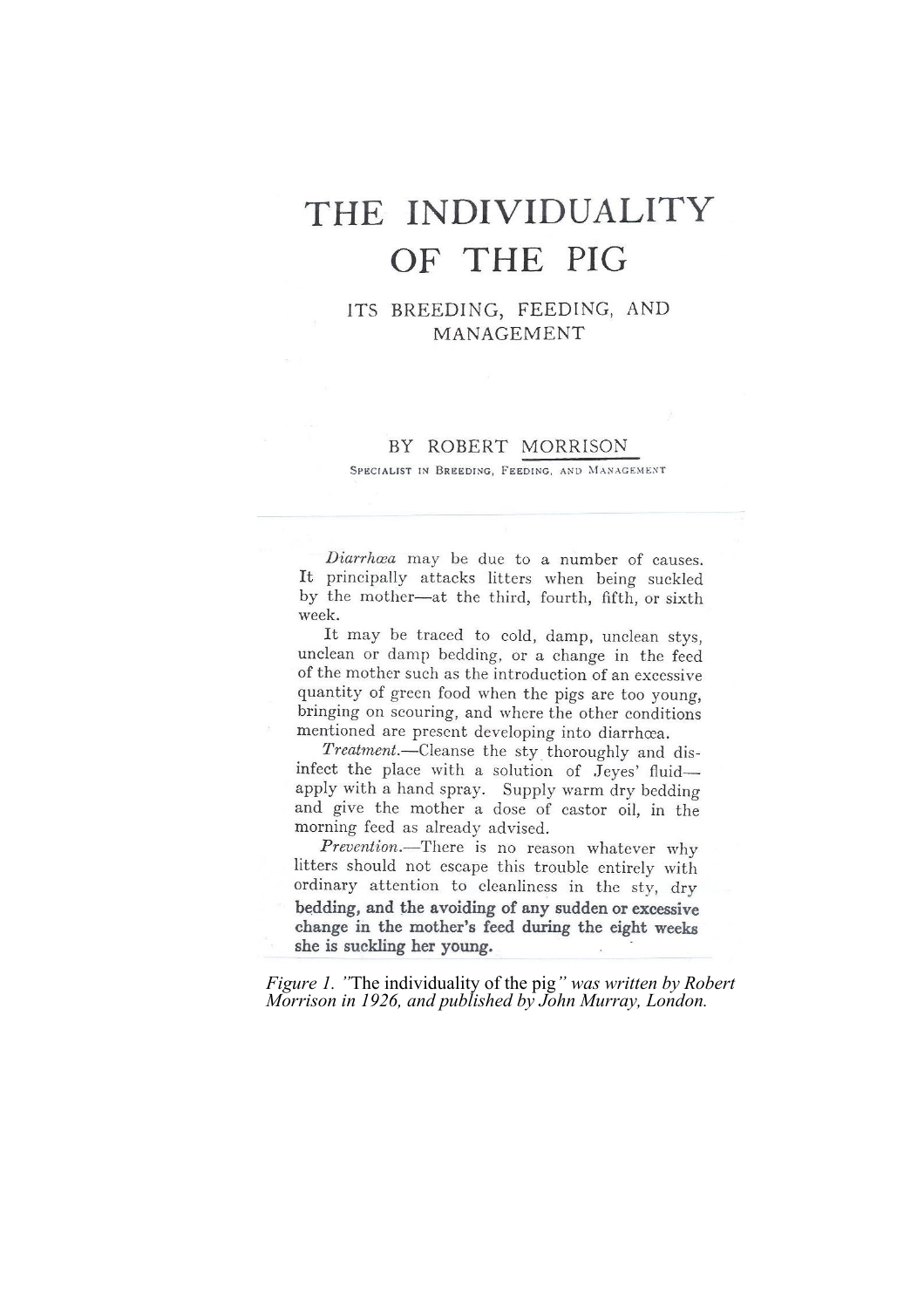# THE INDIVIDUALITY OF THE PIG

## ITS BREEDING, FEEDING, AND MANAGEMENT

BY ROBERT MORRISON

SPECIALIST IN BREEDING, FEEDING, AND MANAGEMENT

*Diarrhœa* may be due to a number of causes. It principally attacks litters when being suckled by the mother—at the third, fourth, fifth, or sixth week.

It may be traced to cold, damp, unclean stys, unclean or damp bedding, or a change in the feed of the mother such as the introduction of an excessive quantity of green food when the pigs are too young, bringing on scouring, and where the other conditions mentioned are present developing into diarrhœa.

*Treatment.*—Cleanse the sty thoroughly and disinfect the place with a solution of Jeyes' fluid—apply with a hand spray. Supply warm dry bedding and give the mother a dose of castor oil, in the morning feed as already advised.

*Prevention.*—There is no reason whatever why litters should not escape this trouble entirely with ordinary attention to cleanliness in the sty, dry **bedding, and the avoiding of any sudden or excessive change in the mother's feed during the eight weeks she is suckling her young.**

*Figure 1.* "The individuality of the pig" *was written by Robert Morrison in 1926, and published by John Murray, London.*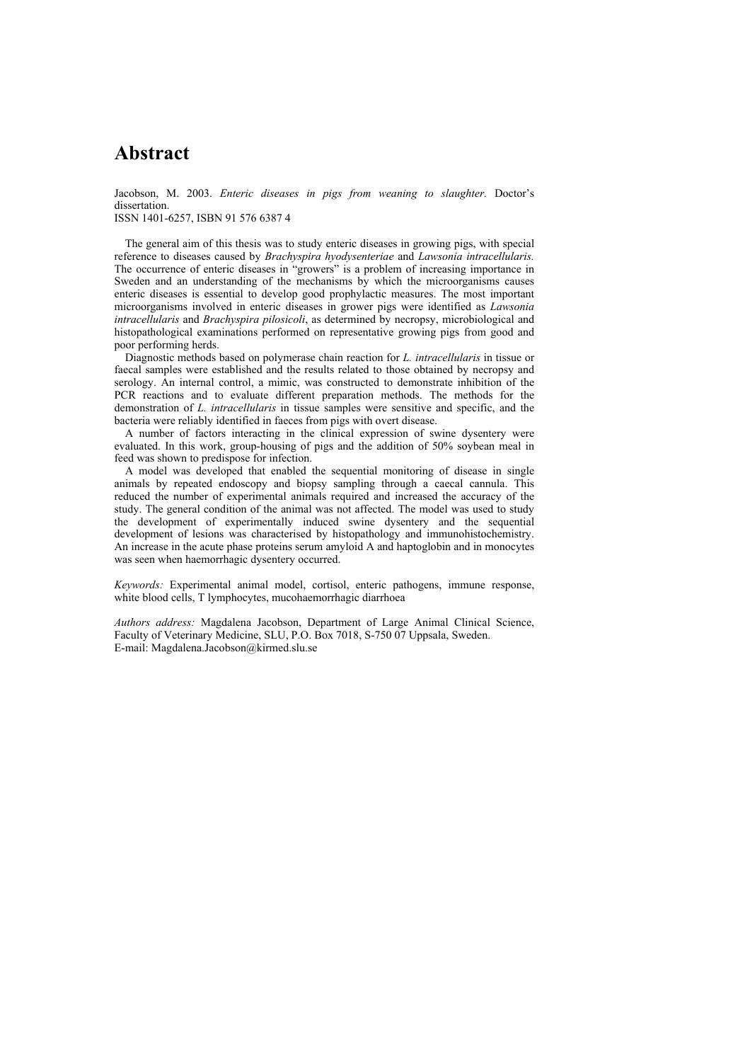# Abstract

Jacobson, M. 2003. *Enteric diseases in pigs from weaning to slaughter.* Doctor's dissertation.
ISSN 1401-6257, ISBN 91 576 6387 4

The general aim of this thesis was to study enteric diseases in growing pigs, with special reference to diseases caused by *Brachyspira hyodysenteriae* and *Lawsonia intracellularis.* The occurrence of enteric diseases in "growers" is a problem of increasing importance in Sweden and an understanding of the mechanisms by which the microorganisms causes enteric diseases is essential to develop good prophylactic measures. The most important microorganisms involved in enteric diseases in grower pigs were identified as *Lawsonia intracellularis* and *Brachyspira pilosicoli*, as determined by necropsy, microbiological and histopathological examinations performed on representative growing pigs from good and poor performing herds.

Diagnostic methods based on polymerase chain reaction for *L. intracellularis* in tissue or faecal samples were established and the results related to those obtained by necropsy and serology. An internal control, a mimic, was constructed to demonstrate inhibition of the PCR reactions and to evaluate different preparation methods. The methods for the demonstration of *L. intracellularis* in tissue samples were sensitive and specific, and the bacteria were reliably identified in faeces from pigs with overt disease.

A number of factors interacting in the clinical expression of swine dysentery were evaluated. In this work, group-housing of pigs and the addition of 50% soybean meal in feed was shown to predispose for infection.

A model was developed that enabled the sequential monitoring of disease in single animals by repeated endoscopy and biopsy sampling through a caecal cannula. This reduced the number of experimental animals required and increased the accuracy of the study. The general condition of the animal was not affected. The model was used to study the development of experimentally induced swine dysentery and the sequential development of lesions was characterised by histopathology and immunohistochemistry. An increase in the acute phase proteins serum amyloid A and haptoglobin and in monocytes was seen when haemorrhagic dysentery occurred.

*Keywords:* Experimental animal model, cortisol, enteric pathogens, immune response, white blood cells, T lymphocytes, mucohaemorrhagic diarrhoea

*Authors address:* Magdalena Jacobson, Department of Large Animal Clinical Science, Faculty of Veterinary Medicine, SLU, P.O. Box 7018, S-750 07 Uppsala, Sweden.
E-mail: Magdalena.Jacobson@kirmed.slu.se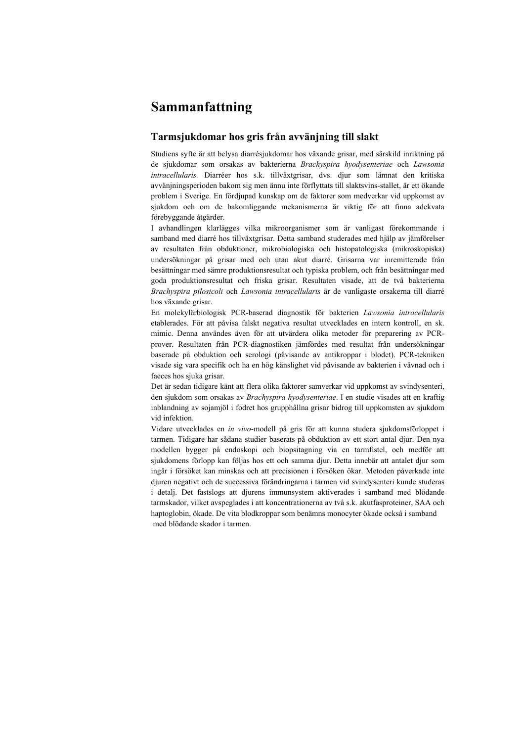# Sammanfattning

## Tarmsjukdomar hos gris från avvänjning till slakt

Studiens syfte är att belysa diarrésjukdomar hos växande grisar, med särskild inriktning på de sjukdomar som orsakas av bakterierna *Brachyspira hyodysenteriae* och *Lawsonia intracellularis.* Diarréer hos s.k. tillväxtgrisar, dvs. djur som lämnat den kritiska avvänjningsperioden bakom sig men ännu inte förflyttats till slaktsvins-stallet, är ett ökande problem i Sverige. En fördjupad kunskap om de faktorer som medverkar vid uppkomst av sjukdom och om de bakomliggande mekanismerna är viktig för att finna adekvata förebyggande åtgärder.

I avhandlingen klarlägges vilka mikroorganismer som är vanligast förekommande i samband med diarré hos tillväxtgrisar. Detta samband studerades med hjälp av jämförelser av resultaten från obduktioner, mikrobiologiska och histopatologiska (mikroskopiska) undersökningar på grisar med och utan akut diarré. Grisarna var inremitterade från besättningar med sämre produktionsresultat och typiska problem, och från besättningar med goda produktionsresultat och friska grisar. Resultaten visade, att de två bakterierna *Brachyspira pilosicoli* och *Lawsonia intracellularis* är de vanligaste orsakerna till diarré hos växande grisar.

En molekylärbiologisk PCR-baserad diagnostik för bakterien *Lawsonia intracellularis* etablerades. För att påvisa falskt negativa resultat utvecklades en intern kontroll, en sk. mimic. Denna användes även för att utvärdera olika metoder för preparering av PCR-prover. Resultaten från PCR-diagnostiken jämfördes med resultat från undersökningar baserade på obduktion och serologi (påvisande av antikroppar i blodet). PCR-tekniken visade sig vara specifik och ha en hög känslighet vid påvisande av bakterien i vävnad och i faeces hos sjuka grisar.

Det är sedan tidigare känt att flera olika faktorer samverkar vid uppkomst av svindysenteri, den sjukdom som orsakas av *Brachyspira hyodysenteriae*. I en studie visades att en kraftig inblandning av sojamjöl i fodret hos grupphållna grisar bidrog till uppkomsten av sjukdom vid infektion.

Vidare utvecklades en *in vivo*-modell på gris för att kunna studera sjukdomsförloppet i tarmen. Tidigare har sådana studier baserats på obduktion av ett stort antal djur. Den nya modellen bygger på endoskopi och biopsitagning via en tarmfistel, och medför att sjukdomens förlopp kan följas hos ett och samma djur. Detta innebär att antalet djur som ingår i försöket kan minskas och att precisionen i försöken ökar. Metoden påverkade inte djuren negativt och de successiva förändringarna i tarmen vid svindysenteri kunde studeras i detalj. Det fastslogs att djurens immunsystem aktiverades i samband med blödande tarmskador, vilket avspeglades i att koncentrationerna av två s.k. akutfasproteiner, SAA och haptoglobin, ökade. De vita blodkroppar som benämns monocyter ökade också i samband med blödande skador i tarmen.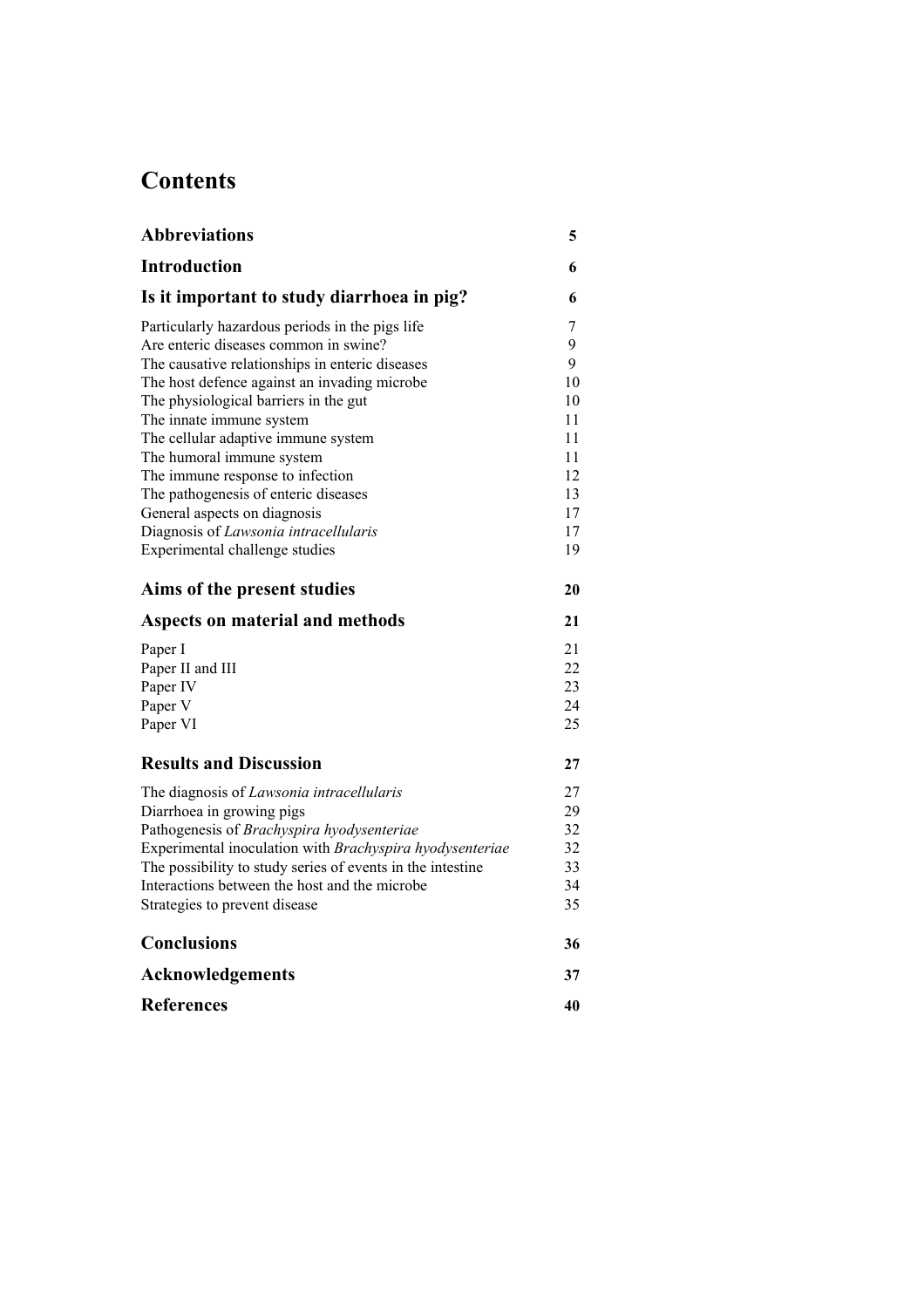# Contents

| | |
|---|---|
| **Abbreviations** | **5** |
| **Introduction** | **6** |
| **Is it important to study diarrhoea in pig?** | **6** |
| Particularly hazardous periods in the pigs life | 7 |
| Are enteric diseases common in swine? | 9 |
| The causative relationships in enteric diseases | 9 |
| The host defence against an invading microbe | 10 |
| The physiological barriers in the gut | 10 |
| The innate immune system | 11 |
| The cellular adaptive immune system | 11 |
| The humoral immune system | 11 |
| The immune response to infection | 12 |
| The pathogenesis of enteric diseases | 13 |
| General aspects on diagnosis | 17 |
| Diagnosis of *Lawsonia intracellularis* | 17 |
| Experimental challenge studies | 19 |
| **Aims of the present studies** | **20** |
| **Aspects on material and methods** | **21** |
| Paper I | 21 |
| Paper II and III | 22 |
| Paper IV | 23 |
| Paper V | 24 |
| Paper VI | 25 |
| **Results and Discussion** | **27** |
| The diagnosis of *Lawsonia intracellularis* | 27 |
| Diarrhoea in growing pigs | 29 |
| Pathogenesis of *Brachyspira hyodysenteriae* | 32 |
| Experimental inoculation with *Brachyspira hyodysenteriae* | 32 |
| The possibility to study series of events in the intestine | 33 |
| Interactions between the host and the microbe | 34 |
| Strategies to prevent disease | 35 |
| **Conclusions** | **36** |
| **Acknowledgements** | **37** |
| **References** | **40** |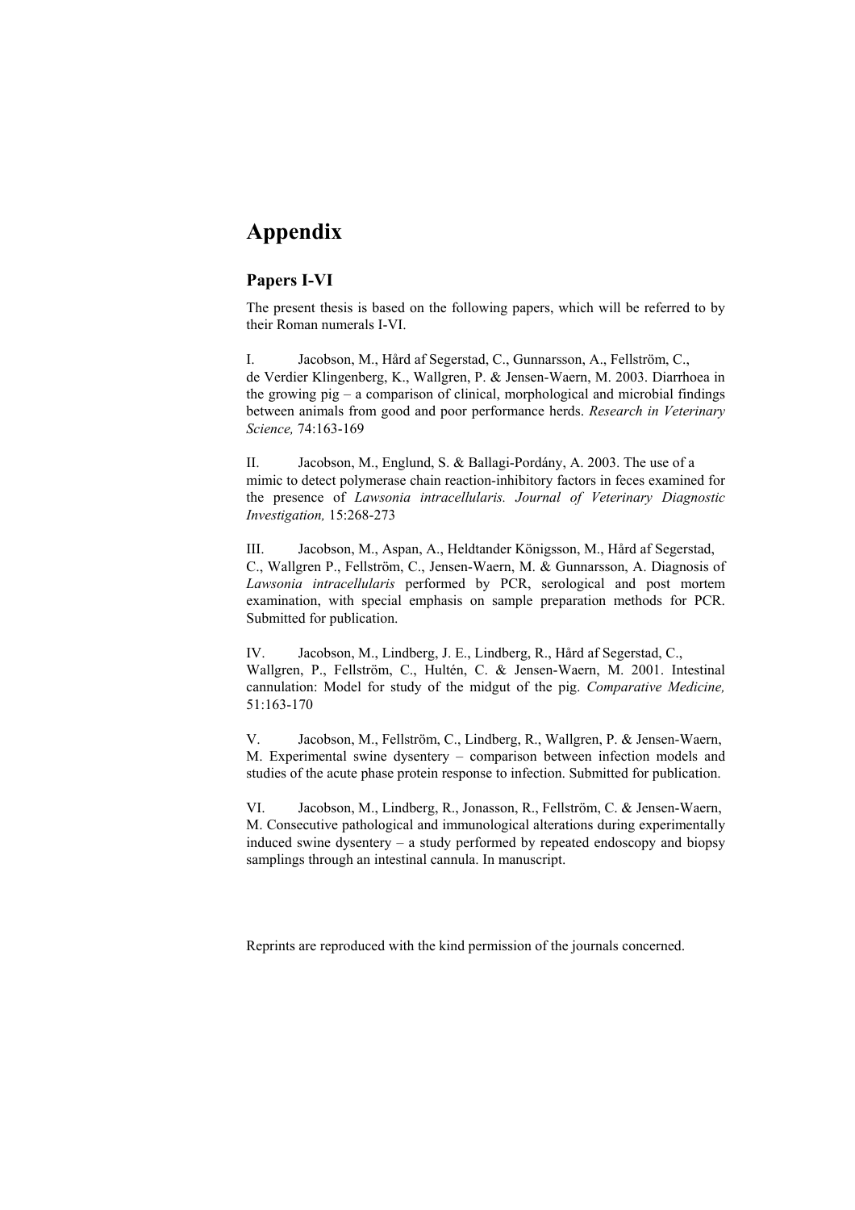# Appendix

## Papers I-VI

The present thesis is based on the following papers, which will be referred to by their Roman numerals I-VI.

I. Jacobson, M., Hård af Segerstad, C., Gunnarsson, A., Fellström, C., de Verdier Klingenberg, K., Wallgren, P. & Jensen-Waern, M. 2003. Diarrhoea in the growing pig – a comparison of clinical, morphological and microbial findings between animals from good and poor performance herds. *Research in Veterinary Science,* 74:163-169

II. Jacobson, M., Englund, S. & Ballagi-Pordány, A. 2003. The use of a mimic to detect polymerase chain reaction-inhibitory factors in feces examined for the presence of *Lawsonia intracellularis. Journal of Veterinary Diagnostic Investigation,* 15:268-273

III. Jacobson, M., Aspan, A., Heldtander Königsson, M., Hård af Segerstad, C., Wallgren P., Fellström, C., Jensen-Waern, M. & Gunnarsson, A. Diagnosis of *Lawsonia intracellularis* performed by PCR, serological and post mortem examination, with special emphasis on sample preparation methods for PCR. Submitted for publication.

IV. Jacobson, M., Lindberg, J. E., Lindberg, R., Hård af Segerstad, C., Wallgren, P., Fellström, C., Hultén, C. & Jensen-Waern, M. 2001. Intestinal cannulation: Model for study of the midgut of the pig. *Comparative Medicine,* 51:163-170

V. Jacobson, M., Fellström, C., Lindberg, R., Wallgren, P. & Jensen-Waern, M. Experimental swine dysentery – comparison between infection models and studies of the acute phase protein response to infection. Submitted for publication.

VI. Jacobson, M., Lindberg, R., Jonasson, R., Fellström, C. & Jensen-Waern, M. Consecutive pathological and immunological alterations during experimentally induced swine dysentery – a study performed by repeated endoscopy and biopsy samplings through an intestinal cannula. In manuscript.

Reprints are reproduced with the kind permission of the journals concerned.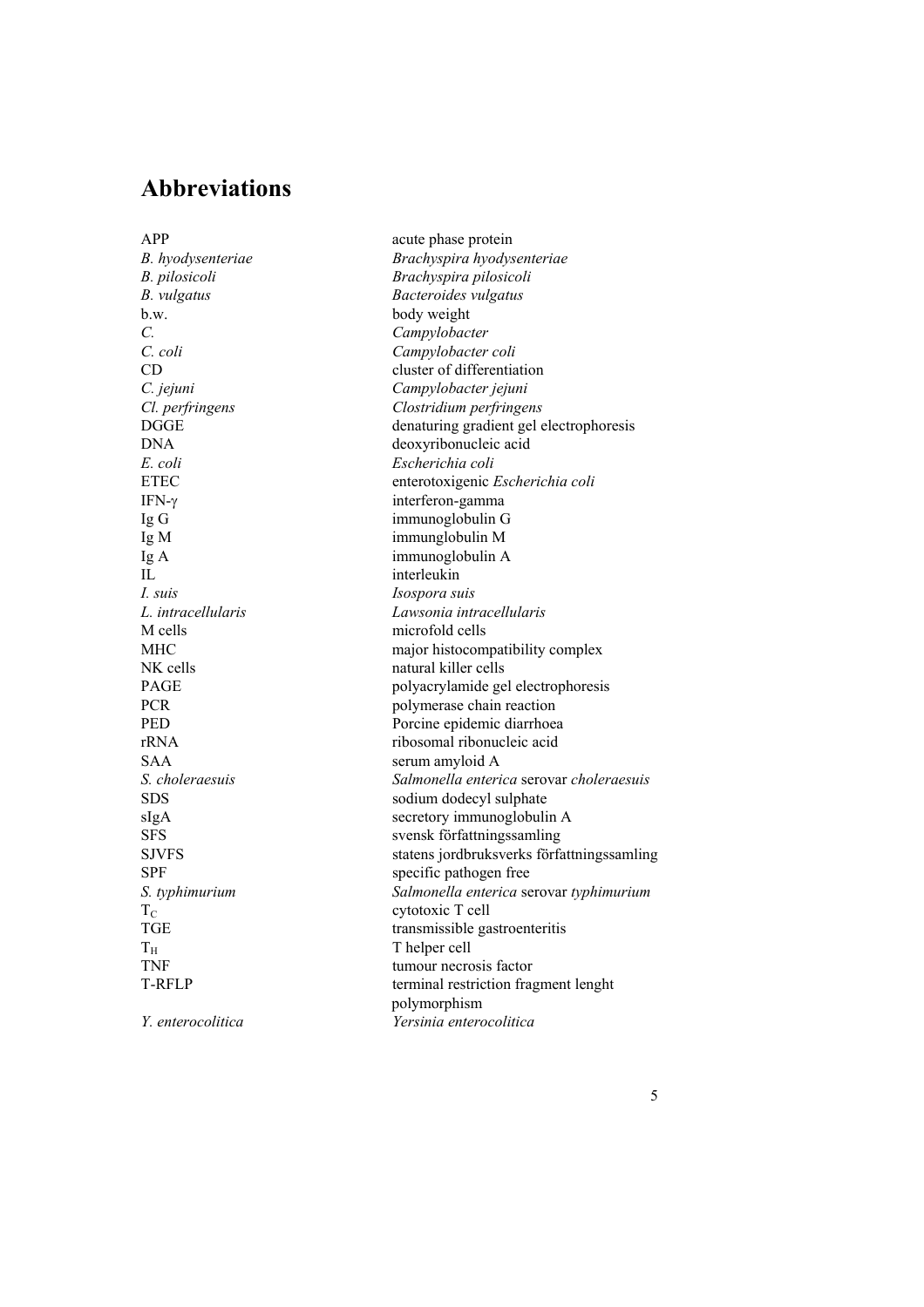# Abbreviations

| | |
|---|---|
| APP | acute phase protein |
| *B. hyodysenteriae* | *Brachyspira hyodysenteriae* |
| *B. pilosicoli* | *Brachyspira pilosicoli* |
| *B. vulgatus* | *Bacteroides vulgatus* |
| b.w. | body weight |
| *C.* | *Campylobacter* |
| *C. coli* | *Campylobacter coli* |
| CD | cluster of differentiation |
| *C. jejuni* | *Campylobacter jejuni* |
| *Cl. perfringens* | *Clostridium perfringens* |
| DGGE | denaturing gradient gel electrophoresis |
| DNA | deoxyribonucleic acid |
| *E. coli* | *Escherichia coli* |
| ETEC | enterotoxigenic *Escherichia coli* |
| IFN-γ | interferon-gamma |
| Ig G | immunoglobulin G |
| Ig M | immunglobulin M |
| Ig A | immunoglobulin A |
| IL | interleukin |
| *I. suis* | *Isospora suis* |
| *L. intracellularis* | *Lawsonia intracellularis* |
| M cells | microfold cells |
| MHC | major histocompatibility complex |
| NK cells | natural killer cells |
| PAGE | polyacrylamide gel electrophoresis |
| PCR | polymerase chain reaction |
| PED | Porcine epidemic diarrhoea |
| rRNA | ribosomal ribonucleic acid |
| SAA | serum amyloid A |
| *S. choleraesuis* | *Salmonella enterica* serovar *choleraesuis* |
| SDS | sodium dodecyl sulphate |
| sIgA | secretory immunoglobulin A |
| SFS | svensk författningssamling |
| SJVFS | statens jordbruksverks författningssamling |
| SPF | specific pathogen free |
| *S. typhimurium* | *Salmonella enterica* serovar *typhimurium* |
| $T_C$ | cytotoxic T cell |
| TGE | transmissible gastroenteritis |
| $T_H$ | T helper cell |
| TNF | tumour necrosis factor |
| T-RFLP | terminal restriction fragment lenght polymorphism |
| *Y. enterocolitica* | *Yersinia enterocolitica* |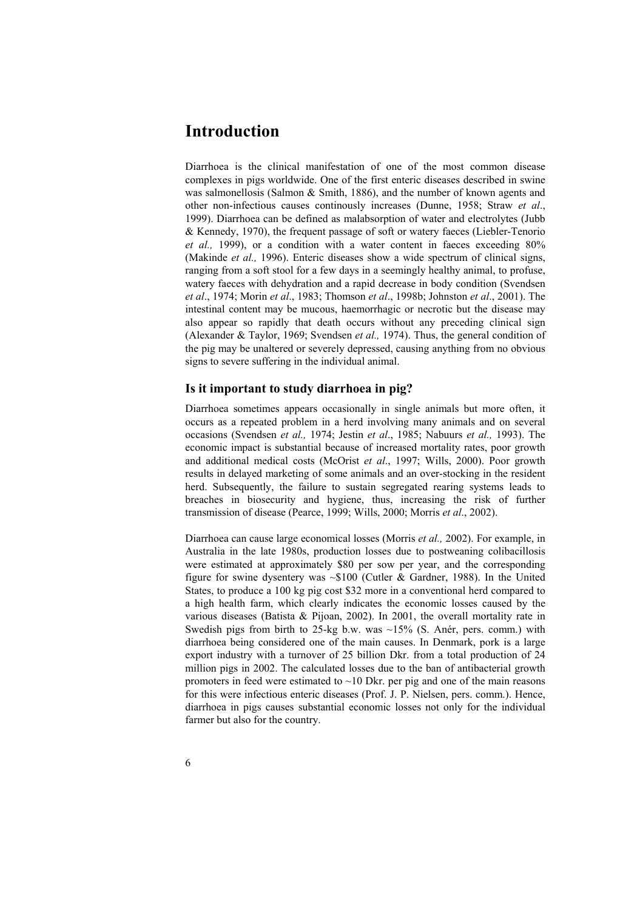# Introduction

Diarrhoea is the clinical manifestation of one of the most common disease complexes in pigs worldwide. One of the first enteric diseases described in swine was salmonellosis (Salmon & Smith, 1886), and the number of known agents and other non-infectious causes continously increases (Dunne, 1958; Straw *et al*., 1999). Diarrhoea can be defined as malabsorption of water and electrolytes (Jubb & Kennedy, 1970), the frequent passage of soft or watery faeces (Liebler-Tenorio *et al.,* 1999), or a condition with a water content in faeces exceeding 80% (Makinde *et al.,* 1996). Enteric diseases show a wide spectrum of clinical signs, ranging from a soft stool for a few days in a seemingly healthy animal, to profuse, watery faeces with dehydration and a rapid decrease in body condition (Svendsen *et al*., 1974; Morin *et al*., 1983; Thomson *et al*., 1998b; Johnston *et al*., 2001). The intestinal content may be mucous, haemorrhagic or necrotic but the disease may also appear so rapidly that death occurs without any preceding clinical sign (Alexander & Taylor, 1969; Svendsen *et al.,* 1974). Thus, the general condition of the pig may be unaltered or severely depressed, causing anything from no obvious signs to severe suffering in the individual animal.

## Is it important to study diarrhoea in pig?

Diarrhoea sometimes appears occasionally in single animals but more often, it occurs as a repeated problem in a herd involving many animals and on several occasions (Svendsen *et al.,* 1974; Jestin *et al*., 1985; Nabuurs *et al.,* 1993). The economic impact is substantial because of increased mortality rates, poor growth and additional medical costs (McOrist *et al*., 1997; Wills, 2000). Poor growth results in delayed marketing of some animals and an over-stocking in the resident herd. Subsequently, the failure to sustain segregated rearing systems leads to breaches in biosecurity and hygiene, thus, increasing the risk of further transmission of disease (Pearce, 1999; Wills, 2000; Morris *et al*., 2002).

Diarrhoea can cause large economical losses (Morris *et al.,* 2002). For example, in Australia in the late 1980s, production losses due to postweaning colibacillosis were estimated at approximately \$80 per sow per year, and the corresponding figure for swine dysentery was ~\$100 (Cutler & Gardner, 1988). In the United States, to produce a 100 kg pig cost \$32 more in a conventional herd compared to a high health farm, which clearly indicates the economic losses caused by the various diseases (Batista & Pijoan, 2002). In 2001, the overall mortality rate in Swedish pigs from birth to 25-kg b.w. was ~15% (S. Anér, pers. comm.) with diarrhoea being considered one of the main causes. In Denmark, pork is a large export industry with a turnover of 25 billion Dkr. from a total production of 24 million pigs in 2002. The calculated losses due to the ban of antibacterial growth promoters in feed were estimated to ~10 Dkr. per pig and one of the main reasons for this were infectious enteric diseases (Prof. J. P. Nielsen, pers. comm.). Hence, diarrhoea in pigs causes substantial economic losses not only for the individual farmer but also for the country.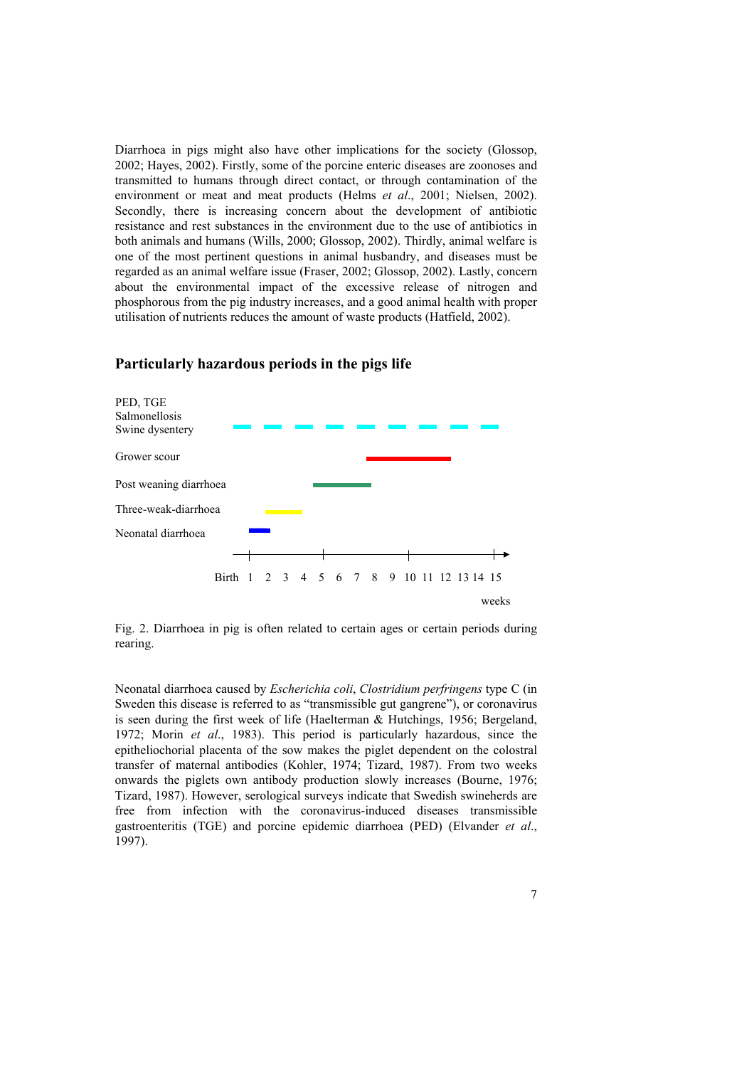Diarrhoea in pigs might also have other implications for the society (Glossop, 2002; Hayes, 2002). Firstly, some of the porcine enteric diseases are zoonoses and transmitted to humans through direct contact, or through contamination of the environment or meat and meat products (Helms *et al*., 2001; Nielsen, 2002). Secondly, there is increasing concern about the development of antibiotic resistance and rest substances in the environment due to the use of antibiotics in both animals and humans (Wills, 2000; Glossop, 2002). Thirdly, animal welfare is one of the most pertinent questions in animal husbandry, and diseases must be regarded as an animal welfare issue (Fraser, 2002; Glossop, 2002). Lastly, concern about the environmental impact of the excessive release of nitrogen and phosphorous from the pig industry increases, and a good animal health with proper utilisation of nutrients reduces the amount of waste products (Hatfield, 2002).

## Particularly hazardous periods in the pigs life

PED, TGE
Salmonellosis
Swine dysentery

Grower scour

Post weaning diarrhoea

Three-weak-diarrhoea

Neonatal diarrhoea

Birth 1 2 3 4 5 6 7 8 9 10 11 12 13 14 15

weeks

Fig. 2. Diarrhoea in pig is often related to certain ages or certain periods during rearing.

Neonatal diarrhoea caused by *Escherichia coli*, *Clostridium perfringens* type C (in Sweden this disease is referred to as "transmissible gut gangrene"), or coronavirus is seen during the first week of life (Haelterman & Hutchings, 1956; Bergeland, 1972; Morin *et al*., 1983). This period is particularly hazardous, since the epitheliochorial placenta of the sow makes the piglet dependent on the colostral transfer of maternal antibodies (Kohler, 1974; Tizard, 1987). From two weeks onwards the piglets own antibody production slowly increases (Bourne, 1976; Tizard, 1987). However, serological surveys indicate that Swedish swineherds are free from infection with the coronavirus-induced diseases transmissible gastroenteritis (TGE) and porcine epidemic diarrhoea (PED) (Elvander *et al*., 1997).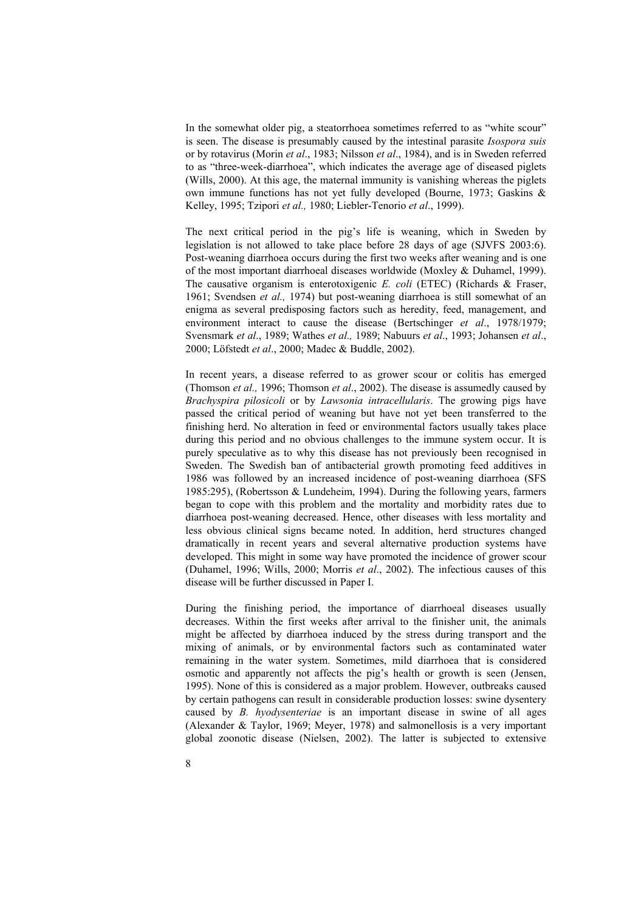In the somewhat older pig, a steatorrhoea sometimes referred to as "white scour" is seen. The disease is presumably caused by the intestinal parasite *Isospora suis* or by rotavirus (Morin *et al*., 1983; Nilsson *et al*., 1984), and is in Sweden referred to as "three-week-diarrhoea", which indicates the average age of diseased piglets (Wills, 2000). At this age, the maternal immunity is vanishing whereas the piglets own immune functions has not yet fully developed (Bourne, 1973; Gaskins & Kelley, 1995; Tzipori *et al.,* 1980; Liebler-Tenorio *et al*., 1999).

The next critical period in the pig's life is weaning, which in Sweden by legislation is not allowed to take place before 28 days of age (SJVFS 2003:6). Post-weaning diarrhoea occurs during the first two weeks after weaning and is one of the most important diarrhoeal diseases worldwide (Moxley & Duhamel, 1999). The causative organism is enterotoxigenic *E. coli* (ETEC) (Richards & Fraser, 1961; Svendsen *et al.,* 1974) but post-weaning diarrhoea is still somewhat of an enigma as several predisposing factors such as heredity, feed, management, and environment interact to cause the disease (Bertschinger *et al*., 1978/1979; Svensmark *et al*., 1989; Wathes *et al.,* 1989; Nabuurs *et al*., 1993; Johansen *et al*., 2000; Löfstedt *et al*., 2000; Madec & Buddle, 2002).

In recent years, a disease referred to as grower scour or colitis has emerged (Thomson *et al.,* 1996; Thomson *et al*., 2002). The disease is assumedly caused by *Brachyspira pilosicoli* or by *Lawsonia intracellularis*. The growing pigs have passed the critical period of weaning but have not yet been transferred to the finishing herd. No alteration in feed or environmental factors usually takes place during this period and no obvious challenges to the immune system occur. It is purely speculative as to why this disease has not previously been recognised in Sweden. The Swedish ban of antibacterial growth promoting feed additives in 1986 was followed by an increased incidence of post-weaning diarrhoea (SFS 1985:295), (Robertsson & Lundeheim, 1994). During the following years, farmers began to cope with this problem and the mortality and morbidity rates due to diarrhoea post-weaning decreased. Hence, other diseases with less mortality and less obvious clinical signs became noted. In addition, herd structures changed dramatically in recent years and several alternative production systems have developed. This might in some way have promoted the incidence of grower scour (Duhamel, 1996; Wills, 2000; Morris *et al*., 2002). The infectious causes of this disease will be further discussed in Paper I.

During the finishing period, the importance of diarrhoeal diseases usually decreases. Within the first weeks after arrival to the finisher unit, the animals might be affected by diarrhoea induced by the stress during transport and the mixing of animals, or by environmental factors such as contaminated water remaining in the water system. Sometimes, mild diarrhoea that is considered osmotic and apparently not affects the pig's health or growth is seen (Jensen, 1995). None of this is considered as a major problem. However, outbreaks caused by certain pathogens can result in considerable production losses: swine dysentery caused by *B. hyodysenteriae* is an important disease in swine of all ages (Alexander & Taylor, 1969; Meyer, 1978) and salmonellosis is a very important global zoonotic disease (Nielsen, 2002). The latter is subjected to extensive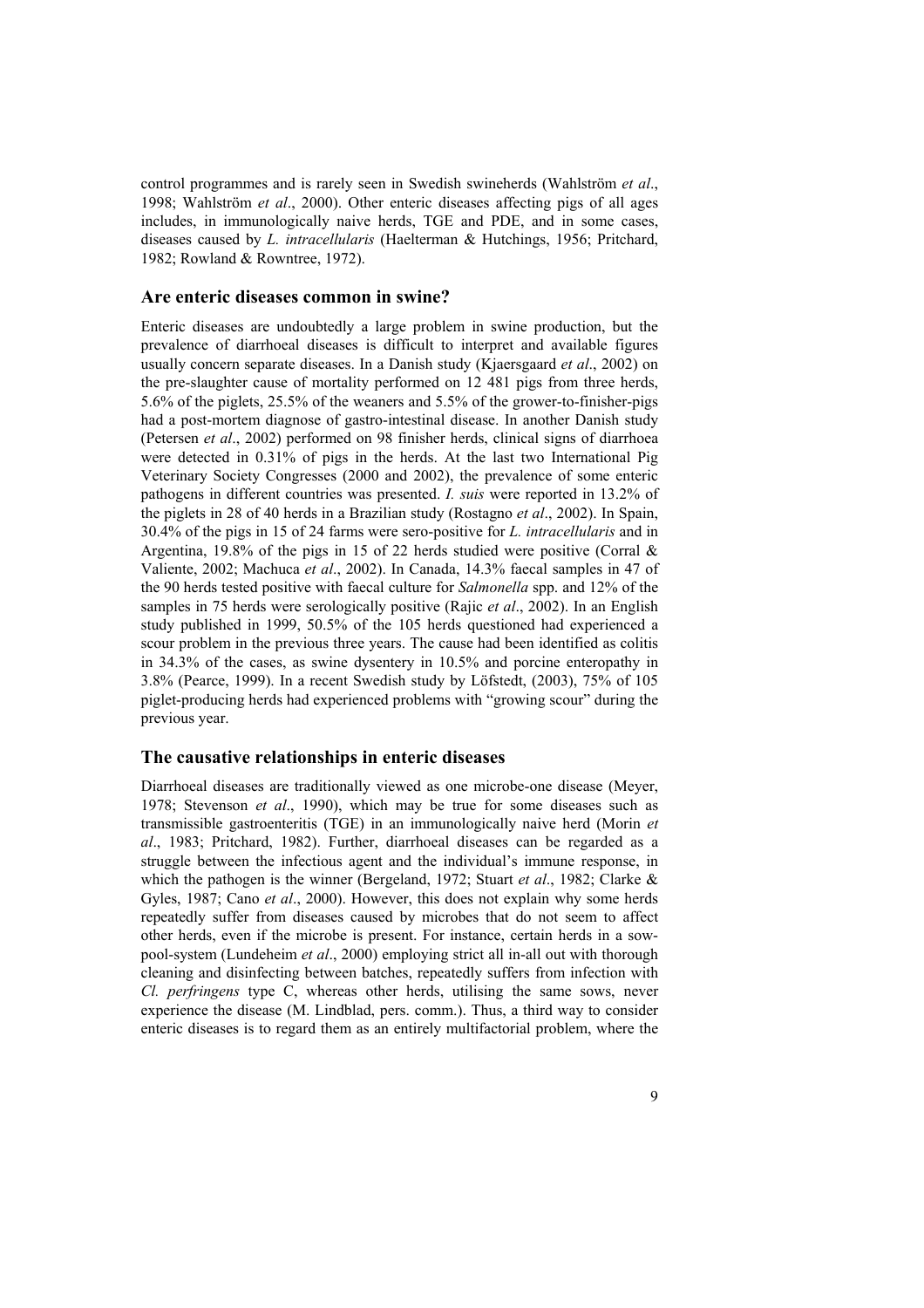control programmes and is rarely seen in Swedish swineherds (Wahlström *et al*., 1998; Wahlström *et al*., 2000). Other enteric diseases affecting pigs of all ages includes, in immunologically naive herds, TGE and PDE, and in some cases, diseases caused by *L. intracellularis* (Haelterman & Hutchings, 1956; Pritchard, 1982; Rowland & Rowntree, 1972).

## Are enteric diseases common in swine?

Enteric diseases are undoubtedly a large problem in swine production, but the prevalence of diarrhoeal diseases is difficult to interpret and available figures usually concern separate diseases. In a Danish study (Kjaersgaard *et al*., 2002) on the pre-slaughter cause of mortality performed on 12 481 pigs from three herds, 5.6% of the piglets, 25.5% of the weaners and 5.5% of the grower-to-finisher-pigs had a post-mortem diagnose of gastro-intestinal disease. In another Danish study (Petersen *et al*., 2002) performed on 98 finisher herds, clinical signs of diarrhoea were detected in 0.31% of pigs in the herds. At the last two International Pig Veterinary Society Congresses (2000 and 2002), the prevalence of some enteric pathogens in different countries was presented. *I. suis* were reported in 13.2% of the piglets in 28 of 40 herds in a Brazilian study (Rostagno *et al*., 2002). In Spain, 30.4% of the pigs in 15 of 24 farms were sero-positive for *L. intracellularis* and in Argentina, 19.8% of the pigs in 15 of 22 herds studied were positive (Corral & Valiente, 2002; Machuca *et al*., 2002). In Canada, 14.3% faecal samples in 47 of the 90 herds tested positive with faecal culture for *Salmonella* spp. and 12% of the samples in 75 herds were serologically positive (Rajic *et al*., 2002). In an English study published in 1999, 50.5% of the 105 herds questioned had experienced a scour problem in the previous three years. The cause had been identified as colitis in 34.3% of the cases, as swine dysentery in 10.5% and porcine enteropathy in 3.8% (Pearce, 1999). In a recent Swedish study by Löfstedt, (2003), 75% of 105 piglet-producing herds had experienced problems with "growing scour" during the previous year.

## The causative relationships in enteric diseases

Diarrhoeal diseases are traditionally viewed as one microbe-one disease (Meyer, 1978; Stevenson *et al*., 1990), which may be true for some diseases such as transmissible gastroenteritis (TGE) in an immunologically naive herd (Morin *et al*., 1983; Pritchard, 1982). Further, diarrhoeal diseases can be regarded as a struggle between the infectious agent and the individual's immune response, in which the pathogen is the winner (Bergeland, 1972; Stuart *et al*., 1982; Clarke & Gyles, 1987; Cano *et al*., 2000). However, this does not explain why some herds repeatedly suffer from diseases caused by microbes that do not seem to affect other herds, even if the microbe is present. For instance, certain herds in a sow-pool-system (Lundeheim *et al*., 2000) employing strict all in-all out with thorough cleaning and disinfecting between batches, repeatedly suffers from infection with *Cl. perfringens* type C, whereas other herds, utilising the same sows, never experience the disease (M. Lindblad, pers. comm.). Thus, a third way to consider enteric diseases is to regard them as an entirely multifactorial problem, where the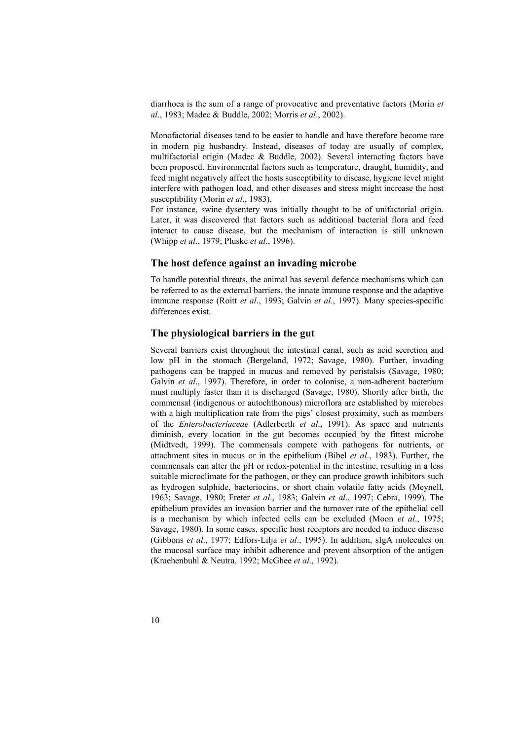diarrhoea is the sum of a range of provocative and preventative factors (Morin *et al*., 1983; Madec & Buddle, 2002; Morris *et al*., 2002).

Monofactorial diseases tend to be easier to handle and have therefore become rare in modern pig husbandry. Instead, diseases of today are usually of complex, multifactorial origin (Madec & Buddle, 2002). Several interacting factors have been proposed. Environmental factors such as temperature, draught, humidity, and feed might negatively affect the hosts susceptibility to disease, hygiene level might interfere with pathogen load, and other diseases and stress might increase the host susceptibility (Morin *et al*., 1983).

For instance, swine dysentery was initially thought to be of unifactorial origin. Later, it was discovered that factors such as additional bacterial flora and feed interact to cause disease, but the mechanism of interaction is still unknown (Whipp *et al*., 1979; Pluske *et al*., 1996).

## The host defence against an invading microbe

To handle potential threats, the animal has several defence mechanisms which can be referred to as the external barriers, the innate immune response and the adaptive immune response (Roitt *et al*., 1993; Galvin *et al*., 1997). Many species-specific differences exist.

## The physiological barriers in the gut

Several barriers exist throughout the intestinal canal, such as acid secretion and low pH in the stomach (Bergeland, 1972; Savage, 1980). Further, invading pathogens can be trapped in mucus and removed by peristalsis (Savage, 1980; Galvin *et al*., 1997). Therefore, in order to colonise, a non-adherent bacterium must multiply faster than it is discharged (Savage, 1980). Shortly after birth, the commensal (indigenous or autochthonous) microflora are established by microbes with a high multiplication rate from the pigs' closest proximity, such as members of the *Enterobacteriaceae* (Adlerberth *et al*., 1991). As space and nutrients diminish, every location in the gut becomes occupied by the fittest microbe (Midtvedt, 1999). The commensals compete with pathogens for nutrients, or attachment sites in mucus or in the epithelium (Bibel *et al*., 1983). Further, the commensals can alter the pH or redox-potential in the intestine, resulting in a less suitable microclimate for the pathogen, or they can produce growth inhibitors such as hydrogen sulphide, bacteriocins, or short chain volatile fatty acids (Meynell, 1963; Savage, 1980; Freter *et al*., 1983; Galvin *et al*., 1997; Cebra, 1999). The epithelium provides an invasion barrier and the turnover rate of the epithelial cell is a mechanism by which infected cells can be excluded (Moon *et al*., 1975; Savage, 1980). In some cases, specific host receptors are needed to induce disease (Gibbons *et al*., 1977; Edfors-Lilja *et al*., 1995). In addition, sIgA molecules on the mucosal surface may inhibit adherence and prevent absorption of the antigen (Kraehenbuhl & Neutra, 1992; McGhee *et al*., 1992).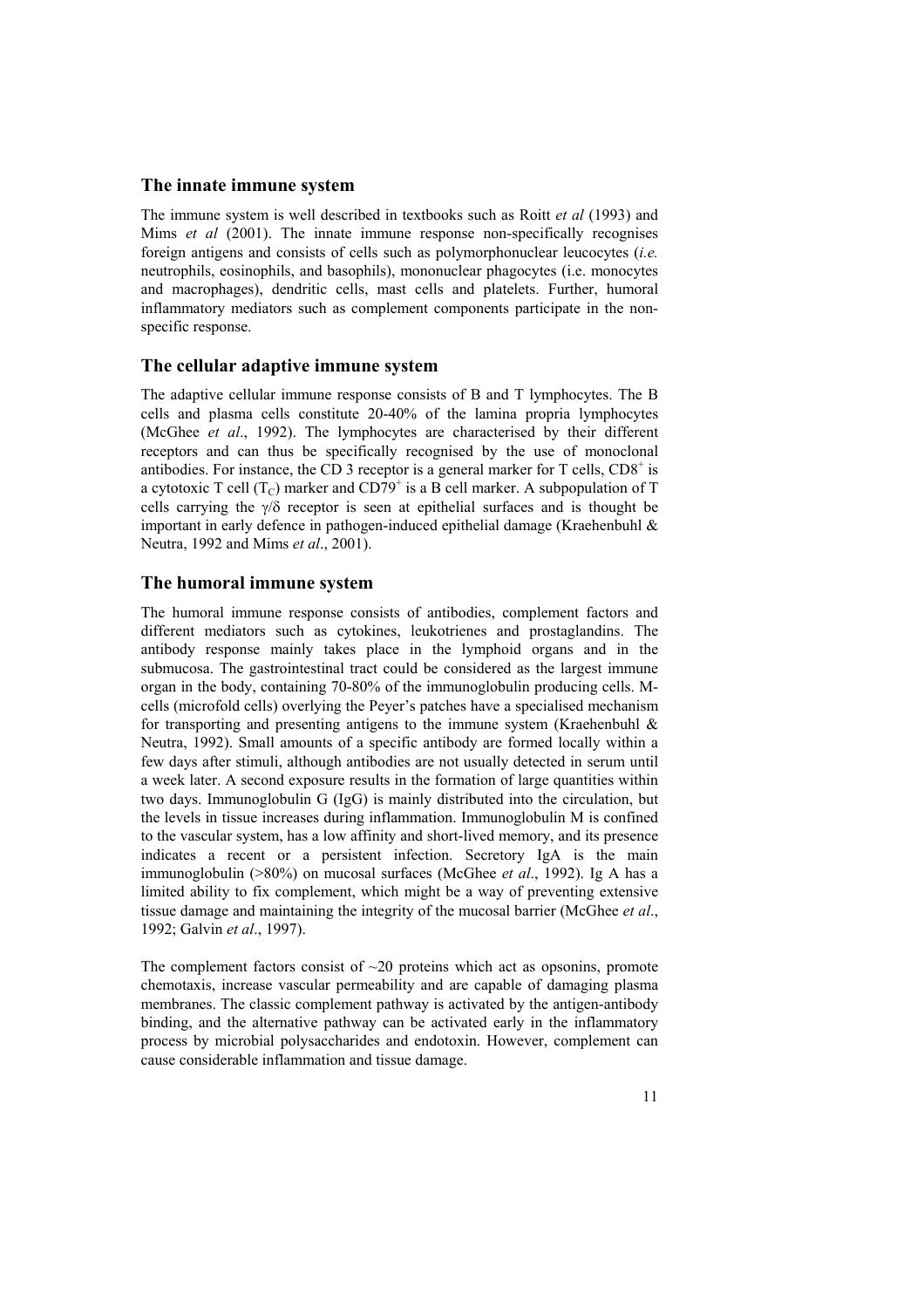## The innate immune system

The immune system is well described in textbooks such as Roitt *et al* (1993) and Mims *et al* (2001). The innate immune response non-specifically recognises foreign antigens and consists of cells such as polymorphonuclear leucocytes (*i.e.* neutrophils, eosinophils, and basophils), mononuclear phagocytes (i.e. monocytes and macrophages), dendritic cells, mast cells and platelets. Further, humoral inflammatory mediators such as complement components participate in the non-specific response.

## The cellular adaptive immune system

The adaptive cellular immune response consists of B and T lymphocytes. The B cells and plasma cells constitute 20-40% of the lamina propria lymphocytes (McGhee *et al*., 1992). The lymphocytes are characterised by their different receptors and can thus be specifically recognised by the use of monoclonal antibodies. For instance, the CD 3 receptor is a general marker for T cells, $CD8^+$ is a cytotoxic T cell ($T_C$) marker and $CD79^+$ is a B cell marker. A subpopulation of T cells carrying the $\gamma/\delta$ receptor is seen at epithelial surfaces and is thought be important in early defence in pathogen-induced epithelial damage (Kraehenbuhl & Neutra, 1992 and Mims *et al*., 2001).

## The humoral immune system

The humoral immune response consists of antibodies, complement factors and different mediators such as cytokines, leukotrienes and prostaglandins. The antibody response mainly takes place in the lymphoid organs and in the submucosa. The gastrointestinal tract could be considered as the largest immune organ in the body, containing 70-80% of the immunoglobulin producing cells. M-cells (microfold cells) overlying the Peyer's patches have a specialised mechanism for transporting and presenting antigens to the immune system (Kraehenbuhl & Neutra, 1992). Small amounts of a specific antibody are formed locally within a few days after stimuli, although antibodies are not usually detected in serum until a week later. A second exposure results in the formation of large quantities within two days. Immunoglobulin G (IgG) is mainly distributed into the circulation, but the levels in tissue increases during inflammation. Immunoglobulin M is confined to the vascular system, has a low affinity and short-lived memory, and its presence indicates a recent or a persistent infection. Secretory IgA is the main immunoglobulin (>80%) on mucosal surfaces (McGhee *et al*., 1992). Ig A has a limited ability to fix complement, which might be a way of preventing extensive tissue damage and maintaining the integrity of the mucosal barrier (McGhee *et al*., 1992; Galvin *et al*., 1997).

The complement factors consist of ~20 proteins which act as opsonins, promote chemotaxis, increase vascular permeability and are capable of damaging plasma membranes. The classic complement pathway is activated by the antigen-antibody binding, and the alternative pathway can be activated early in the inflammatory process by microbial polysaccharides and endotoxin. However, complement can cause considerable inflammation and tissue damage.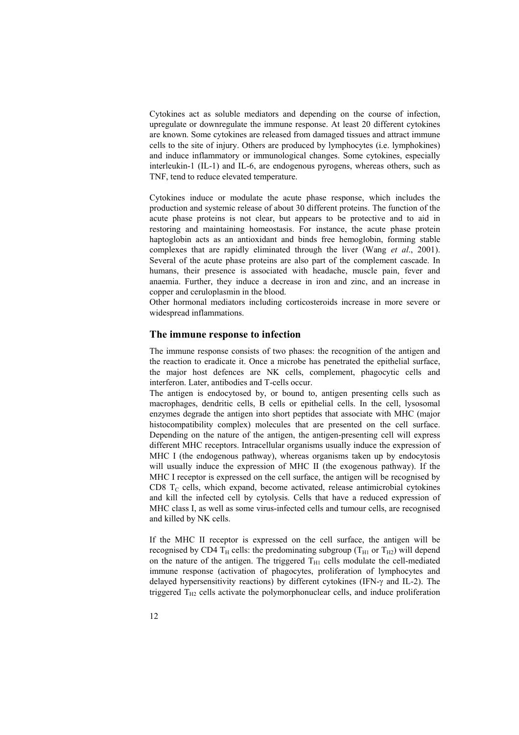Cytokines act as soluble mediators and depending on the course of infection, upregulate or downregulate the immune response. At least 20 different cytokines are known. Some cytokines are released from damaged tissues and attract immune cells to the site of injury. Others are produced by lymphocytes (i.e. lymphokines) and induce inflammatory or immunological changes. Some cytokines, especially interleukin-1 (IL-1) and IL-6, are endogenous pyrogens, whereas others, such as TNF, tend to reduce elevated temperature.

Cytokines induce or modulate the acute phase response, which includes the production and systemic release of about 30 different proteins. The function of the acute phase proteins is not clear, but appears to be protective and to aid in restoring and maintaining homeostasis. For instance, the acute phase protein haptoglobin acts as an antioxidant and binds free hemoglobin, forming stable complexes that are rapidly eliminated through the liver (Wang *et al*., 2001). Several of the acute phase proteins are also part of the complement cascade. In humans, their presence is associated with headache, muscle pain, fever and anaemia. Further, they induce a decrease in iron and zinc, and an increase in copper and ceruloplasmin in the blood.
Other hormonal mediators including corticosteroids increase in more severe or widespread inflammations.

## The immune response to infection

The immune response consists of two phases: the recognition of the antigen and the reaction to eradicate it. Once a microbe has penetrated the epithelial surface, the major host defences are NK cells, complement, phagocytic cells and interferon. Later, antibodies and T-cells occur.
The antigen is endocytosed by, or bound to, antigen presenting cells such as macrophages, dendritic cells, B cells or epithelial cells. In the cell, lysosomal enzymes degrade the antigen into short peptides that associate with MHC (major histocompatibility complex) molecules that are presented on the cell surface. Depending on the nature of the antigen, the antigen-presenting cell will express different MHC receptors. Intracellular organisms usually induce the expression of MHC I (the endogenous pathway), whereas organisms taken up by endocytosis will usually induce the expression of MHC II (the exogenous pathway). If the MHC I receptor is expressed on the cell surface, the antigen will be recognised by CD8 $T_C$ cells, which expand, become activated, release antimicrobial cytokines and kill the infected cell by cytolysis. Cells that have a reduced expression of MHC class I, as well as some virus-infected cells and tumour cells, are recognised and killed by NK cells.

If the MHC II receptor is expressed on the cell surface, the antigen will be recognised by CD4 $T_H$ cells: the predominating subgroup ($T_{H1}$ or $T_{H2}$) will depend on the nature of the antigen. The triggered $T_{H1}$ cells modulate the cell-mediated immune response (activation of phagocytes, proliferation of lymphocytes and delayed hypersensitivity reactions) by different cytokines (IFN-$\gamma$ and IL-2). The triggered $T_{H2}$ cells activate the polymorphonuclear cells, and induce proliferation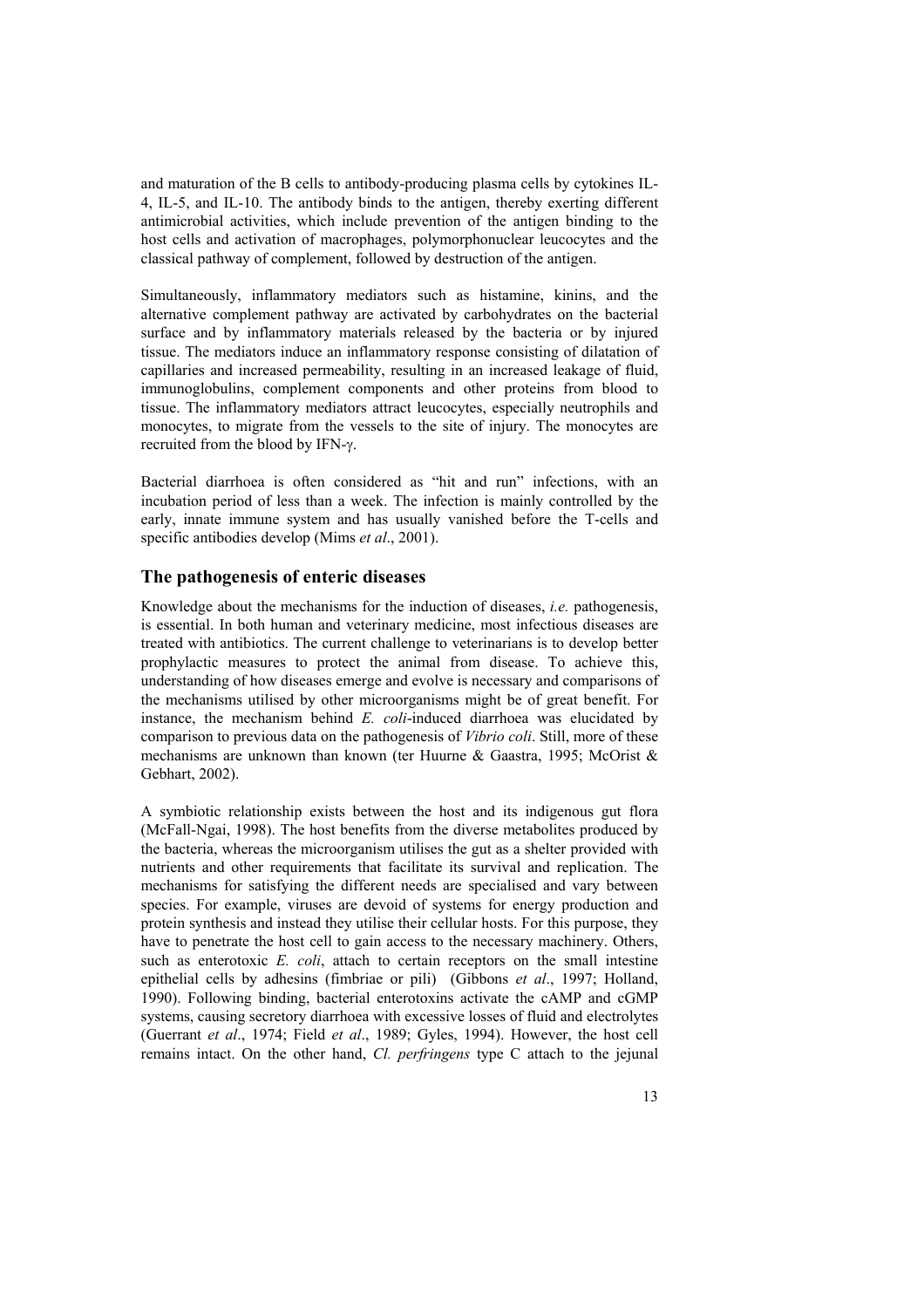and maturation of the B cells to antibody-producing plasma cells by cytokines IL-4, IL-5, and IL-10. The antibody binds to the antigen, thereby exerting different antimicrobial activities, which include prevention of the antigen binding to the host cells and activation of macrophages, polymorphonuclear leucocytes and the classical pathway of complement, followed by destruction of the antigen.

Simultaneously, inflammatory mediators such as histamine, kinins, and the alternative complement pathway are activated by carbohydrates on the bacterial surface and by inflammatory materials released by the bacteria or by injured tissue. The mediators induce an inflammatory response consisting of dilatation of capillaries and increased permeability, resulting in an increased leakage of fluid, immunoglobulins, complement components and other proteins from blood to tissue. The inflammatory mediators attract leucocytes, especially neutrophils and monocytes, to migrate from the vessels to the site of injury. The monocytes are recruited from the blood by IFN-γ.

Bacterial diarrhoea is often considered as "hit and run" infections, with an incubation period of less than a week. The infection is mainly controlled by the early, innate immune system and has usually vanished before the T-cells and specific antibodies develop (Mims *et al*., 2001).

## The pathogenesis of enteric diseases

Knowledge about the mechanisms for the induction of diseases, *i.e.* pathogenesis, is essential. In both human and veterinary medicine, most infectious diseases are treated with antibiotics. The current challenge to veterinarians is to develop better prophylactic measures to protect the animal from disease. To achieve this, understanding of how diseases emerge and evolve is necessary and comparisons of the mechanisms utilised by other microorganisms might be of great benefit. For instance, the mechanism behind *E. coli*-induced diarrhoea was elucidated by comparison to previous data on the pathogenesis of *Vibrio coli*. Still, more of these mechanisms are unknown than known (ter Huurne & Gaastra, 1995; McOrist & Gebhart, 2002).

A symbiotic relationship exists between the host and its indigenous gut flora (McFall-Ngai, 1998). The host benefits from the diverse metabolites produced by the bacteria, whereas the microorganism utilises the gut as a shelter provided with nutrients and other requirements that facilitate its survival and replication. The mechanisms for satisfying the different needs are specialised and vary between species. For example, viruses are devoid of systems for energy production and protein synthesis and instead they utilise their cellular hosts. For this purpose, they have to penetrate the host cell to gain access to the necessary machinery. Others, such as enterotoxic *E. coli*, attach to certain receptors on the small intestine epithelial cells by adhesins (fimbriae or pili) (Gibbons *et al*., 1997; Holland, 1990). Following binding, bacterial enterotoxins activate the cAMP and cGMP systems, causing secretory diarrhoea with excessive losses of fluid and electrolytes (Guerrant *et al*., 1974; Field *et al*., 1989; Gyles, 1994). However, the host cell remains intact. On the other hand, *Cl. perfringens* type C attach to the jejunal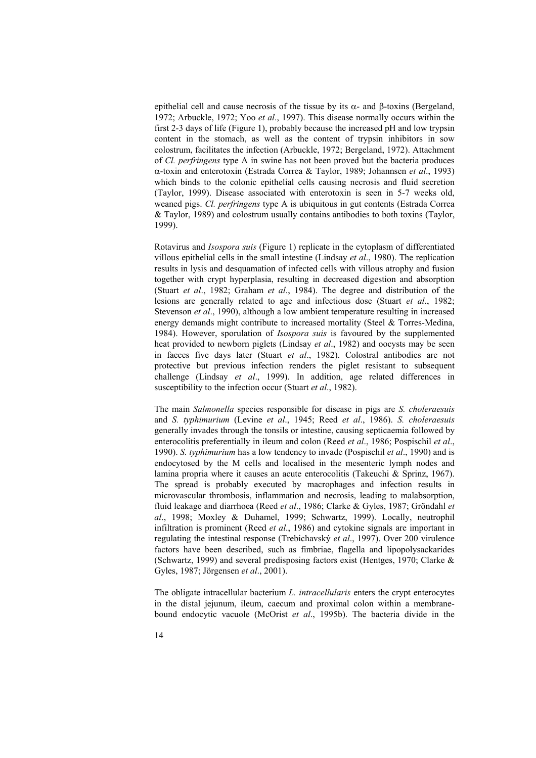epithelial cell and cause necrosis of the tissue by its $\alpha$- and $\beta$-toxins (Bergeland, 1972; Arbuckle, 1972; Yoo *et al*., 1997). This disease normally occurs within the first 2-3 days of life (Figure 1), probably because the increased pH and low trypsin content in the stomach, as well as the content of trypsin inhibitors in sow colostrum, facilitates the infection (Arbuckle, 1972; Bergeland, 1972). Attachment of *Cl. perfringens* type A in swine has not been proved but the bacteria produces $\alpha$-toxin and enterotoxin (Estrada Correa & Taylor, 1989; Johannsen *et al*., 1993) which binds to the colonic epithelial cells causing necrosis and fluid secretion (Taylor, 1999). Disease associated with enterotoxin is seen in 5-7 weeks old, weaned pigs. *Cl. perfringens* type A is ubiquitous in gut contents (Estrada Correa & Taylor, 1989) and colostrum usually contains antibodies to both toxins (Taylor, 1999).

Rotavirus and *Isospora suis* (Figure 1) replicate in the cytoplasm of differentiated villous epithelial cells in the small intestine (Lindsay *et al*., 1980). The replication results in lysis and desquamation of infected cells with villous atrophy and fusion together with crypt hyperplasia, resulting in decreased digestion and absorption (Stuart *et al*., 1982; Graham *et al*., 1984). The degree and distribution of the lesions are generally related to age and infectious dose (Stuart *et al*., 1982; Stevenson *et al*., 1990), although a low ambient temperature resulting in increased energy demands might contribute to increased mortality (Steel & Torres-Medina, 1984). However, sporulation of *Isospora suis* is favoured by the supplemented heat provided to newborn piglets (Lindsay *et al*., 1982) and oocysts may be seen in faeces five days later (Stuart *et al*., 1982). Colostral antibodies are not protective but previous infection renders the piglet resistant to subsequent challenge (Lindsay *et al*., 1999). In addition, age related differences in susceptibility to the infection occur (Stuart *et al*., 1982).

The main *Salmonella* species responsible for disease in pigs are *S. choleraesuis* and *S. typhimurium* (Levine *et al*., 1945; Reed *et al*., 1986). *S. choleraesuis* generally invades through the tonsils or intestine, causing septicaemia followed by enterocolitis preferentially in ileum and colon (Reed *et al*., 1986; Pospischil *et al*., 1990). *S. typhimurium* has a low tendency to invade (Pospischil *et al*., 1990) and is endocytosed by the M cells and localised in the mesenteric lymph nodes and lamina propria where it causes an acute enterocolitis (Takeuchi & Sprinz, 1967). The spread is probably executed by macrophages and infection results in microvascular thrombosis, inflammation and necrosis, leading to malabsorption, fluid leakage and diarrhoea (Reed *et al*., 1986; Clarke & Gyles, 1987; Gröndahl *et al*., 1998; Moxley & Duhamel, 1999; Schwartz, 1999). Locally, neutrophil infiltration is prominent (Reed *et al*., 1986) and cytokine signals are important in regulating the intestinal response (Trebichavský *et al*., 1997). Over 200 virulence factors have been described, such as fimbriae, flagella and lipopolysackarides (Schwartz, 1999) and several predisposing factors exist (Hentges, 1970; Clarke & Gyles, 1987; Jörgensen *et al*., 2001).

The obligate intracellular bacterium *L. intracellularis* enters the crypt enterocytes in the distal jejunum, ileum, caecum and proximal colon within a membrane-bound endocytic vacuole (McOrist *et al*., 1995b). The bacteria divide in the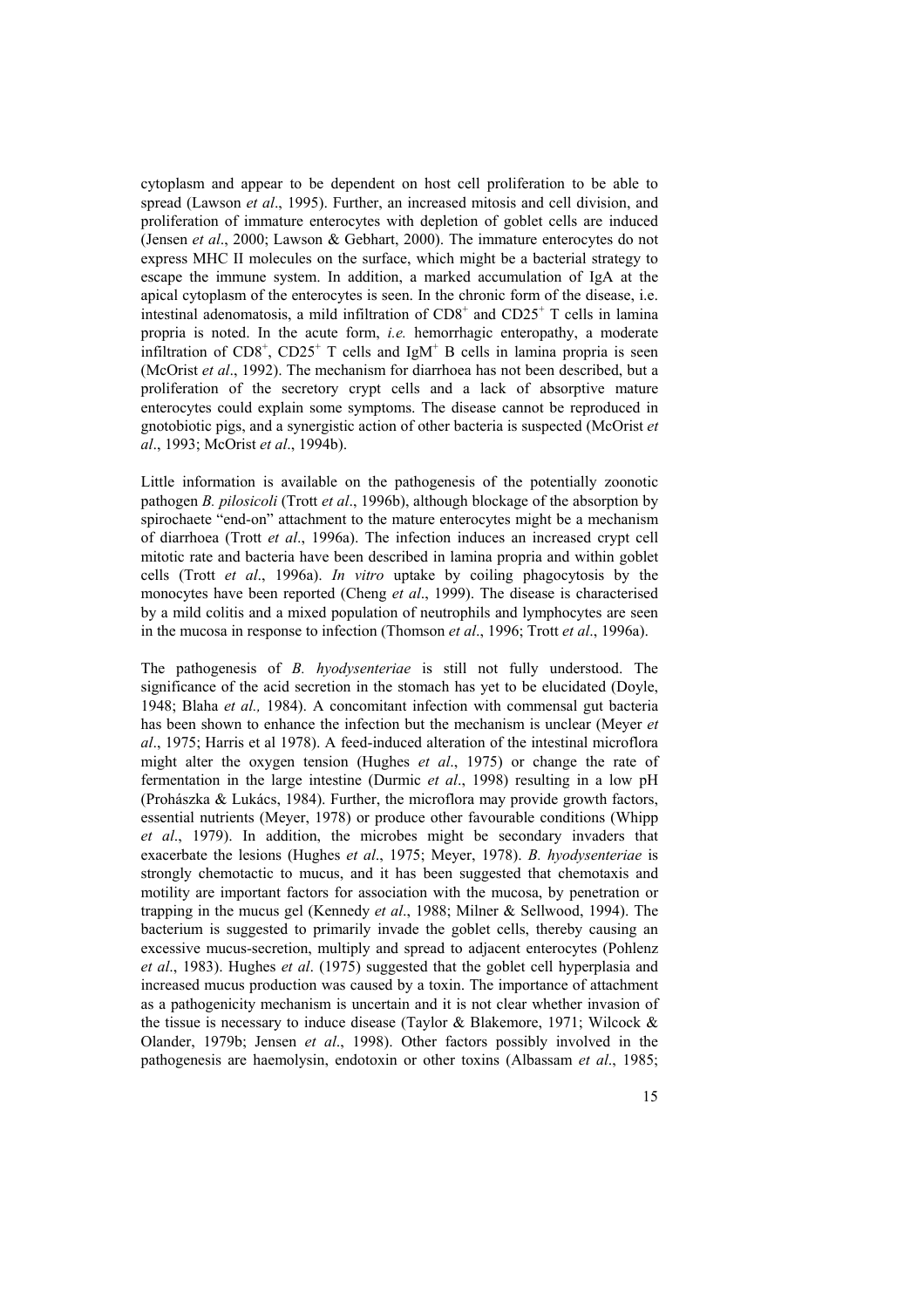cytoplasm and appear to be dependent on host cell proliferation to be able to spread (Lawson *et al*., 1995). Further, an increased mitosis and cell division, and proliferation of immature enterocytes with depletion of goblet cells are induced (Jensen *et al*., 2000; Lawson & Gebhart, 2000). The immature enterocytes do not express MHC II molecules on the surface, which might be a bacterial strategy to escape the immune system. In addition, a marked accumulation of IgA at the apical cytoplasm of the enterocytes is seen. In the chronic form of the disease, i.e. intestinal adenomatosis, a mild infiltration of $CD8^+$ and $CD25^+$ T cells in lamina propria is noted. In the acute form, *i.e.* hemorrhagic enteropathy, a moderate infiltration of $CD8^+$, $CD25^+$ T cells and $IgM^+$ B cells in lamina propria is seen (McOrist *et al*., 1992). The mechanism for diarrhoea has not been described, but a proliferation of the secretory crypt cells and a lack of absorptive mature enterocytes could explain some symptoms. The disease cannot be reproduced in gnotobiotic pigs, and a synergistic action of other bacteria is suspected (McOrist *et al*., 1993; McOrist *et al*., 1994b).

Little information is available on the pathogenesis of the potentially zoonotic pathogen *B. pilosicoli* (Trott *et al*., 1996b), although blockage of the absorption by spirochaete "end-on" attachment to the mature enterocytes might be a mechanism of diarrhoea (Trott *et al*., 1996a). The infection induces an increased crypt cell mitotic rate and bacteria have been described in lamina propria and within goblet cells (Trott *et al*., 1996a). *In vitro* uptake by coiling phagocytosis by the monocytes have been reported (Cheng *et al*., 1999). The disease is characterised by a mild colitis and a mixed population of neutrophils and lymphocytes are seen in the mucosa in response to infection (Thomson *et al*., 1996; Trott *et al*., 1996a).

The pathogenesis of *B. hyodysenteriae* is still not fully understood. The significance of the acid secretion in the stomach has yet to be elucidated (Doyle, 1948; Blaha *et al.,* 1984). A concomitant infection with commensal gut bacteria has been shown to enhance the infection but the mechanism is unclear (Meyer *et al*., 1975; Harris et al 1978). A feed-induced alteration of the intestinal microflora might alter the oxygen tension (Hughes *et al*., 1975) or change the rate of fermentation in the large intestine (Durmic *et al*., 1998) resulting in a low pH (Prohászka & Lukács, 1984). Further, the microflora may provide growth factors, essential nutrients (Meyer, 1978) or produce other favourable conditions (Whipp *et al*., 1979). In addition, the microbes might be secondary invaders that exacerbate the lesions (Hughes *et al*., 1975; Meyer, 1978). *B. hyodysenteriae* is strongly chemotactic to mucus, and it has been suggested that chemotaxis and motility are important factors for association with the mucosa, by penetration or trapping in the mucus gel (Kennedy *et al*., 1988; Milner & Sellwood, 1994). The bacterium is suggested to primarily invade the goblet cells, thereby causing an excessive mucus-secretion, multiply and spread to adjacent enterocytes (Pohlenz *et al*., 1983). Hughes *et al*. (1975) suggested that the goblet cell hyperplasia and increased mucus production was caused by a toxin. The importance of attachment as a pathogenicity mechanism is uncertain and it is not clear whether invasion of the tissue is necessary to induce disease (Taylor & Blakemore, 1971; Wilcock & Olander, 1979b; Jensen *et al*., 1998). Other factors possibly involved in the pathogenesis are haemolysin, endotoxin or other toxins (Albassam *et al*., 1985;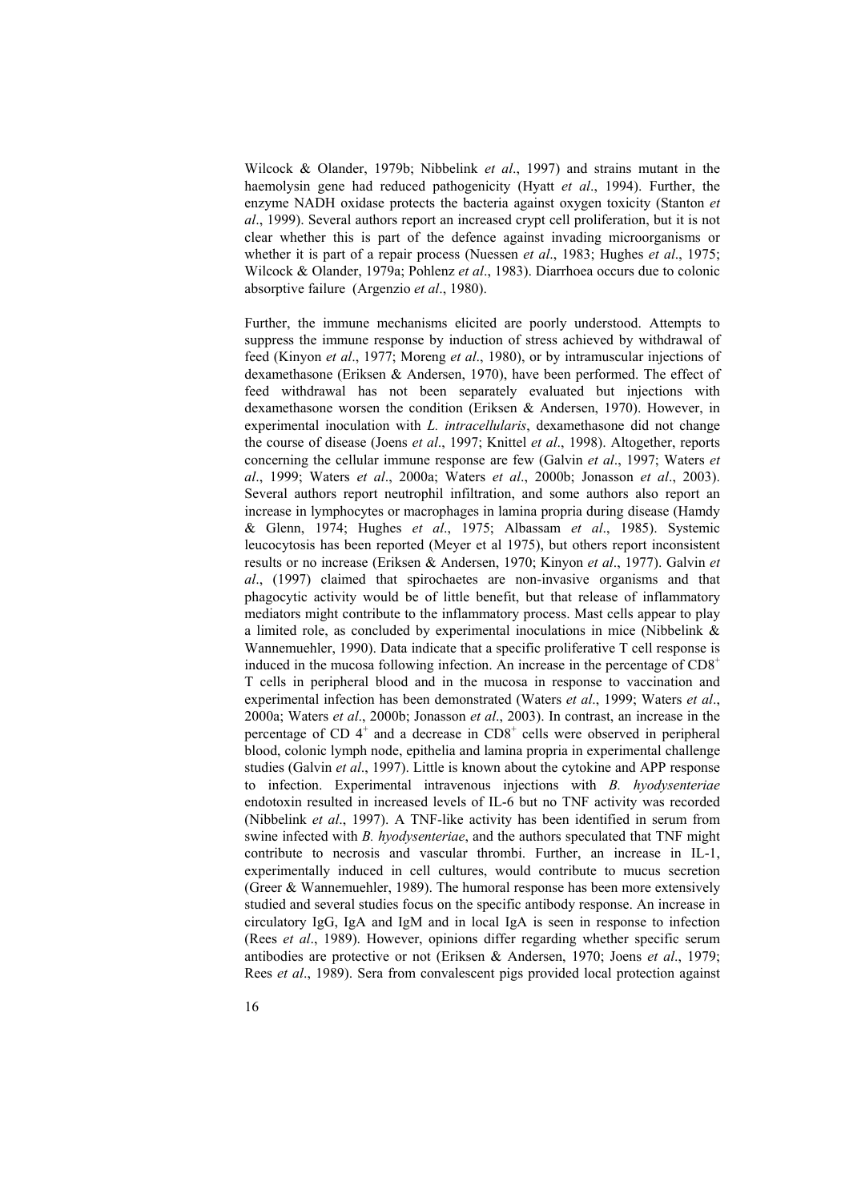Wilcock & Olander, 1979b; Nibbelink *et al*., 1997) and strains mutant in the haemolysin gene had reduced pathogenicity (Hyatt *et al*., 1994). Further, the enzyme NADH oxidase protects the bacteria against oxygen toxicity (Stanton *et al*., 1999). Several authors report an increased crypt cell proliferation, but it is not clear whether this is part of the defence against invading microorganisms or whether it is part of a repair process (Nuessen *et al*., 1983; Hughes *et al*., 1975; Wilcock & Olander, 1979a; Pohlenz *et al*., 1983). Diarrhoea occurs due to colonic absorptive failure (Argenzio *et al*., 1980).

Further, the immune mechanisms elicited are poorly understood. Attempts to suppress the immune response by induction of stress achieved by withdrawal of feed (Kinyon *et al*., 1977; Moreng *et al*., 1980), or by intramuscular injections of dexamethasone (Eriksen & Andersen, 1970), have been performed. The effect of feed withdrawal has not been separately evaluated but injections with dexamethasone worsen the condition (Eriksen & Andersen, 1970). However, in experimental inoculation with *L. intracellularis*, dexamethasone did not change the course of disease (Joens *et al*., 1997; Knittel *et al*., 1998). Altogether, reports concerning the cellular immune response are few (Galvin *et al*., 1997; Waters *et al*., 1999; Waters *et al*., 2000a; Waters *et al*., 2000b; Jonasson *et al*., 2003). Several authors report neutrophil infiltration, and some authors also report an increase in lymphocytes or macrophages in lamina propria during disease (Hamdy & Glenn, 1974; Hughes *et al*., 1975; Albassam *et al*., 1985). Systemic leucocytosis has been reported (Meyer et al 1975), but others report inconsistent results or no increase (Eriksen & Andersen, 1970; Kinyon *et al*., 1977). Galvin *et al*., (1997) claimed that spirochaetes are non-invasive organisms and that phagocytic activity would be of little benefit, but that release of inflammatory mediators might contribute to the inflammatory process. Mast cells appear to play a limited role, as concluded by experimental inoculations in mice (Nibbelink & Wannemuehler, 1990). Data indicate that a specific proliferative T cell response is induced in the mucosa following infection. An increase in the percentage of $CD8^{+}$ T cells in peripheral blood and in the mucosa in response to vaccination and experimental infection has been demonstrated (Waters *et al*., 1999; Waters *et al*., 2000a; Waters *et al*., 2000b; Jonasson *et al*., 2003). In contrast, an increase in the percentage of CD $4^{+}$ and a decrease in $CD8^{+}$ cells were observed in peripheral blood, colonic lymph node, epithelia and lamina propria in experimental challenge studies (Galvin *et al*., 1997). Little is known about the cytokine and APP response to infection. Experimental intravenous injections with *B. hyodysenteriae* endotoxin resulted in increased levels of IL-6 but no TNF activity was recorded (Nibbelink *et al*., 1997). A TNF-like activity has been identified in serum from swine infected with *B. hyodysenteriae*, and the authors speculated that TNF might contribute to necrosis and vascular thrombi. Further, an increase in IL-1, experimentally induced in cell cultures, would contribute to mucus secretion (Greer & Wannemuehler, 1989). The humoral response has been more extensively studied and several studies focus on the specific antibody response. An increase in circulatory IgG, IgA and IgM and in local IgA is seen in response to infection (Rees *et al*., 1989). However, opinions differ regarding whether specific serum antibodies are protective or not (Eriksen & Andersen, 1970; Joens *et al*., 1979; Rees *et al*., 1989). Sera from convalescent pigs provided local protection against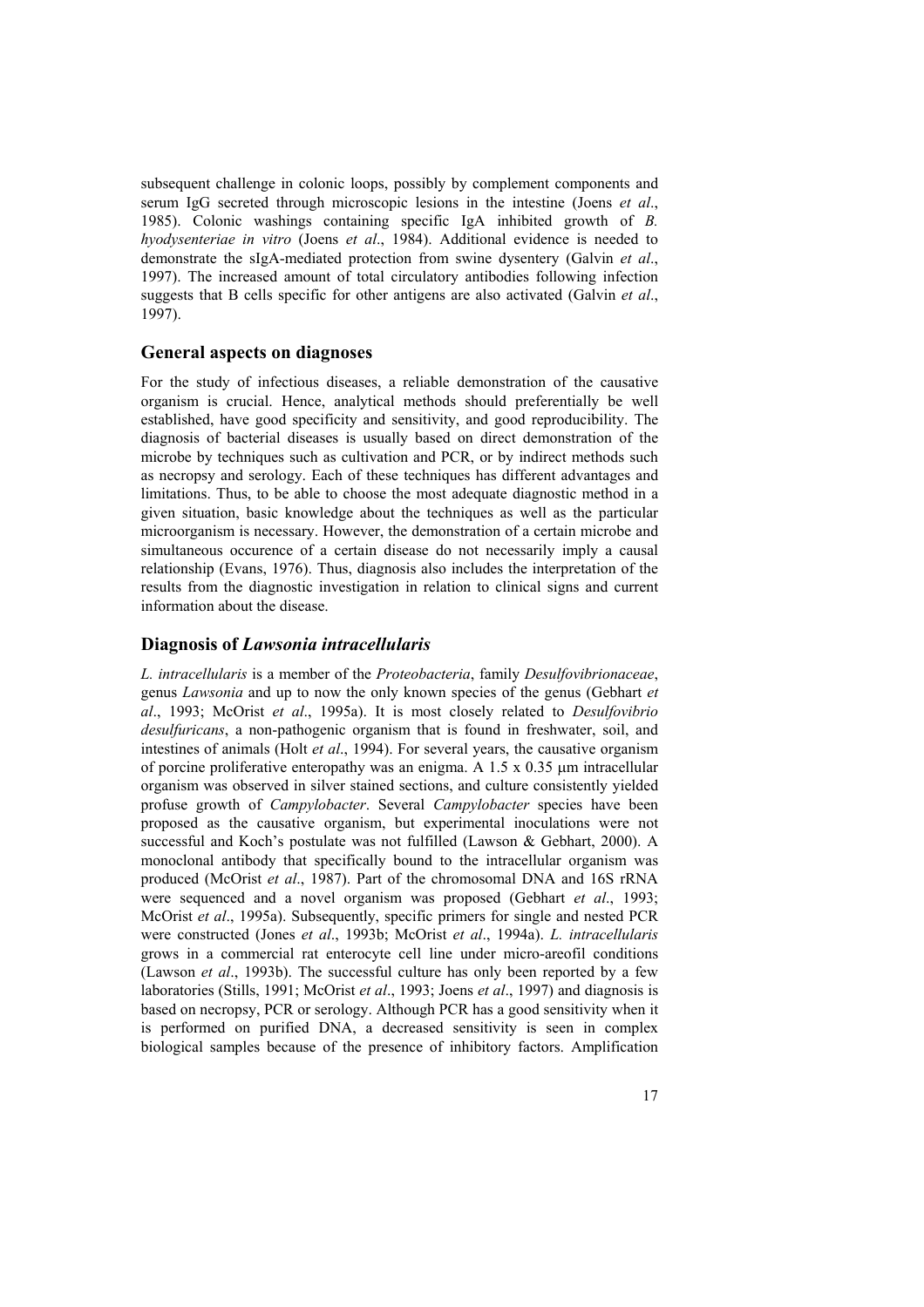subsequent challenge in colonic loops, possibly by complement components and serum IgG secreted through microscopic lesions in the intestine (Joens *et al*., 1985). Colonic washings containing specific IgA inhibited growth of *B. hyodysenteriae in vitro* (Joens *et al*., 1984). Additional evidence is needed to demonstrate the sIgA-mediated protection from swine dysentery (Galvin *et al*., 1997). The increased amount of total circulatory antibodies following infection suggests that B cells specific for other antigens are also activated (Galvin *et al*., 1997).

## General aspects on diagnoses

For the study of infectious diseases, a reliable demonstration of the causative organism is crucial. Hence, analytical methods should preferentially be well established, have good specificity and sensitivity, and good reproducibility. The diagnosis of bacterial diseases is usually based on direct demonstration of the microbe by techniques such as cultivation and PCR, or by indirect methods such as necropsy and serology. Each of these techniques has different advantages and limitations. Thus, to be able to choose the most adequate diagnostic method in a given situation, basic knowledge about the techniques as well as the particular microorganism is necessary. However, the demonstration of a certain microbe and simultaneous occurence of a certain disease do not necessarily imply a causal relationship (Evans, 1976). Thus, diagnosis also includes the interpretation of the results from the diagnostic investigation in relation to clinical signs and current information about the disease.

## Diagnosis of *Lawsonia intracellularis*

*L. intracellularis* is a member of the *Proteobacteria*, family *Desulfovibrionaceae*, genus *Lawsonia* and up to now the only known species of the genus (Gebhart *et al*., 1993; McOrist *et al*., 1995a). It is most closely related to *Desulfovibrio desulfuricans*, a non-pathogenic organism that is found in freshwater, soil, and intestines of animals (Holt *et al*., 1994). For several years, the causative organism of porcine proliferative enteropathy was an enigma. A 1.5 x 0.35 µm intracellular organism was observed in silver stained sections, and culture consistently yielded profuse growth of *Campylobacter*. Several *Campylobacter* species have been proposed as the causative organism, but experimental inoculations were not successful and Koch's postulate was not fulfilled (Lawson & Gebhart, 2000). A monoclonal antibody that specifically bound to the intracellular organism was produced (McOrist *et al*., 1987). Part of the chromosomal DNA and 16S rRNA were sequenced and a novel organism was proposed (Gebhart *et al*., 1993; McOrist *et al*., 1995a). Subsequently, specific primers for single and nested PCR were constructed (Jones *et al*., 1993b; McOrist *et al*., 1994a). *L. intracellularis* grows in a commercial rat enterocyte cell line under micro-areofil conditions (Lawson *et al*., 1993b). The successful culture has only been reported by a few laboratories (Stills, 1991; McOrist *et al*., 1993; Joens *et al*., 1997) and diagnosis is based on necropsy, PCR or serology. Although PCR has a good sensitivity when it is performed on purified DNA, a decreased sensitivity is seen in complex biological samples because of the presence of inhibitory factors. Amplification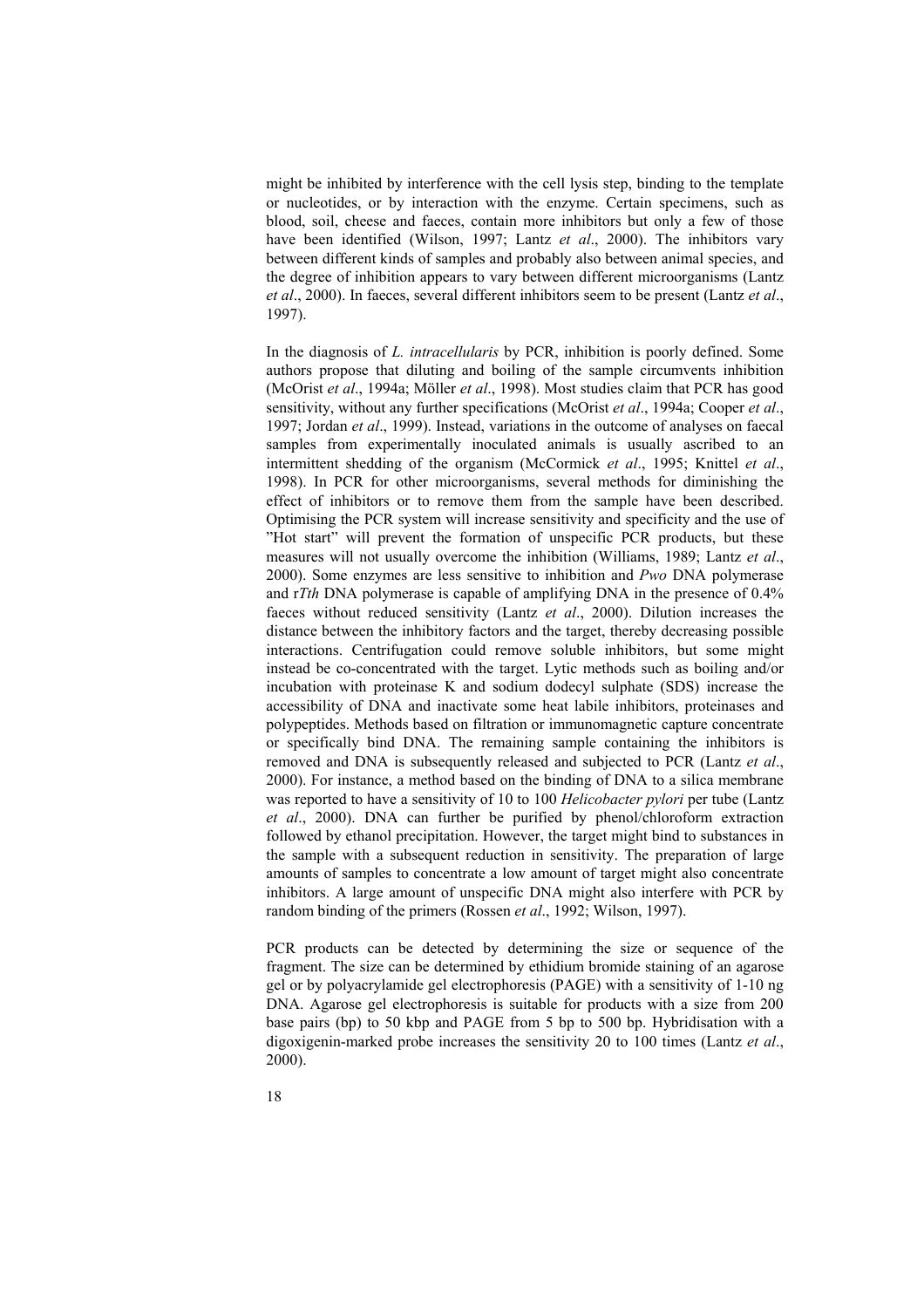might be inhibited by interference with the cell lysis step, binding to the template or nucleotides, or by interaction with the enzyme. Certain specimens, such as blood, soil, cheese and faeces, contain more inhibitors but only a few of those have been identified (Wilson, 1997; Lantz *et al*., 2000). The inhibitors vary between different kinds of samples and probably also between animal species, and the degree of inhibition appears to vary between different microorganisms (Lantz *et al*., 2000). In faeces, several different inhibitors seem to be present (Lantz *et al*., 1997).

In the diagnosis of *L. intracellularis* by PCR, inhibition is poorly defined. Some authors propose that diluting and boiling of the sample circumvents inhibition (McOrist *et al*., 1994a; Möller *et al*., 1998). Most studies claim that PCR has good sensitivity, without any further specifications (McOrist *et al*., 1994a; Cooper *et al*., 1997; Jordan *et al*., 1999). Instead, variations in the outcome of analyses on faecal samples from experimentally inoculated animals is usually ascribed to an intermittent shedding of the organism (McCormick *et al*., 1995; Knittel *et al*., 1998). In PCR for other microorganisms, several methods for diminishing the effect of inhibitors or to remove them from the sample have been described. Optimising the PCR system will increase sensitivity and specificity and the use of "Hot start" will prevent the formation of unspecific PCR products, but these measures will not usually overcome the inhibition (Williams, 1989; Lantz *et al*., 2000). Some enzymes are less sensitive to inhibition and *Pwo* DNA polymerase and r*Tth* DNA polymerase is capable of amplifying DNA in the presence of 0.4% faeces without reduced sensitivity (Lantz *et al*., 2000). Dilution increases the distance between the inhibitory factors and the target, thereby decreasing possible interactions. Centrifugation could remove soluble inhibitors, but some might instead be co-concentrated with the target. Lytic methods such as boiling and/or incubation with proteinase K and sodium dodecyl sulphate (SDS) increase the accessibility of DNA and inactivate some heat labile inhibitors, proteinases and polypeptides. Methods based on filtration or immunomagnetic capture concentrate or specifically bind DNA. The remaining sample containing the inhibitors is removed and DNA is subsequently released and subjected to PCR (Lantz *et al*., 2000). For instance, a method based on the binding of DNA to a silica membrane was reported to have a sensitivity of 10 to 100 *Helicobacter pylori* per tube (Lantz *et al*., 2000). DNA can further be purified by phenol/chloroform extraction followed by ethanol precipitation. However, the target might bind to substances in the sample with a subsequent reduction in sensitivity. The preparation of large amounts of samples to concentrate a low amount of target might also concentrate inhibitors. A large amount of unspecific DNA might also interfere with PCR by random binding of the primers (Rossen *et al*., 1992; Wilson, 1997).

PCR products can be detected by determining the size or sequence of the fragment. The size can be determined by ethidium bromide staining of an agarose gel or by polyacrylamide gel electrophoresis (PAGE) with a sensitivity of 1-10 ng DNA. Agarose gel electrophoresis is suitable for products with a size from 200 base pairs (bp) to 50 kbp and PAGE from 5 bp to 500 bp. Hybridisation with a digoxigenin-marked probe increases the sensitivity 20 to 100 times (Lantz *et al*., 2000).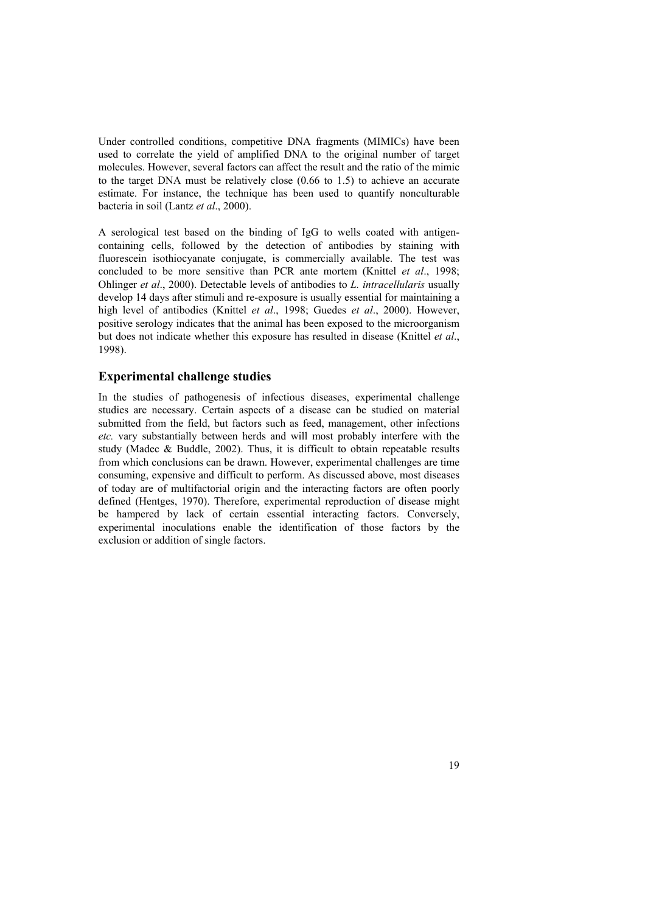Under controlled conditions, competitive DNA fragments (MIMICs) have been used to correlate the yield of amplified DNA to the original number of target molecules. However, several factors can affect the result and the ratio of the mimic to the target DNA must be relatively close (0.66 to 1.5) to achieve an accurate estimate. For instance, the technique has been used to quantify nonculturable bacteria in soil (Lantz *et al*., 2000).

A serological test based on the binding of IgG to wells coated with antigen-containing cells, followed by the detection of antibodies by staining with fluorescein isothiocyanate conjugate, is commercially available. The test was concluded to be more sensitive than PCR ante mortem (Knittel *et al*., 1998; Ohlinger *et al*., 2000). Detectable levels of antibodies to *L. intracellularis* usually develop 14 days after stimuli and re-exposure is usually essential for maintaining a high level of antibodies (Knittel *et al*., 1998; Guedes *et al*., 2000). However, positive serology indicates that the animal has been exposed to the microorganism but does not indicate whether this exposure has resulted in disease (Knittel *et al*., 1998).

## Experimental challenge studies

In the studies of pathogenesis of infectious diseases, experimental challenge studies are necessary. Certain aspects of a disease can be studied on material submitted from the field, but factors such as feed, management, other infections *etc.* vary substantially between herds and will most probably interfere with the study (Madec & Buddle, 2002). Thus, it is difficult to obtain repeatable results from which conclusions can be drawn. However, experimental challenges are time consuming, expensive and difficult to perform. As discussed above, most diseases of today are of multifactorial origin and the interacting factors are often poorly defined (Hentges, 1970). Therefore, experimental reproduction of disease might be hampered by lack of certain essential interacting factors. Conversely, experimental inoculations enable the identification of those factors by the exclusion or addition of single factors.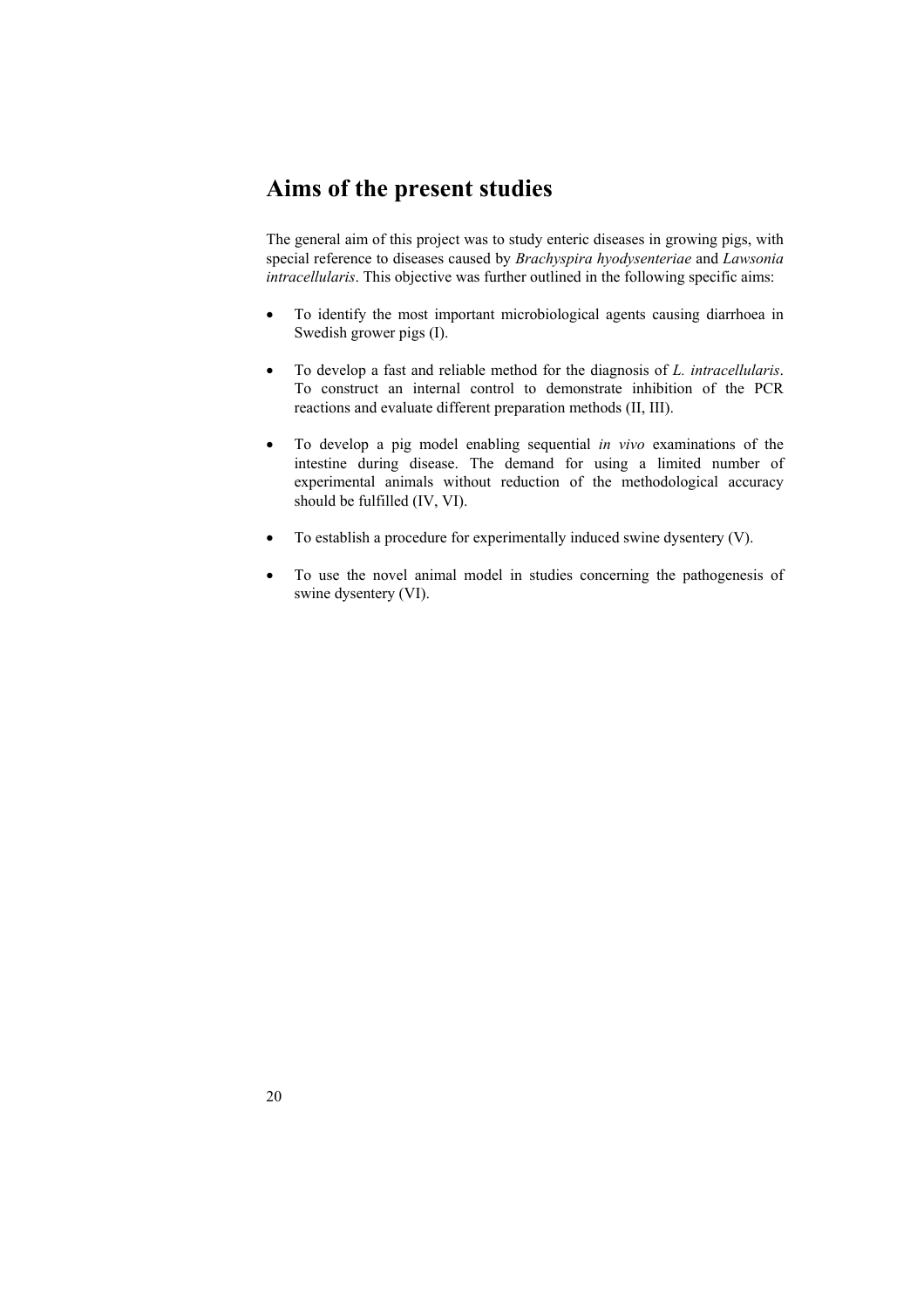# Aims of the present studies

The general aim of this project was to study enteric diseases in growing pigs, with special reference to diseases caused by *Brachyspira hyodysenteriae* and *Lawsonia intracellularis*. This objective was further outlined in the following specific aims:

- To identify the most important microbiological agents causing diarrhoea in Swedish grower pigs (I).
- To develop a fast and reliable method for the diagnosis of *L. intracellularis*. To construct an internal control to demonstrate inhibition of the PCR reactions and evaluate different preparation methods (II, III).
- To develop a pig model enabling sequential *in vivo* examinations of the intestine during disease. The demand for using a limited number of experimental animals without reduction of the methodological accuracy should be fulfilled (IV, VI).
- To establish a procedure for experimentally induced swine dysentery (V).
- To use the novel animal model in studies concerning the pathogenesis of swine dysentery (VI).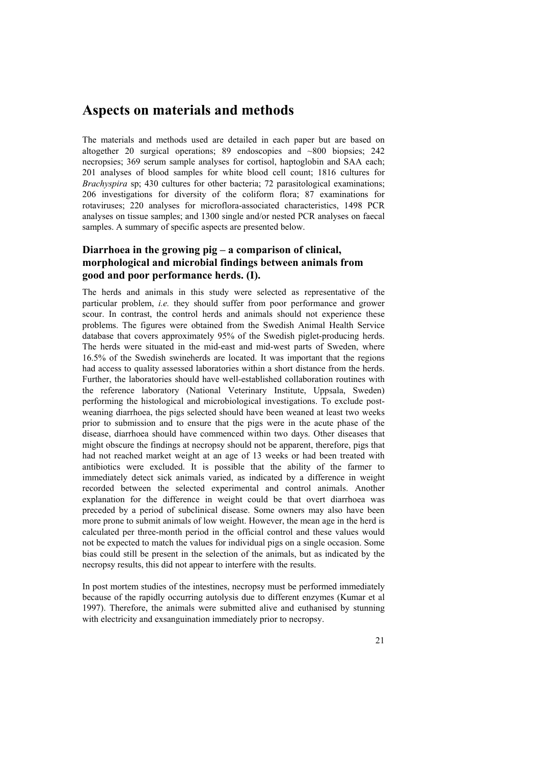# Aspects on materials and methods

The materials and methods used are detailed in each paper but are based on altogether 20 surgical operations; 89 endoscopies and ~800 biopsies; 242 necropsies; 369 serum sample analyses for cortisol, haptoglobin and SAA each; 201 analyses of blood samples for white blood cell count; 1816 cultures for *Brachyspira* sp; 430 cultures for other bacteria; 72 parasitological examinations; 206 investigations for diversity of the coliform flora; 87 examinations for rotaviruses; 220 analyses for microflora-associated characteristics, 1498 PCR analyses on tissue samples; and 1300 single and/or nested PCR analyses on faecal samples. A summary of specific aspects are presented below.

## Diarrhoea in the growing pig – a comparison of clinical, morphological and microbial findings between animals from good and poor performance herds. (I).

The herds and animals in this study were selected as representative of the particular problem, *i.e.* they should suffer from poor performance and grower scour. In contrast, the control herds and animals should not experience these problems. The figures were obtained from the Swedish Animal Health Service database that covers approximately 95% of the Swedish piglet-producing herds. The herds were situated in the mid-east and mid-west parts of Sweden, where 16.5% of the Swedish swineherds are located. It was important that the regions had access to quality assessed laboratories within a short distance from the herds. Further, the laboratories should have well-established collaboration routines with the reference laboratory (National Veterinary Institute, Uppsala, Sweden) performing the histological and microbiological investigations. To exclude post-weaning diarrhoea, the pigs selected should have been weaned at least two weeks prior to submission and to ensure that the pigs were in the acute phase of the disease, diarrhoea should have commenced within two days. Other diseases that might obscure the findings at necropsy should not be apparent, therefore, pigs that had not reached market weight at an age of 13 weeks or had been treated with antibiotics were excluded. It is possible that the ability of the farmer to immediately detect sick animals varied, as indicated by a difference in weight recorded between the selected experimental and control animals. Another explanation for the difference in weight could be that overt diarrhoea was preceded by a period of subclinical disease. Some owners may also have been more prone to submit animals of low weight. However, the mean age in the herd is calculated per three-month period in the official control and these values would not be expected to match the values for individual pigs on a single occasion. Some bias could still be present in the selection of the animals, but as indicated by the necropsy results, this did not appear to interfere with the results.

In post mortem studies of the intestines, necropsy must be performed immediately because of the rapidly occurring autolysis due to different enzymes (Kumar et al 1997). Therefore, the animals were submitted alive and euthanised by stunning with electricity and exsanguination immediately prior to necropsy.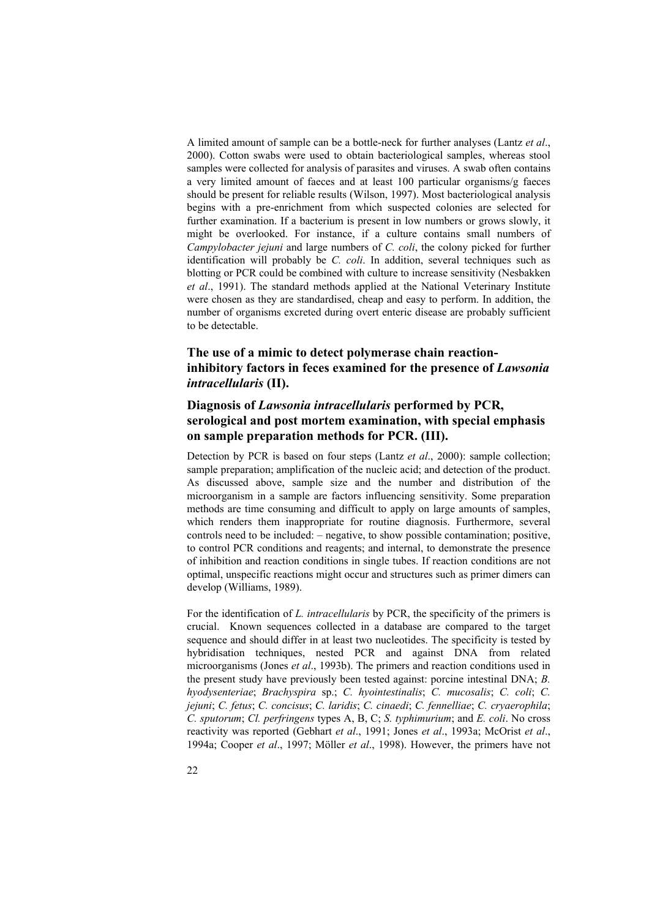A limited amount of sample can be a bottle-neck for further analyses (Lantz *et al*., 2000). Cotton swabs were used to obtain bacteriological samples, whereas stool samples were collected for analysis of parasites and viruses. A swab often contains a very limited amount of faeces and at least 100 particular organisms/g faeces should be present for reliable results (Wilson, 1997). Most bacteriological analysis begins with a pre-enrichment from which suspected colonies are selected for further examination. If a bacterium is present in low numbers or grows slowly, it might be overlooked. For instance, if a culture contains small numbers of *Campylobacter jejuni* and large numbers of *C. coli*, the colony picked for further identification will probably be *C. coli*. In addition, several techniques such as blotting or PCR could be combined with culture to increase sensitivity (Nesbakken *et al*., 1991). The standard methods applied at the National Veterinary Institute were chosen as they are standardised, cheap and easy to perform. In addition, the number of organisms excreted during overt enteric disease are probably sufficient to be detectable.

## The use of a mimic to detect polymerase chain reaction-inhibitory factors in feces examined for the presence of *Lawsonia intracellularis* (II).

## Diagnosis of *Lawsonia intracellularis* performed by PCR, serological and post mortem examination, with special emphasis on sample preparation methods for PCR. (III).

Detection by PCR is based on four steps (Lantz *et al*., 2000): sample collection; sample preparation; amplification of the nucleic acid; and detection of the product. As discussed above, sample size and the number and distribution of the microorganism in a sample are factors influencing sensitivity. Some preparation methods are time consuming and difficult to apply on large amounts of samples, which renders them inappropriate for routine diagnosis. Furthermore, several controls need to be included: – negative, to show possible contamination; positive, to control PCR conditions and reagents; and internal, to demonstrate the presence of inhibition and reaction conditions in single tubes. If reaction conditions are not optimal, unspecific reactions might occur and structures such as primer dimers can develop (Williams, 1989).

For the identification of *L. intracellularis* by PCR, the specificity of the primers is crucial. Known sequences collected in a database are compared to the target sequence and should differ in at least two nucleotides. The specificity is tested by hybridisation techniques, nested PCR and against DNA from related microorganisms (Jones *et al*., 1993b). The primers and reaction conditions used in the present study have previously been tested against: porcine intestinal DNA; *B. hyodysenteriae*; *Brachyspira* sp.; *C. hyointestinalis*; *C. mucosalis*; *C. coli*; *C. jejuni*; *C. fetus*; *C. concisus*; *C. laridis*; *C. cinaedi*; *C. fennelliae*; *C. cryaerophila*; *C. sputorum*; *Cl. perfringens* types A, B, C; *S. typhimurium*; and *E. coli*. No cross reactivity was reported (Gebhart *et al*., 1991; Jones *et al*., 1993a; McOrist *et al*., 1994a; Cooper *et al*., 1997; Möller *et al*., 1998). However, the primers have not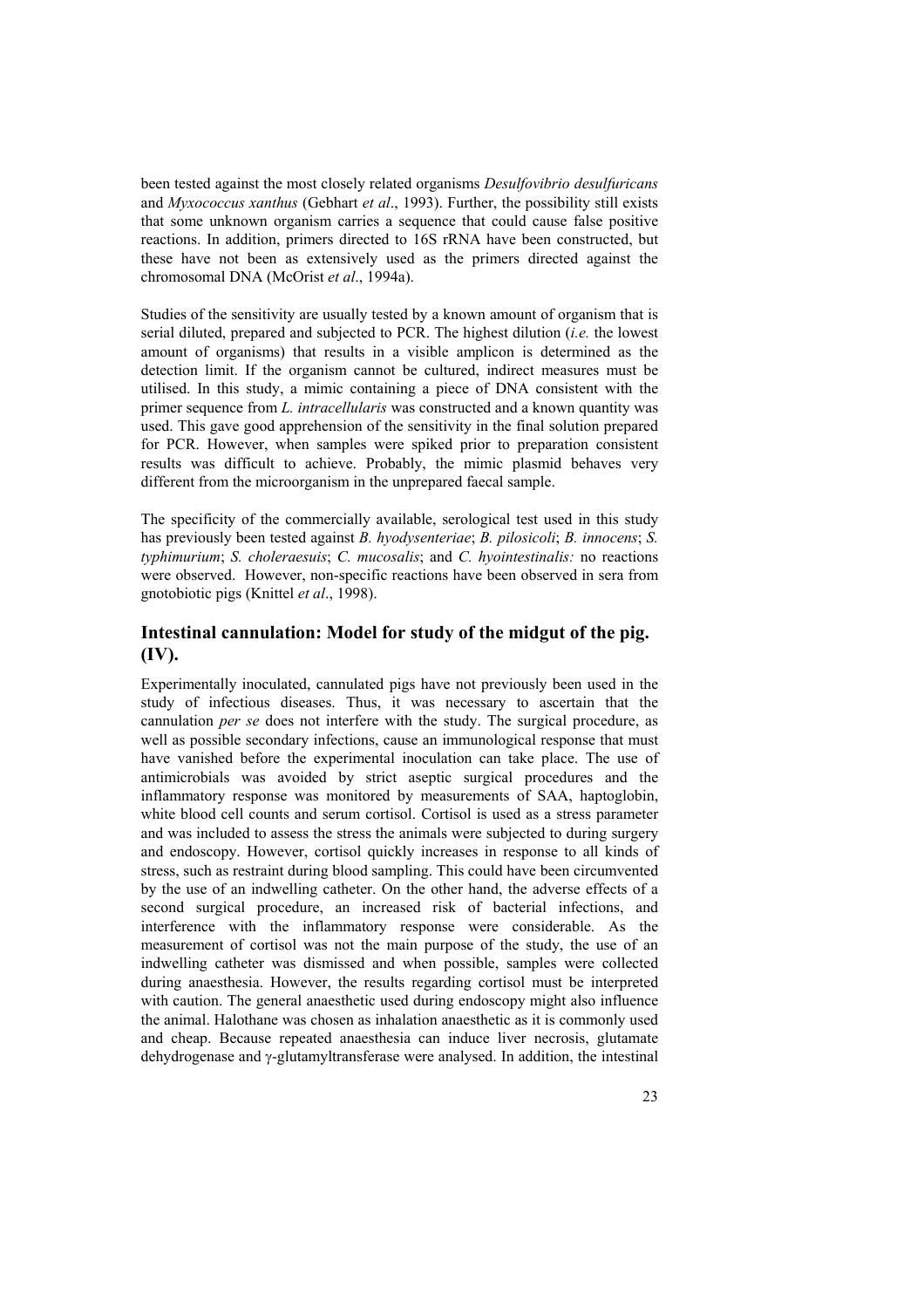been tested against the most closely related organisms *Desulfovibrio desulfuricans* and *Myxococcus xanthus* (Gebhart *et al*., 1993). Further, the possibility still exists that some unknown organism carries a sequence that could cause false positive reactions. In addition, primers directed to 16S rRNA have been constructed, but these have not been as extensively used as the primers directed against the chromosomal DNA (McOrist *et al*., 1994a).

Studies of the sensitivity are usually tested by a known amount of organism that is serial diluted, prepared and subjected to PCR. The highest dilution (*i.e.* the lowest amount of organisms) that results in a visible amplicon is determined as the detection limit. If the organism cannot be cultured, indirect measures must be utilised. In this study, a mimic containing a piece of DNA consistent with the primer sequence from *L. intracellularis* was constructed and a known quantity was used. This gave good apprehension of the sensitivity in the final solution prepared for PCR. However, when samples were spiked prior to preparation consistent results was difficult to achieve. Probably, the mimic plasmid behaves very different from the microorganism in the unprepared faecal sample.

The specificity of the commercially available, serological test used in this study has previously been tested against *B. hyodysenteriae*; *B. pilosicoli*; *B. innocens*; *S. typhimurium*; *S. choleraesuis*; *C. mucosalis*; and *C. hyointestinalis:* no reactions were observed. However, non-specific reactions have been observed in sera from gnotobiotic pigs (Knittel *et al*., 1998).

## Intestinal cannulation: Model for study of the midgut of the pig. (IV).

Experimentally inoculated, cannulated pigs have not previously been used in the study of infectious diseases. Thus, it was necessary to ascertain that the cannulation *per se* does not interfere with the study. The surgical procedure, as well as possible secondary infections, cause an immunological response that must have vanished before the experimental inoculation can take place. The use of antimicrobials was avoided by strict aseptic surgical procedures and the inflammatory response was monitored by measurements of SAA, haptoglobin, white blood cell counts and serum cortisol. Cortisol is used as a stress parameter and was included to assess the stress the animals were subjected to during surgery and endoscopy. However, cortisol quickly increases in response to all kinds of stress, such as restraint during blood sampling. This could have been circumvented by the use of an indwelling catheter. On the other hand, the adverse effects of a second surgical procedure, an increased risk of bacterial infections, and interference with the inflammatory response were considerable. As the measurement of cortisol was not the main purpose of the study, the use of an indwelling catheter was dismissed and when possible, samples were collected during anaesthesia. However, the results regarding cortisol must be interpreted with caution. The general anaesthetic used during endoscopy might also influence the animal. Halothane was chosen as inhalation anaesthetic as it is commonly used and cheap. Because repeated anaesthesia can induce liver necrosis, glutamate dehydrogenase and γ-glutamyltransferase were analysed. In addition, the intestinal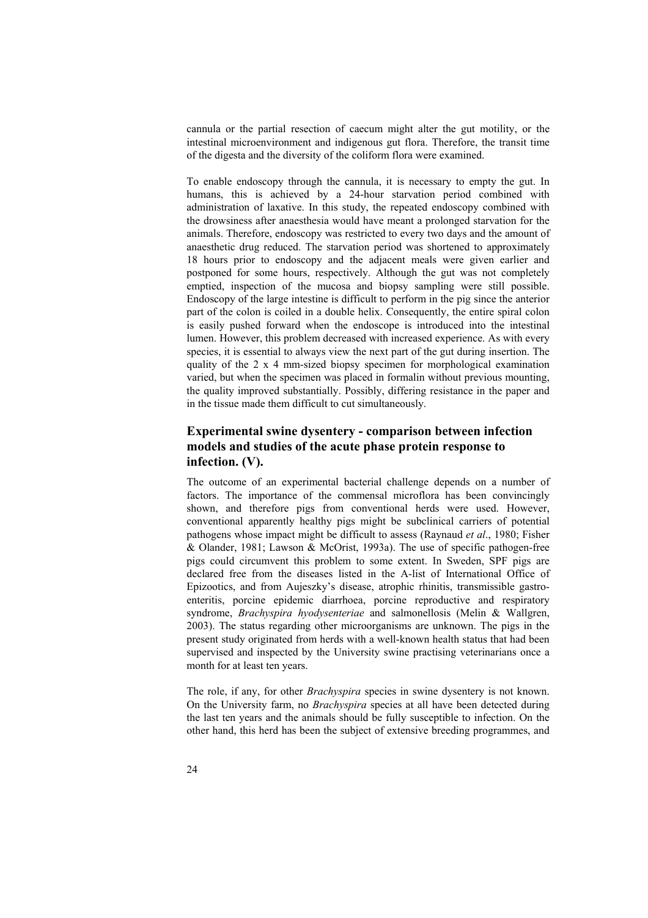cannula or the partial resection of caecum might alter the gut motility, or the intestinal microenvironment and indigenous gut flora. Therefore, the transit time of the digesta and the diversity of the coliform flora were examined.

To enable endoscopy through the cannula, it is necessary to empty the gut. In humans, this is achieved by a 24-hour starvation period combined with administration of laxative. In this study, the repeated endoscopy combined with the drowsiness after anaesthesia would have meant a prolonged starvation for the animals. Therefore, endoscopy was restricted to every two days and the amount of anaesthetic drug reduced. The starvation period was shortened to approximately 18 hours prior to endoscopy and the adjacent meals were given earlier and postponed for some hours, respectively. Although the gut was not completely emptied, inspection of the mucosa and biopsy sampling were still possible. Endoscopy of the large intestine is difficult to perform in the pig since the anterior part of the colon is coiled in a double helix. Consequently, the entire spiral colon is easily pushed forward when the endoscope is introduced into the intestinal lumen. However, this problem decreased with increased experience. As with every species, it is essential to always view the next part of the gut during insertion. The quality of the 2 x 4 mm-sized biopsy specimen for morphological examination varied, but when the specimen was placed in formalin without previous mounting, the quality improved substantially. Possibly, differing resistance in the paper and in the tissue made them difficult to cut simultaneously.

## Experimental swine dysentery - comparison between infection models and studies of the acute phase protein response to infection. (V).

The outcome of an experimental bacterial challenge depends on a number of factors. The importance of the commensal microflora has been convincingly shown, and therefore pigs from conventional herds were used. However, conventional apparently healthy pigs might be subclinical carriers of potential pathogens whose impact might be difficult to assess (Raynaud *et al*., 1980; Fisher & Olander, 1981; Lawson & McOrist, 1993a). The use of specific pathogen-free pigs could circumvent this problem to some extent. In Sweden, SPF pigs are declared free from the diseases listed in the A-list of International Office of Epizootics, and from Aujeszky's disease, atrophic rhinitis, transmissible gastro-enteritis, porcine epidemic diarrhoea, porcine reproductive and respiratory syndrome, *Brachyspira hyodysenteriae* and salmonellosis (Melin & Wallgren, 2003). The status regarding other microorganisms are unknown. The pigs in the present study originated from herds with a well-known health status that had been supervised and inspected by the University swine practising veterinarians once a month for at least ten years.

The role, if any, for other *Brachyspira* species in swine dysentery is not known. On the University farm, no *Brachyspira* species at all have been detected during the last ten years and the animals should be fully susceptible to infection. On the other hand, this herd has been the subject of extensive breeding programmes, and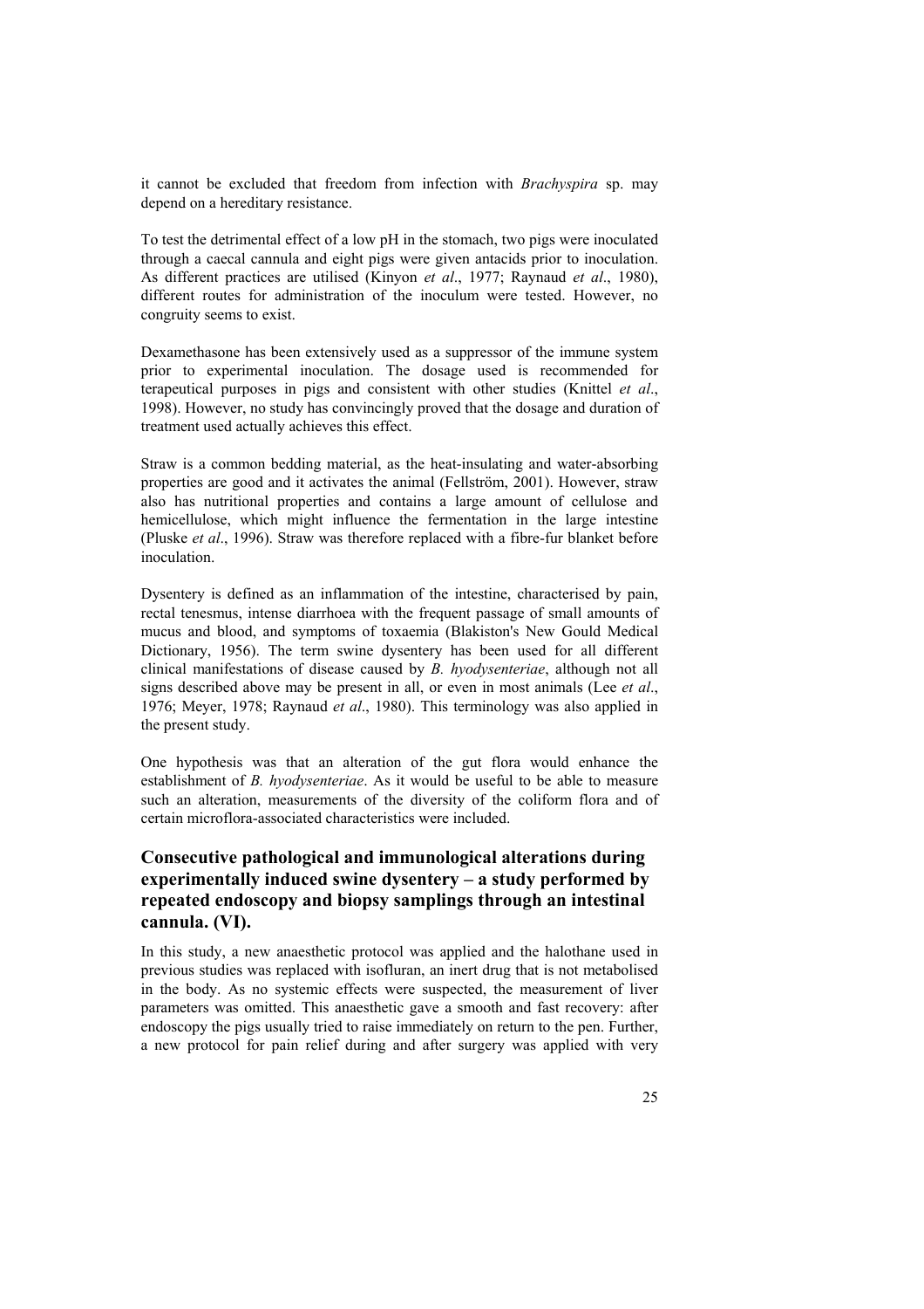it cannot be excluded that freedom from infection with *Brachyspira* sp. may depend on a hereditary resistance.

To test the detrimental effect of a low pH in the stomach, two pigs were inoculated through a caecal cannula and eight pigs were given antacids prior to inoculation. As different practices are utilised (Kinyon *et al*., 1977; Raynaud *et al*., 1980), different routes for administration of the inoculum were tested. However, no congruity seems to exist.

Dexamethasone has been extensively used as a suppressor of the immune system prior to experimental inoculation. The dosage used is recommended for terapeutical purposes in pigs and consistent with other studies (Knittel *et al*., 1998). However, no study has convincingly proved that the dosage and duration of treatment used actually achieves this effect.

Straw is a common bedding material, as the heat-insulating and water-absorbing properties are good and it activates the animal (Fellström, 2001). However, straw also has nutritional properties and contains a large amount of cellulose and hemicellulose, which might influence the fermentation in the large intestine (Pluske *et al*., 1996). Straw was therefore replaced with a fibre-fur blanket before inoculation.

Dysentery is defined as an inflammation of the intestine, characterised by pain, rectal tenesmus, intense diarrhoea with the frequent passage of small amounts of mucus and blood, and symptoms of toxaemia (Blakiston's New Gould Medical Dictionary, 1956). The term swine dysentery has been used for all different clinical manifestations of disease caused by *B. hyodysenteriae*, although not all signs described above may be present in all, or even in most animals (Lee *et al*., 1976; Meyer, 1978; Raynaud *et al*., 1980). This terminology was also applied in the present study.

One hypothesis was that an alteration of the gut flora would enhance the establishment of *B. hyodysenteriae*. As it would be useful to be able to measure such an alteration, measurements of the diversity of the coliform flora and of certain microflora-associated characteristics were included.

## Consecutive pathological and immunological alterations during experimentally induced swine dysentery – a study performed by repeated endoscopy and biopsy samplings through an intestinal cannula. (VI).

In this study, a new anaesthetic protocol was applied and the halothane used in previous studies was replaced with isofluran, an inert drug that is not metabolised in the body. As no systemic effects were suspected, the measurement of liver parameters was omitted. This anaesthetic gave a smooth and fast recovery: after endoscopy the pigs usually tried to raise immediately on return to the pen. Further, a new protocol for pain relief during and after surgery was applied with very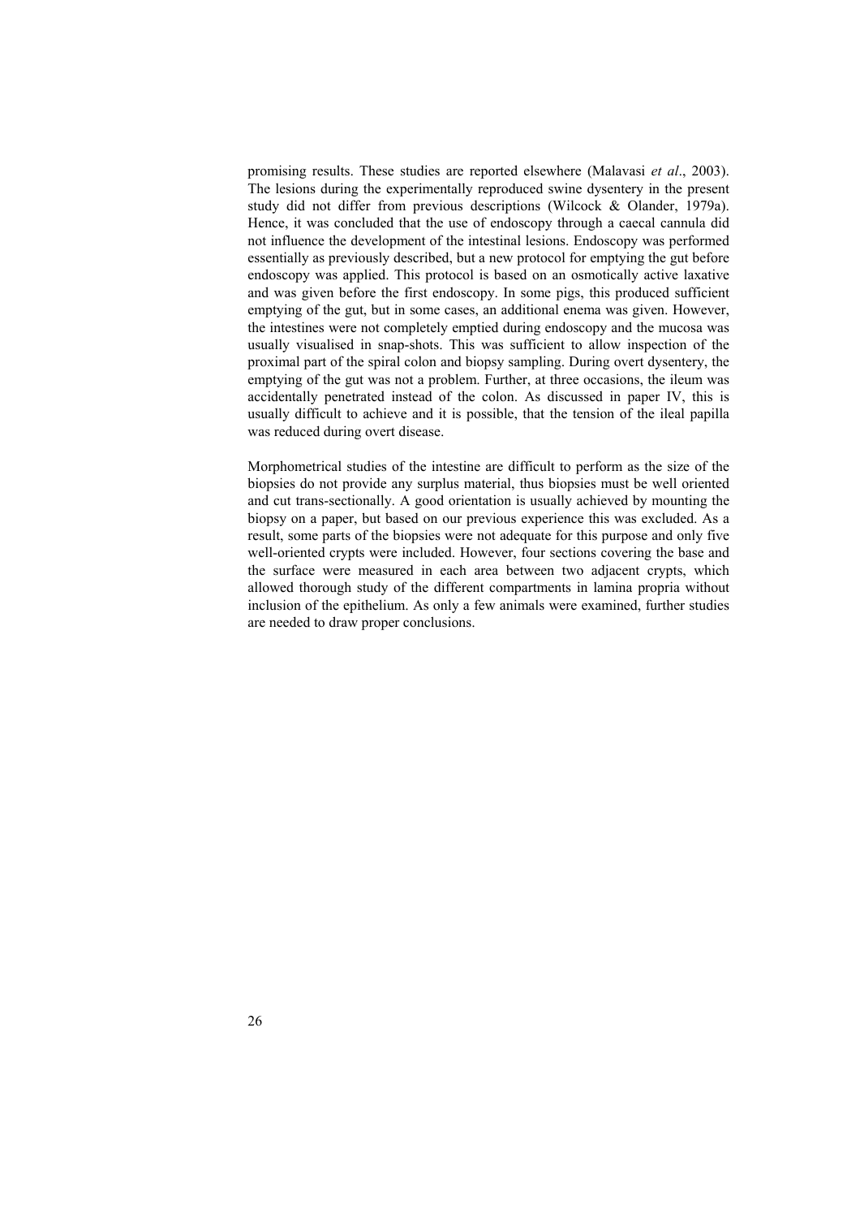promising results. These studies are reported elsewhere (Malavasi *et al*., 2003). The lesions during the experimentally reproduced swine dysentery in the present study did not differ from previous descriptions (Wilcock & Olander, 1979a). Hence, it was concluded that the use of endoscopy through a caecal cannula did not influence the development of the intestinal lesions. Endoscopy was performed essentially as previously described, but a new protocol for emptying the gut before endoscopy was applied. This protocol is based on an osmotically active laxative and was given before the first endoscopy. In some pigs, this produced sufficient emptying of the gut, but in some cases, an additional enema was given. However, the intestines were not completely emptied during endoscopy and the mucosa was usually visualised in snap-shots. This was sufficient to allow inspection of the proximal part of the spiral colon and biopsy sampling. During overt dysentery, the emptying of the gut was not a problem. Further, at three occasions, the ileum was accidentally penetrated instead of the colon. As discussed in paper IV, this is usually difficult to achieve and it is possible, that the tension of the ileal papilla was reduced during overt disease.

Morphometrical studies of the intestine are difficult to perform as the size of the biopsies do not provide any surplus material, thus biopsies must be well oriented and cut trans-sectionally. A good orientation is usually achieved by mounting the biopsy on a paper, but based on our previous experience this was excluded. As a result, some parts of the biopsies were not adequate for this purpose and only five well-oriented crypts were included. However, four sections covering the base and the surface were measured in each area between two adjacent crypts, which allowed thorough study of the different compartments in lamina propria without inclusion of the epithelium. As only a few animals were examined, further studies are needed to draw proper conclusions.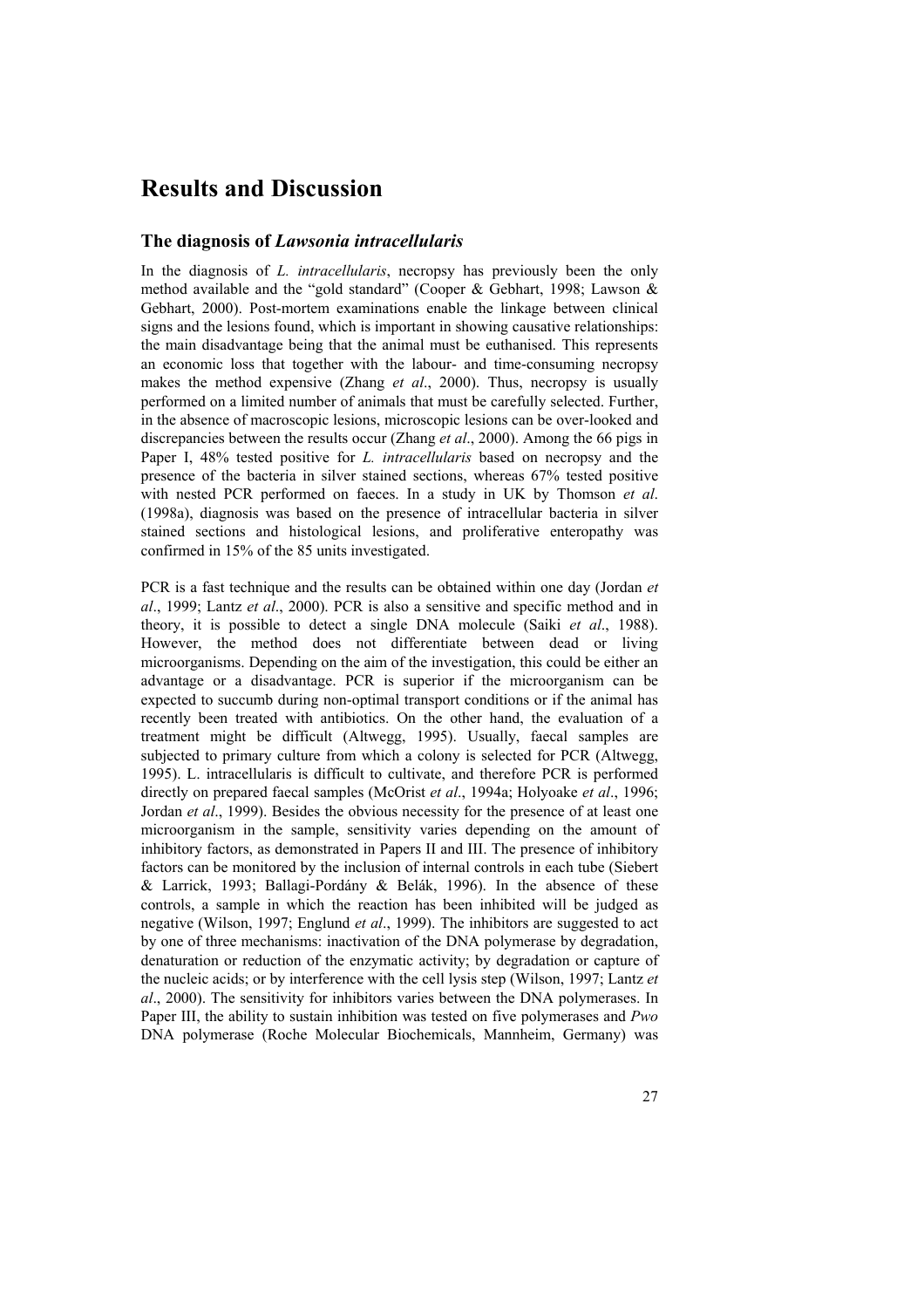# Results and Discussion

## The diagnosis of *Lawsonia intracellularis*

In the diagnosis of *L. intracellularis*, necropsy has previously been the only method available and the "gold standard" (Cooper & Gebhart, 1998; Lawson & Gebhart, 2000). Post-mortem examinations enable the linkage between clinical signs and the lesions found, which is important in showing causative relationships: the main disadvantage being that the animal must be euthanised. This represents an economic loss that together with the labour- and time-consuming necropsy makes the method expensive (Zhang *et al*., 2000). Thus, necropsy is usually performed on a limited number of animals that must be carefully selected. Further, in the absence of macroscopic lesions, microscopic lesions can be over-looked and discrepancies between the results occur (Zhang *et al*., 2000). Among the 66 pigs in Paper I, 48% tested positive for *L. intracellularis* based on necropsy and the presence of the bacteria in silver stained sections, whereas 67% tested positive with nested PCR performed on faeces. In a study in UK by Thomson *et al*. (1998a), diagnosis was based on the presence of intracellular bacteria in silver stained sections and histological lesions, and proliferative enteropathy was confirmed in 15% of the 85 units investigated.

PCR is a fast technique and the results can be obtained within one day (Jordan *et al*., 1999; Lantz *et al*., 2000). PCR is also a sensitive and specific method and in theory, it is possible to detect a single DNA molecule (Saiki *et al*., 1988). However, the method does not differentiate between dead or living microorganisms. Depending on the aim of the investigation, this could be either an advantage or a disadvantage. PCR is superior if the microorganism can be expected to succumb during non-optimal transport conditions or if the animal has recently been treated with antibiotics. On the other hand, the evaluation of a treatment might be difficult (Altwegg, 1995). Usually, faecal samples are subjected to primary culture from which a colony is selected for PCR (Altwegg, 1995). L. intracellularis is difficult to cultivate, and therefore PCR is performed directly on prepared faecal samples (McOrist *et al*., 1994a; Holyoake *et al*., 1996; Jordan *et al*., 1999). Besides the obvious necessity for the presence of at least one microorganism in the sample, sensitivity varies depending on the amount of inhibitory factors, as demonstrated in Papers II and III. The presence of inhibitory factors can be monitored by the inclusion of internal controls in each tube (Siebert & Larrick, 1993; Ballagi-Pordány & Belák, 1996). In the absence of these controls, a sample in which the reaction has been inhibited will be judged as negative (Wilson, 1997; Englund *et al*., 1999). The inhibitors are suggested to act by one of three mechanisms: inactivation of the DNA polymerase by degradation, denaturation or reduction of the enzymatic activity; by degradation or capture of the nucleic acids; or by interference with the cell lysis step (Wilson, 1997; Lantz *et al*., 2000). The sensitivity for inhibitors varies between the DNA polymerases. In Paper III, the ability to sustain inhibition was tested on five polymerases and *Pwo* DNA polymerase (Roche Molecular Biochemicals, Mannheim, Germany) was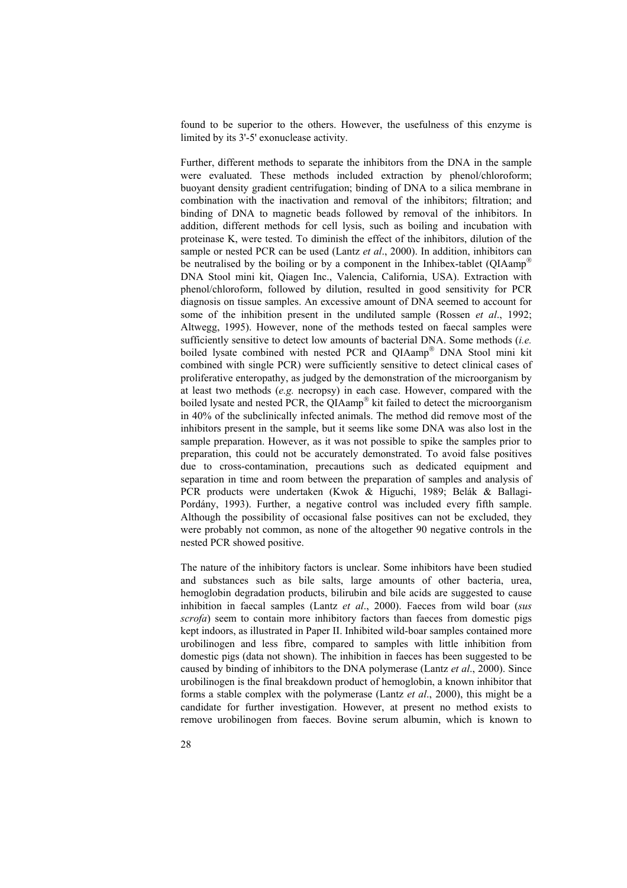found to be superior to the others. However, the usefulness of this enzyme is limited by its 3'-5' exonuclease activity.

Further, different methods to separate the inhibitors from the DNA in the sample were evaluated. These methods included extraction by phenol/chloroform; buoyant density gradient centrifugation; binding of DNA to a silica membrane in combination with the inactivation and removal of the inhibitors; filtration; and binding of DNA to magnetic beads followed by removal of the inhibitors. In addition, different methods for cell lysis, such as boiling and incubation with proteinase K, were tested. To diminish the effect of the inhibitors, dilution of the sample or nested PCR can be used (Lantz *et al*., 2000). In addition, inhibitors can be neutralised by the boiling or by a component in the Inhibex-tablet (QIAamp® DNA Stool mini kit, Qiagen Inc., Valencia, California, USA). Extraction with phenol/chloroform, followed by dilution, resulted in good sensitivity for PCR diagnosis on tissue samples. An excessive amount of DNA seemed to account for some of the inhibition present in the undiluted sample (Rossen *et al*., 1992; Altwegg, 1995). However, none of the methods tested on faecal samples were sufficiently sensitive to detect low amounts of bacterial DNA. Some methods (*i.e.* boiled lysate combined with nested PCR and QIAamp® DNA Stool mini kit combined with single PCR) were sufficiently sensitive to detect clinical cases of proliferative enteropathy, as judged by the demonstration of the microorganism by at least two methods (*e.g.* necropsy) in each case. However, compared with the boiled lysate and nested PCR, the QIAamp® kit failed to detect the microorganism in 40% of the subclinically infected animals. The method did remove most of the inhibitors present in the sample, but it seems like some DNA was also lost in the sample preparation. However, as it was not possible to spike the samples prior to preparation, this could not be accurately demonstrated. To avoid false positives due to cross-contamination, precautions such as dedicated equipment and separation in time and room between the preparation of samples and analysis of PCR products were undertaken (Kwok & Higuchi, 1989; Belák & Ballagi-Pordány, 1993). Further, a negative control was included every fifth sample. Although the possibility of occasional false positives can not be excluded, they were probably not common, as none of the altogether 90 negative controls in the nested PCR showed positive.

The nature of the inhibitory factors is unclear. Some inhibitors have been studied and substances such as bile salts, large amounts of other bacteria, urea, hemoglobin degradation products, bilirubin and bile acids are suggested to cause inhibition in faecal samples (Lantz *et al*., 2000). Faeces from wild boar (*sus scrofa*) seem to contain more inhibitory factors than faeces from domestic pigs kept indoors, as illustrated in Paper II. Inhibited wild-boar samples contained more urobilinogen and less fibre, compared to samples with little inhibition from domestic pigs (data not shown). The inhibition in faeces has been suggested to be caused by binding of inhibitors to the DNA polymerase (Lantz *et al*., 2000). Since urobilinogen is the final breakdown product of hemoglobin, a known inhibitor that forms a stable complex with the polymerase (Lantz *et al*., 2000), this might be a candidate for further investigation. However, at present no method exists to remove urobilinogen from faeces. Bovine serum albumin, which is known to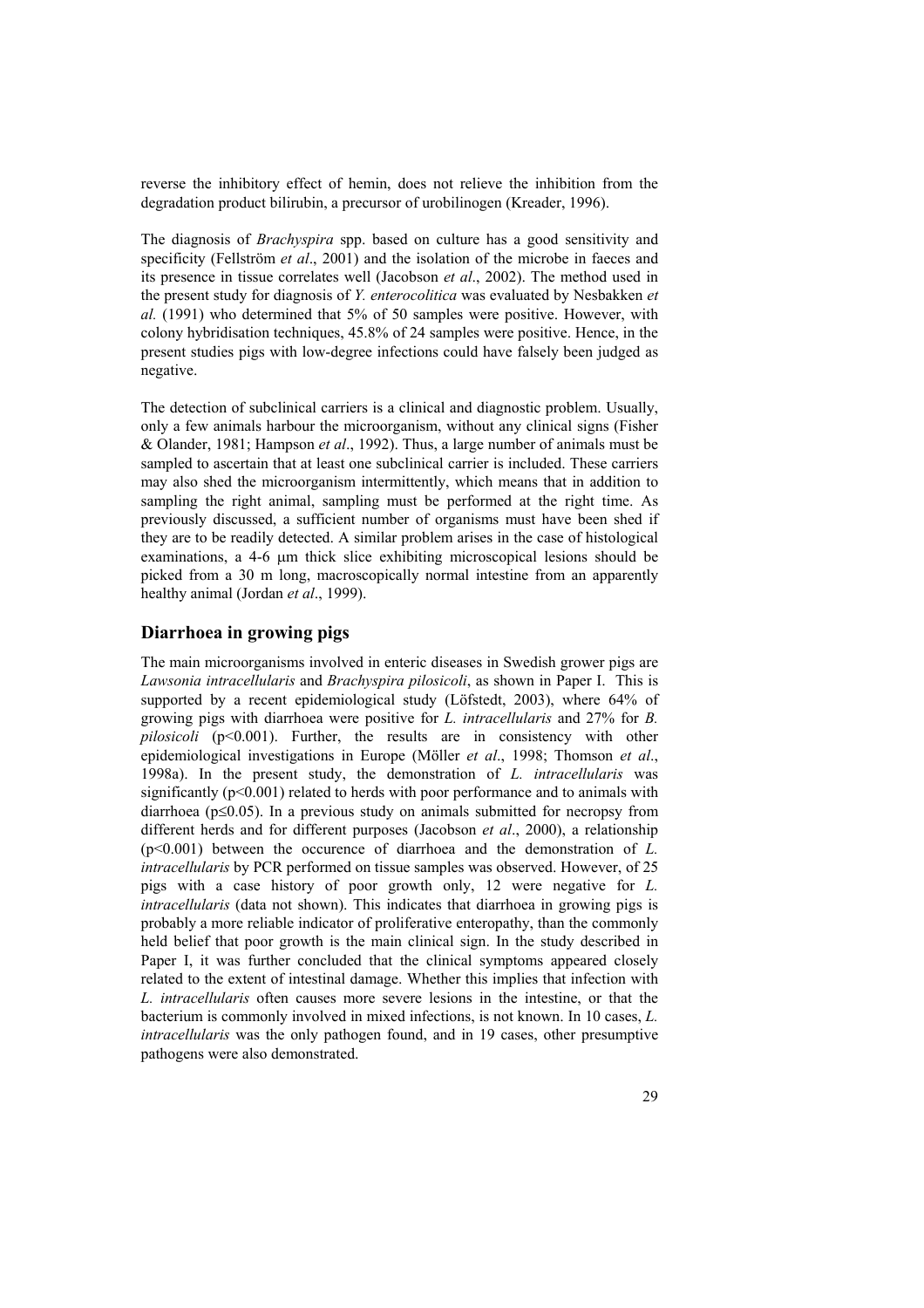reverse the inhibitory effect of hemin, does not relieve the inhibition from the degradation product bilirubin, a precursor of urobilinogen (Kreader, 1996).

The diagnosis of *Brachyspira* spp. based on culture has a good sensitivity and specificity (Fellström *et al*., 2001) and the isolation of the microbe in faeces and its presence in tissue correlates well (Jacobson *et al*., 2002). The method used in the present study for diagnosis of *Y. enterocolitica* was evaluated by Nesbakken *et al.* (1991) who determined that 5% of 50 samples were positive. However, with colony hybridisation techniques, 45.8% of 24 samples were positive. Hence, in the present studies pigs with low-degree infections could have falsely been judged as negative.

The detection of subclinical carriers is a clinical and diagnostic problem. Usually, only a few animals harbour the microorganism, without any clinical signs (Fisher & Olander, 1981; Hampson *et al*., 1992). Thus, a large number of animals must be sampled to ascertain that at least one subclinical carrier is included. These carriers may also shed the microorganism intermittently, which means that in addition to sampling the right animal, sampling must be performed at the right time. As previously discussed, a sufficient number of organisms must have been shed if they are to be readily detected. A similar problem arises in the case of histological examinations, a 4-6 µm thick slice exhibiting microscopical lesions should be picked from a 30 m long, macroscopically normal intestine from an apparently healthy animal (Jordan *et al*., 1999).

## Diarrhoea in growing pigs

The main microorganisms involved in enteric diseases in Swedish grower pigs are *Lawsonia intracellularis* and *Brachyspira pilosicoli*, as shown in Paper I. This is supported by a recent epidemiological study (Löfstedt, 2003), where 64% of growing pigs with diarrhoea were positive for *L. intracellularis* and 27% for *B. pilosicoli* ($p<0.001$). Further, the results are in consistency with other epidemiological investigations in Europe (Möller *et al*., 1998; Thomson *et al*., 1998a). In the present study, the demonstration of *L. intracellularis* was significantly ($p<0.001$) related to herds with poor performance and to animals with diarrhoea ($p\leq0.05$). In a previous study on animals submitted for necropsy from different herds and for different purposes (Jacobson *et al*., 2000), a relationship ($p<0.001$) between the occurence of diarrhoea and the demonstration of *L. intracellularis* by PCR performed on tissue samples was observed. However, of 25 pigs with a case history of poor growth only, 12 were negative for *L. intracellularis* (data not shown). This indicates that diarrhoea in growing pigs is probably a more reliable indicator of proliferative enteropathy, than the commonly held belief that poor growth is the main clinical sign. In the study described in Paper I, it was further concluded that the clinical symptoms appeared closely related to the extent of intestinal damage. Whether this implies that infection with *L. intracellularis* often causes more severe lesions in the intestine, or that the bacterium is commonly involved in mixed infections, is not known. In 10 cases, *L. intracellularis* was the only pathogen found, and in 19 cases, other presumptive pathogens were also demonstrated.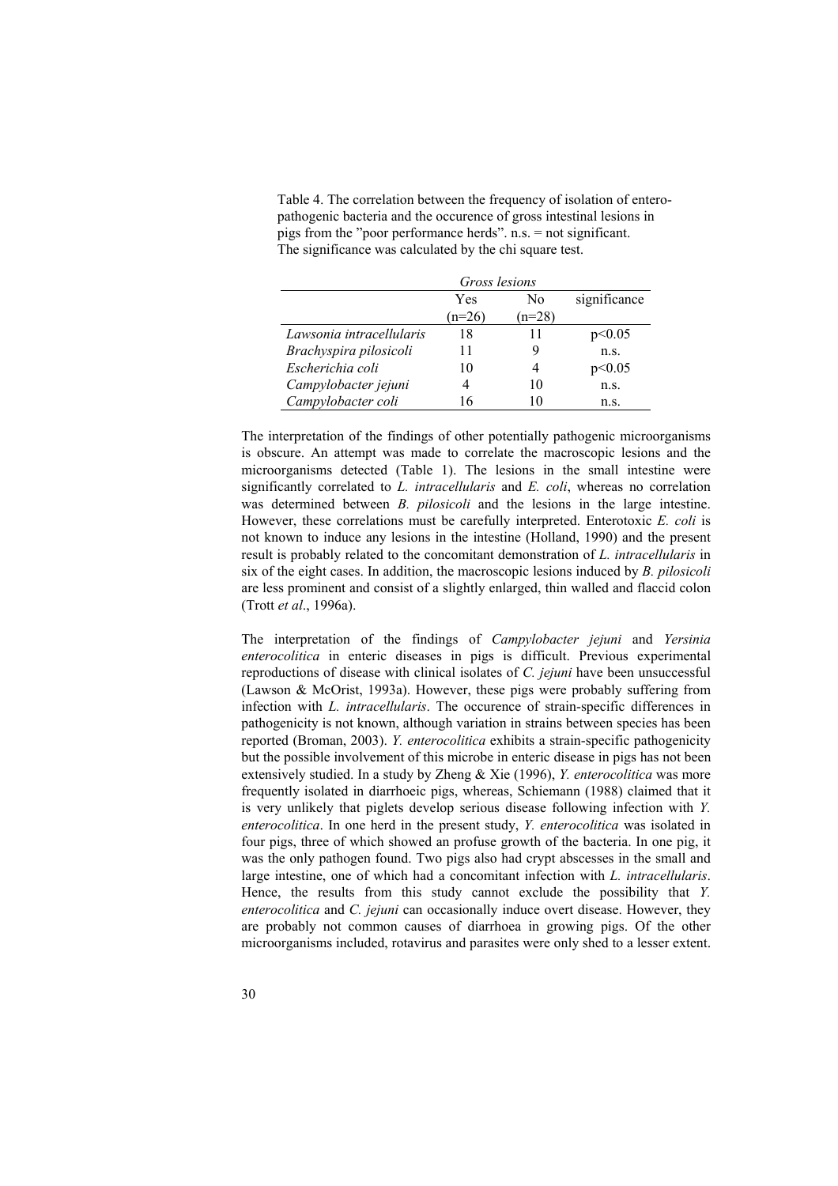Table 4. The correlation between the frequency of isolation of entero-pathogenic bacteria and the occurence of gross intestinal lesions in pigs from the "poor performance herds". n.s. = not significant. The significance was calculated by the chi square test.

| | *Gross lesions* | | |
|---|---|---|---|
| | Yes (n=26) | No (n=28) | significance |
| *Lawsonia intracellularis* | 18 | 11 | $p<0.05$ |
| *Brachyspira pilosicoli* | 11 | 9 | n.s. |
| *Escherichia coli* | 10 | 4 | $p<0.05$ |
| *Campylobacter jejuni* | 4 | 10 | n.s. |
| *Campylobacter coli* | 16 | 10 | n.s. |

The interpretation of the findings of other potentially pathogenic microorganisms is obscure. An attempt was made to correlate the macroscopic lesions and the microorganisms detected (Table 1). The lesions in the small intestine were significantly correlated to *L. intracellularis* and *E. coli*, whereas no correlation was determined between *B. pilosicoli* and the lesions in the large intestine. However, these correlations must be carefully interpreted. Enterotoxic *E. coli* is not known to induce any lesions in the intestine (Holland, 1990) and the present result is probably related to the concomitant demonstration of *L. intracellularis* in six of the eight cases. In addition, the macroscopic lesions induced by *B. pilosicoli* are less prominent and consist of a slightly enlarged, thin walled and flaccid colon (Trott *et al*., 1996a).

The interpretation of the findings of *Campylobacter jejuni* and *Yersinia enterocolitica* in enteric diseases in pigs is difficult. Previous experimental reproductions of disease with clinical isolates of *C. jejuni* have been unsuccessful (Lawson & McOrist, 1993a). However, these pigs were probably suffering from infection with *L. intracellularis*. The occurence of strain-specific differences in pathogenicity is not known, although variation in strains between species has been reported (Broman, 2003). *Y. enterocolitica* exhibits a strain-specific pathogenicity but the possible involvement of this microbe in enteric disease in pigs has not been extensively studied. In a study by Zheng & Xie (1996), *Y. enterocolitica* was more frequently isolated in diarrhoeic pigs, whereas, Schiemann (1988) claimed that it is very unlikely that piglets develop serious disease following infection with *Y. enterocolitica*. In one herd in the present study, *Y. enterocolitica* was isolated in four pigs, three of which showed an profuse growth of the bacteria. In one pig, it was the only pathogen found. Two pigs also had crypt abscesses in the small and large intestine, one of which had a concomitant infection with *L. intracellularis*. Hence, the results from this study cannot exclude the possibility that *Y. enterocolitica* and *C. jejuni* can occasionally induce overt disease. However, they are probably not common causes of diarrhoea in growing pigs. Of the other microorganisms included, rotavirus and parasites were only shed to a lesser extent.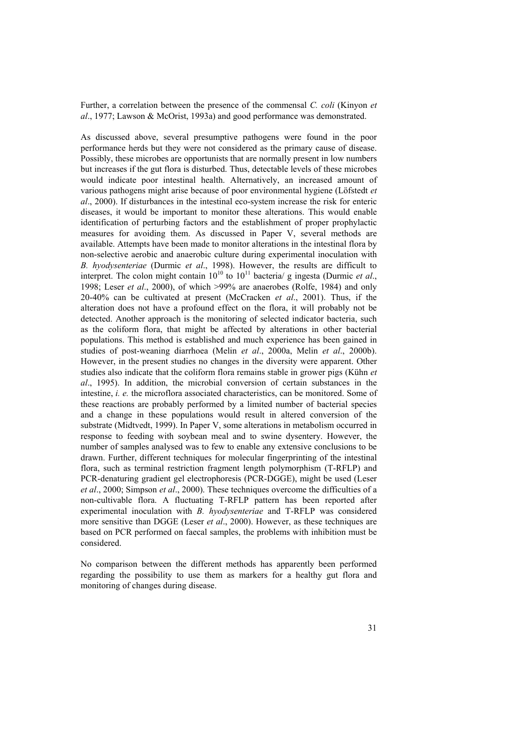Further, a correlation between the presence of the commensal *C. coli* (Kinyon *et al*., 1977; Lawson & McOrist, 1993a) and good performance was demonstrated.

As discussed above, several presumptive pathogens were found in the poor performance herds but they were not considered as the primary cause of disease. Possibly, these microbes are opportunists that are normally present in low numbers but increases if the gut flora is disturbed. Thus, detectable levels of these microbes would indicate poor intestinal health. Alternatively, an increased amount of various pathogens might arise because of poor environmental hygiene (Löfstedt *et al*., 2000). If disturbances in the intestinal eco-system increase the risk for enteric diseases, it would be important to monitor these alterations. This would enable identification of perturbing factors and the establishment of proper prophylactic measures for avoiding them. As discussed in Paper V, several methods are available. Attempts have been made to monitor alterations in the intestinal flora by non-selective aerobic and anaerobic culture during experimental inoculation with *B. hyodysenteriae* (Durmic *et al*., 1998). However, the results are difficult to interpret. The colon might contain $10^{10}$ to $10^{11}$ bacteria/ g ingesta (Durmic *et al*., 1998; Leser *et al*., 2000), of which >99% are anaerobes (Rolfe, 1984) and only 20-40% can be cultivated at present (McCracken *et al*., 2001). Thus, if the alteration does not have a profound effect on the flora, it will probably not be detected. Another approach is the monitoring of selected indicator bacteria, such as the coliform flora, that might be affected by alterations in other bacterial populations. This method is established and much experience has been gained in studies of post-weaning diarrhoea (Melin *et al*., 2000a, Melin *et al*., 2000b). However, in the present studies no changes in the diversity were apparent. Other studies also indicate that the coliform flora remains stable in grower pigs (Kühn *et al*., 1995). In addition, the microbial conversion of certain substances in the intestine, *i. e.* the microflora associated characteristics, can be monitored. Some of these reactions are probably performed by a limited number of bacterial species and a change in these populations would result in altered conversion of the substrate (Midtvedt, 1999). In Paper V, some alterations in metabolism occurred in response to feeding with soybean meal and to swine dysentery. However, the number of samples analysed was to few to enable any extensive conclusions to be drawn. Further, different techniques for molecular fingerprinting of the intestinal flora, such as terminal restriction fragment length polymorphism (T-RFLP) and PCR-denaturing gradient gel electrophoresis (PCR-DGGE), might be used (Leser *et al*., 2000; Simpson *et al*., 2000). These techniques overcome the difficulties of a non-cultivable flora. A fluctuating T-RFLP pattern has been reported after experimental inoculation with *B. hyodysenteriae* and T-RFLP was considered more sensitive than DGGE (Leser *et al*., 2000). However, as these techniques are based on PCR performed on faecal samples, the problems with inhibition must be considered.

No comparison between the different methods has apparently been performed regarding the possibility to use them as markers for a healthy gut flora and monitoring of changes during disease.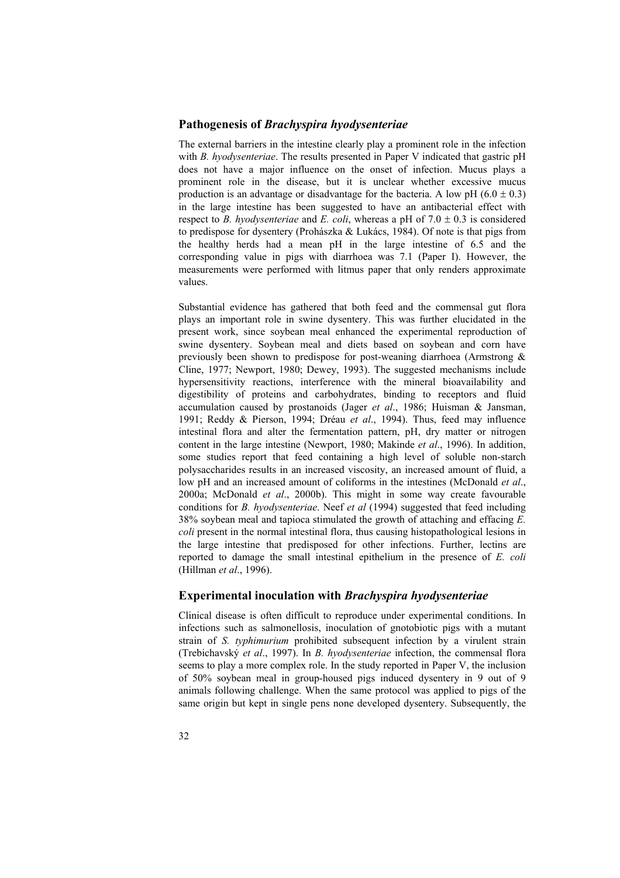## Pathogenesis of *Brachyspira hyodysenteriae*

The external barriers in the intestine clearly play a prominent role in the infection with *B. hyodysenteriae*. The results presented in Paper V indicated that gastric pH does not have a major influence on the onset of infection. Mucus plays a prominent role in the disease, but it is unclear whether excessive mucus production is an advantage or disadvantage for the bacteria. A low pH ($6.0 \pm 0.3$) in the large intestine has been suggested to have an antibacterial effect with respect to *B. hyodysenteriae* and *E. coli*, whereas a pH of $7.0 \pm 0.3$ is considered to predispose for dysentery (Prohászka & Lukács, 1984). Of note is that pigs from the healthy herds had a mean pH in the large intestine of 6.5 and the corresponding value in pigs with diarrhoea was 7.1 (Paper I). However, the measurements were performed with litmus paper that only renders approximate values.

Substantial evidence has gathered that both feed and the commensal gut flora plays an important role in swine dysentery. This was further elucidated in the present work, since soybean meal enhanced the experimental reproduction of swine dysentery. Soybean meal and diets based on soybean and corn have previously been shown to predispose for post-weaning diarrhoea (Armstrong & Cline, 1977; Newport, 1980; Dewey, 1993). The suggested mechanisms include hypersensitivity reactions, interference with the mineral bioavailability and digestibility of proteins and carbohydrates, binding to receptors and fluid accumulation caused by prostanoids (Jager *et al*., 1986; Huisman & Jansman, 1991; Reddy & Pierson, 1994; Dréau *et al*., 1994). Thus, feed may influence intestinal flora and alter the fermentation pattern, pH, dry matter or nitrogen content in the large intestine (Newport, 1980; Makinde *et al*., 1996). In addition, some studies report that feed containing a high level of soluble non-starch polysaccharides results in an increased viscosity, an increased amount of fluid, a low pH and an increased amount of coliforms in the intestines (McDonald *et al*., 2000a; McDonald *et al*., 2000b). This might in some way create favourable conditions for *B. hyodysenteriae*. Neef *et al* (1994) suggested that feed including 38% soybean meal and tapioca stimulated the growth of attaching and effacing *E. coli* present in the normal intestinal flora, thus causing histopathological lesions in the large intestine that predisposed for other infections. Further, lectins are reported to damage the small intestinal epithelium in the presence of *E. coli* (Hillman *et al*., 1996).

## Experimental inoculation with *Brachyspira hyodysenteriae*

Clinical disease is often difficult to reproduce under experimental conditions. In infections such as salmonellosis, inoculation of gnotobiotic pigs with a mutant strain of *S. typhimurium* prohibited subsequent infection by a virulent strain (Trebichavský *et al*., 1997). In *B. hyodysenteriae* infection, the commensal flora seems to play a more complex role. In the study reported in Paper V, the inclusion of 50% soybean meal in group-housed pigs induced dysentery in 9 out of 9 animals following challenge. When the same protocol was applied to pigs of the same origin but kept in single pens none developed dysentery. Subsequently, the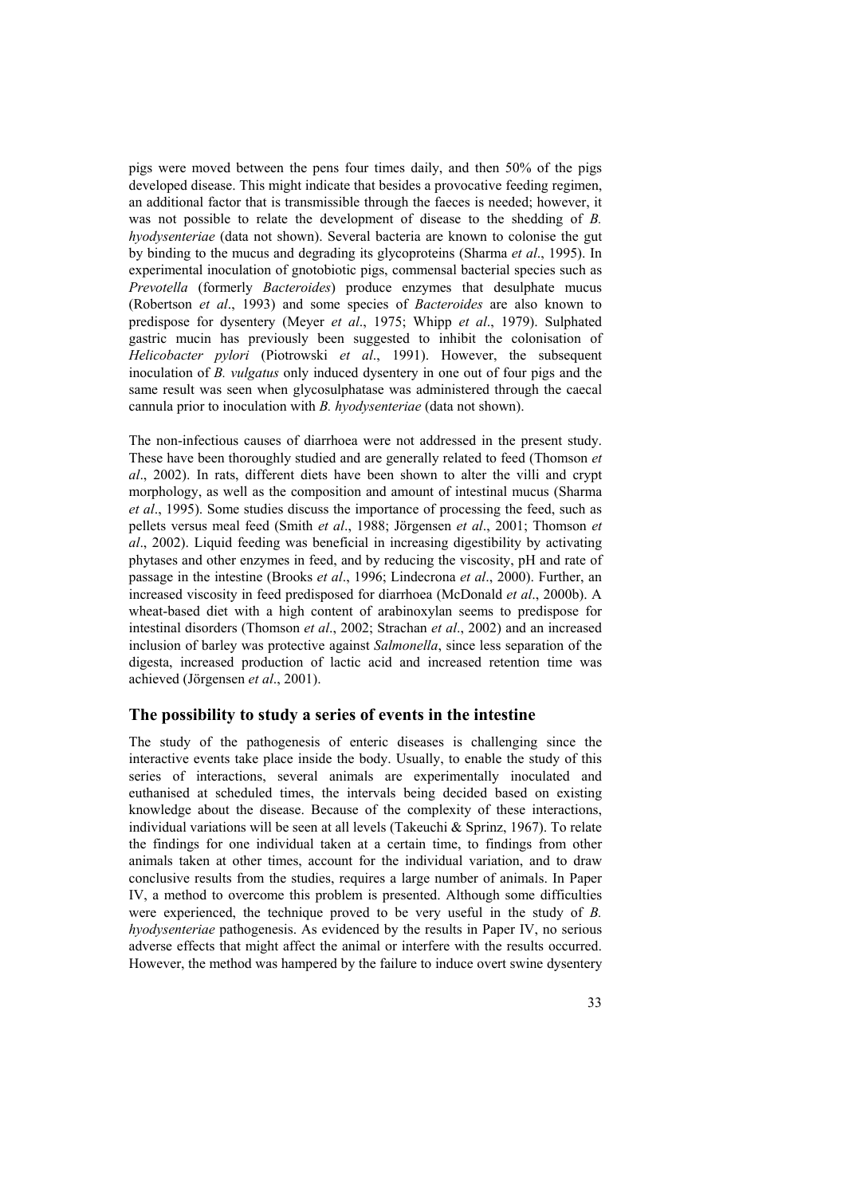pigs were moved between the pens four times daily, and then 50% of the pigs developed disease. This might indicate that besides a provocative feeding regimen, an additional factor that is transmissible through the faeces is needed; however, it was not possible to relate the development of disease to the shedding of *B. hyodysenteriae* (data not shown). Several bacteria are known to colonise the gut by binding to the mucus and degrading its glycoproteins (Sharma *et al*., 1995). In experimental inoculation of gnotobiotic pigs, commensal bacterial species such as *Prevotella* (formerly *Bacteroides*) produce enzymes that desulphate mucus (Robertson *et al*., 1993) and some species of *Bacteroides* are also known to predispose for dysentery (Meyer *et al*., 1975; Whipp *et al*., 1979). Sulphated gastric mucin has previously been suggested to inhibit the colonisation of *Helicobacter pylori* (Piotrowski *et al*., 1991). However, the subsequent inoculation of *B. vulgatus* only induced dysentery in one out of four pigs and the same result was seen when glycosulphatase was administered through the caecal cannula prior to inoculation with *B. hyodysenteriae* (data not shown).

The non-infectious causes of diarrhoea were not addressed in the present study. These have been thoroughly studied and are generally related to feed (Thomson *et al*., 2002). In rats, different diets have been shown to alter the villi and crypt morphology, as well as the composition and amount of intestinal mucus (Sharma *et al*., 1995). Some studies discuss the importance of processing the feed, such as pellets versus meal feed (Smith *et al*., 1988; Jörgensen *et al*., 2001; Thomson *et al*., 2002). Liquid feeding was beneficial in increasing digestibility by activating phytases and other enzymes in feed, and by reducing the viscosity, pH and rate of passage in the intestine (Brooks *et al*., 1996; Lindecrona *et al*., 2000). Further, an increased viscosity in feed predisposed for diarrhoea (McDonald *et al*., 2000b). A wheat-based diet with a high content of arabinoxylan seems to predispose for intestinal disorders (Thomson *et al*., 2002; Strachan *et al*., 2002) and an increased inclusion of barley was protective against *Salmonella*, since less separation of the digesta, increased production of lactic acid and increased retention time was achieved (Jörgensen *et al*., 2001).

## The possibility to study a series of events in the intestine

The study of the pathogenesis of enteric diseases is challenging since the interactive events take place inside the body. Usually, to enable the study of this series of interactions, several animals are experimentally inoculated and euthanised at scheduled times, the intervals being decided based on existing knowledge about the disease. Because of the complexity of these interactions, individual variations will be seen at all levels (Takeuchi & Sprinz, 1967). To relate the findings for one individual taken at a certain time, to findings from other animals taken at other times, account for the individual variation, and to draw conclusive results from the studies, requires a large number of animals. In Paper IV, a method to overcome this problem is presented. Although some difficulties were experienced, the technique proved to be very useful in the study of *B. hyodysenteriae* pathogenesis. As evidenced by the results in Paper IV, no serious adverse effects that might affect the animal or interfere with the results occurred. However, the method was hampered by the failure to induce overt swine dysentery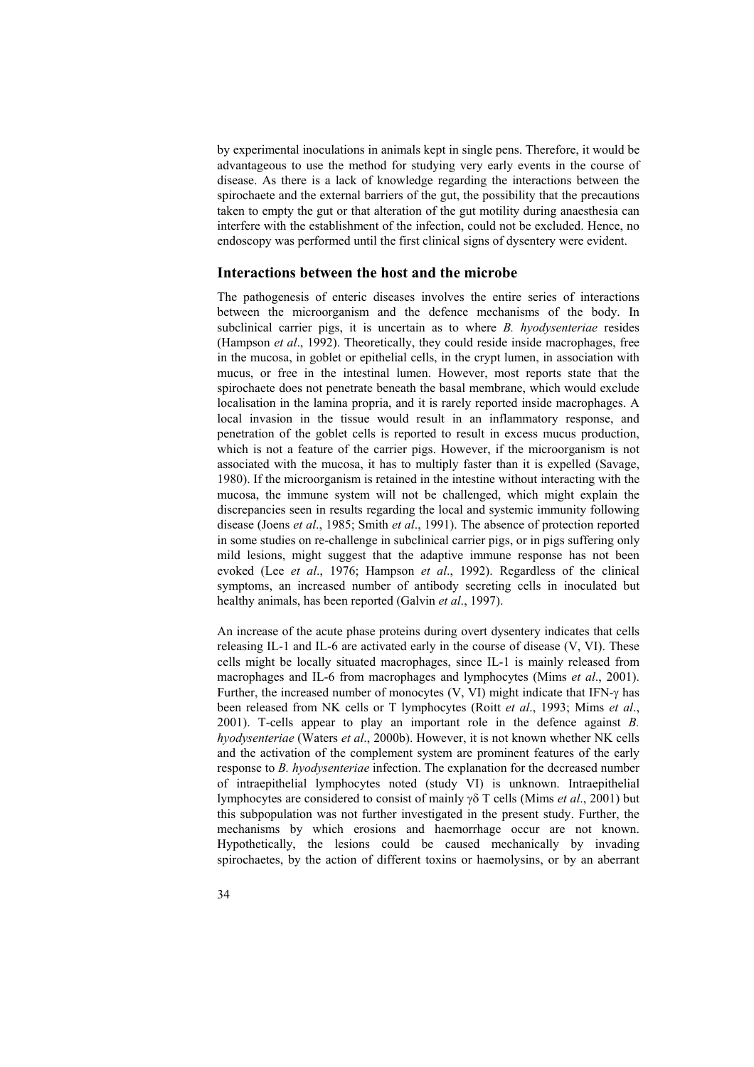by experimental inoculations in animals kept in single pens. Therefore, it would be advantageous to use the method for studying very early events in the course of disease. As there is a lack of knowledge regarding the interactions between the spirochaete and the external barriers of the gut, the possibility that the precautions taken to empty the gut or that alteration of the gut motility during anaesthesia can interfere with the establishment of the infection, could not be excluded. Hence, no endoscopy was performed until the first clinical signs of dysentery were evident.

## Interactions between the host and the microbe

The pathogenesis of enteric diseases involves the entire series of interactions between the microorganism and the defence mechanisms of the body. In subclinical carrier pigs, it is uncertain as to where *B. hyodysenteriae* resides (Hampson *et al*., 1992). Theoretically, they could reside inside macrophages, free in the mucosa, in goblet or epithelial cells, in the crypt lumen, in association with mucus, or free in the intestinal lumen. However, most reports state that the spirochaete does not penetrate beneath the basal membrane, which would exclude localisation in the lamina propria, and it is rarely reported inside macrophages. A local invasion in the tissue would result in an inflammatory response, and penetration of the goblet cells is reported to result in excess mucus production, which is not a feature of the carrier pigs. However, if the microorganism is not associated with the mucosa, it has to multiply faster than it is expelled (Savage, 1980). If the microorganism is retained in the intestine without interacting with the mucosa, the immune system will not be challenged, which might explain the discrepancies seen in results regarding the local and systemic immunity following disease (Joens *et al*., 1985; Smith *et al*., 1991). The absence of protection reported in some studies on re-challenge in subclinical carrier pigs, or in pigs suffering only mild lesions, might suggest that the adaptive immune response has not been evoked (Lee *et al*., 1976; Hampson *et al*., 1992). Regardless of the clinical symptoms, an increased number of antibody secreting cells in inoculated but healthy animals, has been reported (Galvin *et al*., 1997).

An increase of the acute phase proteins during overt dysentery indicates that cells releasing IL-1 and IL-6 are activated early in the course of disease (V, VI). These cells might be locally situated macrophages, since IL-1 is mainly released from macrophages and IL-6 from macrophages and lymphocytes (Mims *et al*., 2001). Further, the increased number of monocytes (V, VI) might indicate that IFN-$\gamma$ has been released from NK cells or T lymphocytes (Roitt *et al*., 1993; Mims *et al*., 2001). T-cells appear to play an important role in the defence against *B. hyodysenteriae* (Waters *et al*., 2000b). However, it is not known whether NK cells and the activation of the complement system are prominent features of the early response to *B. hyodysenteriae* infection. The explanation for the decreased number of intraepithelial lymphocytes noted (study VI) is unknown. Intraepithelial lymphocytes are considered to consist of mainly $\gamma\delta$ T cells (Mims *et al*., 2001) but this subpopulation was not further investigated in the present study. Further, the mechanisms by which erosions and haemorrhage occur are not known. Hypothetically, the lesions could be caused mechanically by invading spirochaetes, by the action of different toxins or haemolysins, or by an aberrant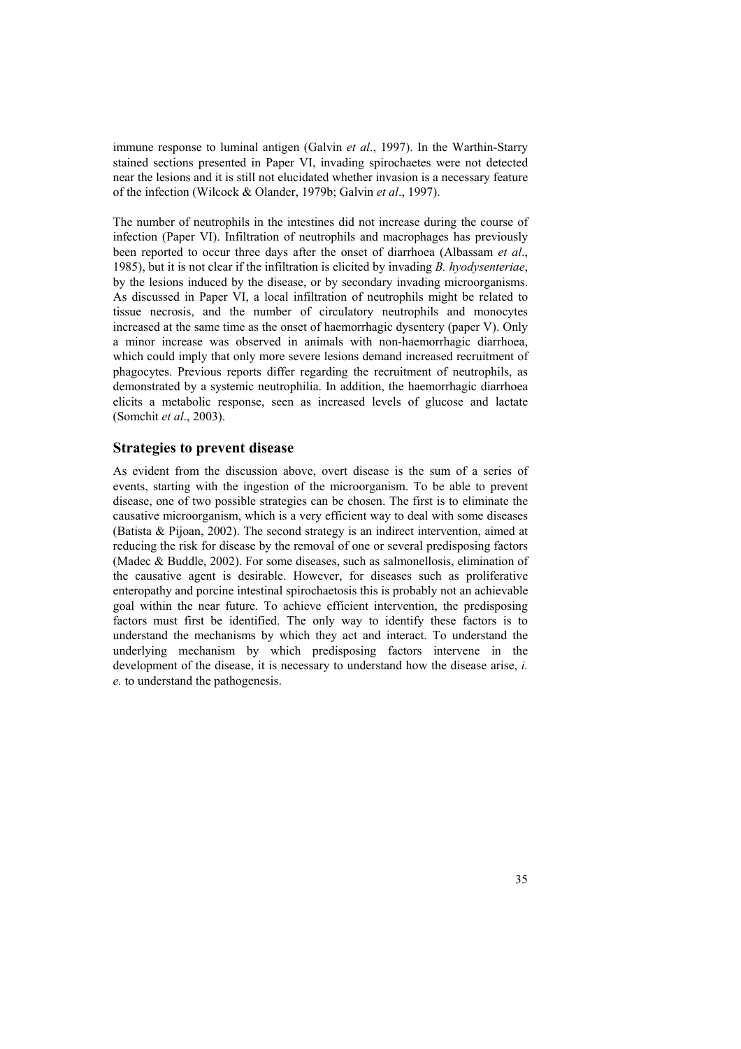immune response to luminal antigen (Galvin *et al*., 1997). In the Warthin-Starry stained sections presented in Paper VI, invading spirochaetes were not detected near the lesions and it is still not elucidated whether invasion is a necessary feature of the infection (Wilcock & Olander, 1979b; Galvin *et al*., 1997).

The number of neutrophils in the intestines did not increase during the course of infection (Paper VI). Infiltration of neutrophils and macrophages has previously been reported to occur three days after the onset of diarrhoea (Albassam *et al*., 1985), but it is not clear if the infiltration is elicited by invading *B. hyodysenteriae*, by the lesions induced by the disease, or by secondary invading microorganisms. As discussed in Paper VI, a local infiltration of neutrophils might be related to tissue necrosis, and the number of circulatory neutrophils and monocytes increased at the same time as the onset of haemorrhagic dysentery (paper V). Only a minor increase was observed in animals with non-haemorrhagic diarrhoea, which could imply that only more severe lesions demand increased recruitment of phagocytes. Previous reports differ regarding the recruitment of neutrophils, as demonstrated by a systemic neutrophilia. In addition, the haemorrhagic diarrhoea elicits a metabolic response, seen as increased levels of glucose and lactate (Somchit *et al*., 2003).

## Strategies to prevent disease

As evident from the discussion above, overt disease is the sum of a series of events, starting with the ingestion of the microorganism. To be able to prevent disease, one of two possible strategies can be chosen. The first is to eliminate the causative microorganism, which is a very efficient way to deal with some diseases (Batista & Pijoan, 2002). The second strategy is an indirect intervention, aimed at reducing the risk for disease by the removal of one or several predisposing factors (Madec & Buddle, 2002). For some diseases, such as salmonellosis, elimination of the causative agent is desirable. However, for diseases such as proliferative enteropathy and porcine intestinal spirochaetosis this is probably not an achievable goal within the near future. To achieve efficient intervention, the predisposing factors must first be identified. The only way to identify these factors is to understand the mechanisms by which they act and interact. To understand the underlying mechanism by which predisposing factors intervene in the development of the disease, it is necessary to understand how the disease arise, *i. e.* to understand the pathogenesis.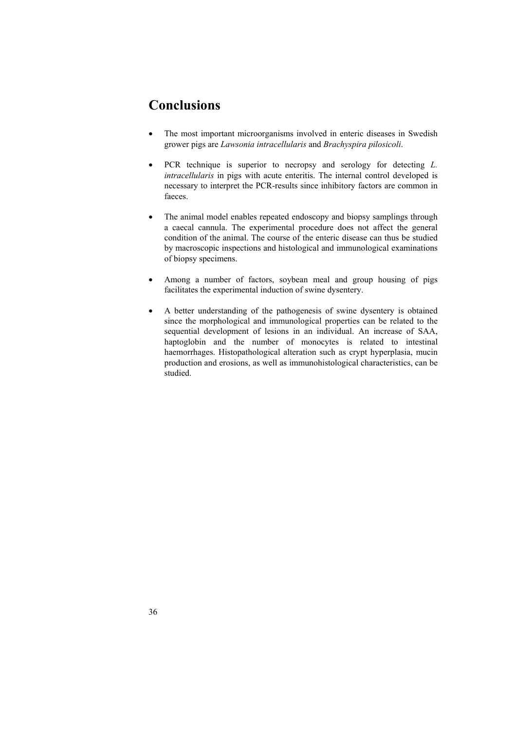# Conclusions

- The most important microorganisms involved in enteric diseases in Swedish grower pigs are *Lawsonia intracellularis* and *Brachyspira pilosicoli*.

- PCR technique is superior to necropsy and serology for detecting *L. intracellularis* in pigs with acute enteritis. The internal control developed is necessary to interpret the PCR-results since inhibitory factors are common in faeces.

- The animal model enables repeated endoscopy and biopsy samplings through a caecal cannula. The experimental procedure does not affect the general condition of the animal. The course of the enteric disease can thus be studied by macroscopic inspections and histological and immunological examinations of biopsy specimens.

- Among a number of factors, soybean meal and group housing of pigs facilitates the experimental induction of swine dysentery.

- A better understanding of the pathogenesis of swine dysentery is obtained since the morphological and immunological properties can be related to the sequential development of lesions in an individual. An increase of SAA, haptoglobin and the number of monocytes is related to intestinal haemorrhages. Histopathological alteration such as crypt hyperplasia, mucin production and erosions, as well as immunohistological characteristics, can be studied.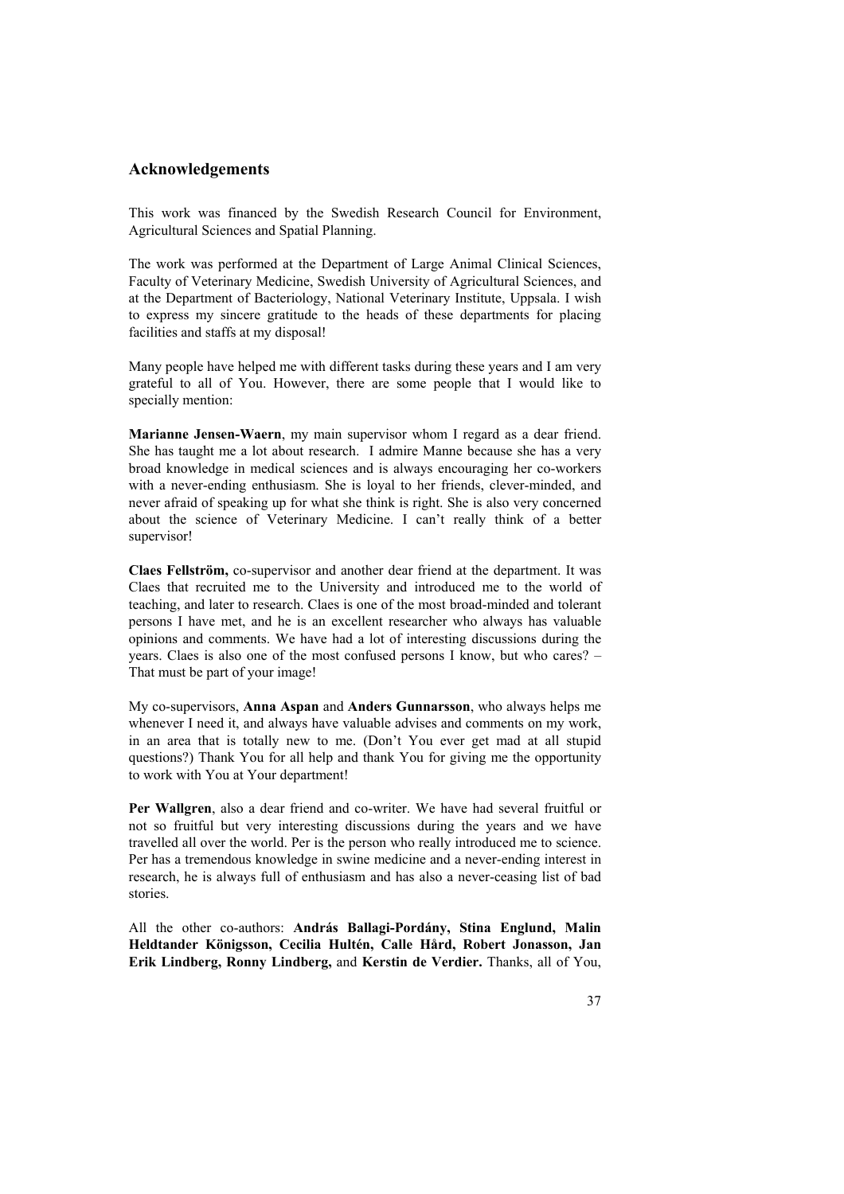## Acknowledgements

This work was financed by the Swedish Research Council for Environment, Agricultural Sciences and Spatial Planning.

The work was performed at the Department of Large Animal Clinical Sciences, Faculty of Veterinary Medicine, Swedish University of Agricultural Sciences, and at the Department of Bacteriology, National Veterinary Institute, Uppsala. I wish to express my sincere gratitude to the heads of these departments for placing facilities and staffs at my disposal!

Many people have helped me with different tasks during these years and I am very grateful to all of You. However, there are some people that I would like to specially mention:

**Marianne Jensen-Waern**, my main supervisor whom I regard as a dear friend. She has taught me a lot about research. I admire Manne because she has a very broad knowledge in medical sciences and is always encouraging her co-workers with a never-ending enthusiasm. She is loyal to her friends, clever-minded, and never afraid of speaking up for what she think is right. She is also very concerned about the science of Veterinary Medicine. I can't really think of a better supervisor!

**Claes Fellström,** co-supervisor and another dear friend at the department. It was Claes that recruited me to the University and introduced me to the world of teaching, and later to research. Claes is one of the most broad-minded and tolerant persons I have met, and he is an excellent researcher who always has valuable opinions and comments. We have had a lot of interesting discussions during the years. Claes is also one of the most confused persons I know, but who cares? – That must be part of your image!

My co-supervisors, **Anna Aspan** and **Anders Gunnarsson**, who always helps me whenever I need it, and always have valuable advises and comments on my work, in an area that is totally new to me. (Don't You ever get mad at all stupid questions?) Thank You for all help and thank You for giving me the opportunity to work with You at Your department!

**Per Wallgren**, also a dear friend and co-writer. We have had several fruitful or not so fruitful but very interesting discussions during the years and we have travelled all over the world. Per is the person who really introduced me to science. Per has a tremendous knowledge in swine medicine and a never-ending interest in research, he is always full of enthusiasm and has also a never-ceasing list of bad stories.

All the other co-authors: **András Ballagi-Pordány, Stina Englund, Malin Heldtander Königsson, Cecilia Hultén, Calle Hård, Robert Jonasson, Jan Erik Lindberg, Ronny Lindberg,** and **Kerstin de Verdier.** Thanks, all of You,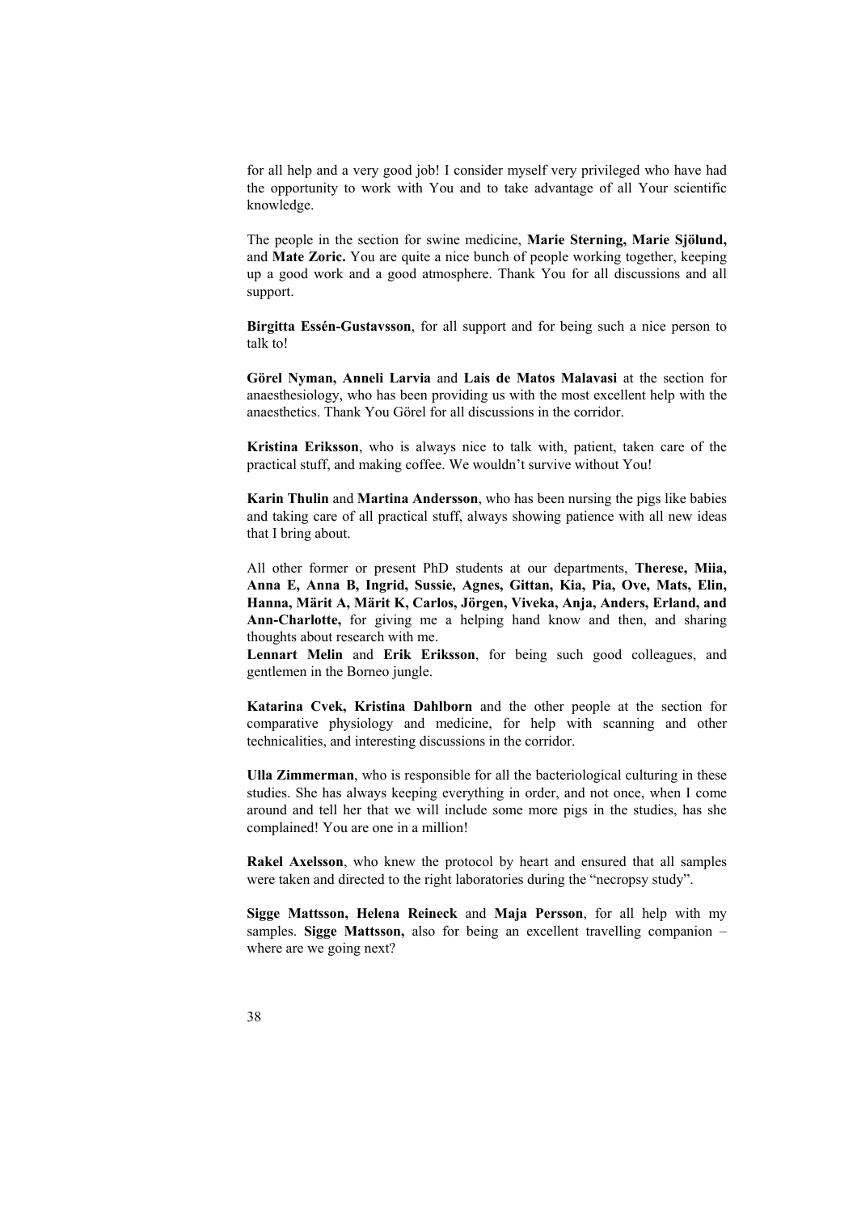for all help and a very good job! I consider myself very privileged who have had the opportunity to work with You and to take advantage of all Your scientific knowledge.

The people in the section for swine medicine, **Marie Sterning, Marie Sjölund,** and **Mate Zoric.** You are quite a nice bunch of people working together, keeping up a good work and a good atmosphere. Thank You for all discussions and all support.

**Birgitta Essén-Gustavsson**, for all support and for being such a nice person to talk to!

**Görel Nyman, Anneli Larvia** and **Lais de Matos Malavasi** at the section for anaesthesiology, who has been providing us with the most excellent help with the anaesthetics. Thank You Görel for all discussions in the corridor.

**Kristina Eriksson**, who is always nice to talk with, patient, taken care of the practical stuff, and making coffee. We wouldn't survive without You!

**Karin Thulin** and **Martina Andersson**, who has been nursing the pigs like babies and taking care of all practical stuff, always showing patience with all new ideas that I bring about.

All other former or present PhD students at our departments, **Therese, Miia, Anna E, Anna B, Ingrid, Sussie, Agnes, Gittan, Kia, Pia, Ove, Mats, Elin, Hanna, Märit A, Märit K, Carlos, Jörgen, Viveka, Anja, Anders, Erland, and Ann-Charlotte,** for giving me a helping hand know and then, and sharing thoughts about research with me.
**Lennart Melin** and **Erik Eriksson**, for being such good colleagues, and gentlemen in the Borneo jungle.

**Katarina Cvek, Kristina Dahlborn** and the other people at the section for comparative physiology and medicine, for help with scanning and other technicalities, and interesting discussions in the corridor.

**Ulla Zimmerman**, who is responsible for all the bacteriological culturing in these studies. She has always keeping everything in order, and not once, when I come around and tell her that we will include some more pigs in the studies, has she complained! You are one in a million!

**Rakel Axelsson**, who knew the protocol by heart and ensured that all samples were taken and directed to the right laboratories during the "necropsy study".

**Sigge Mattsson, Helena Reineck** and **Maja Persson**, for all help with my samples. **Sigge Mattsson,** also for being an excellent travelling companion – where are we going next?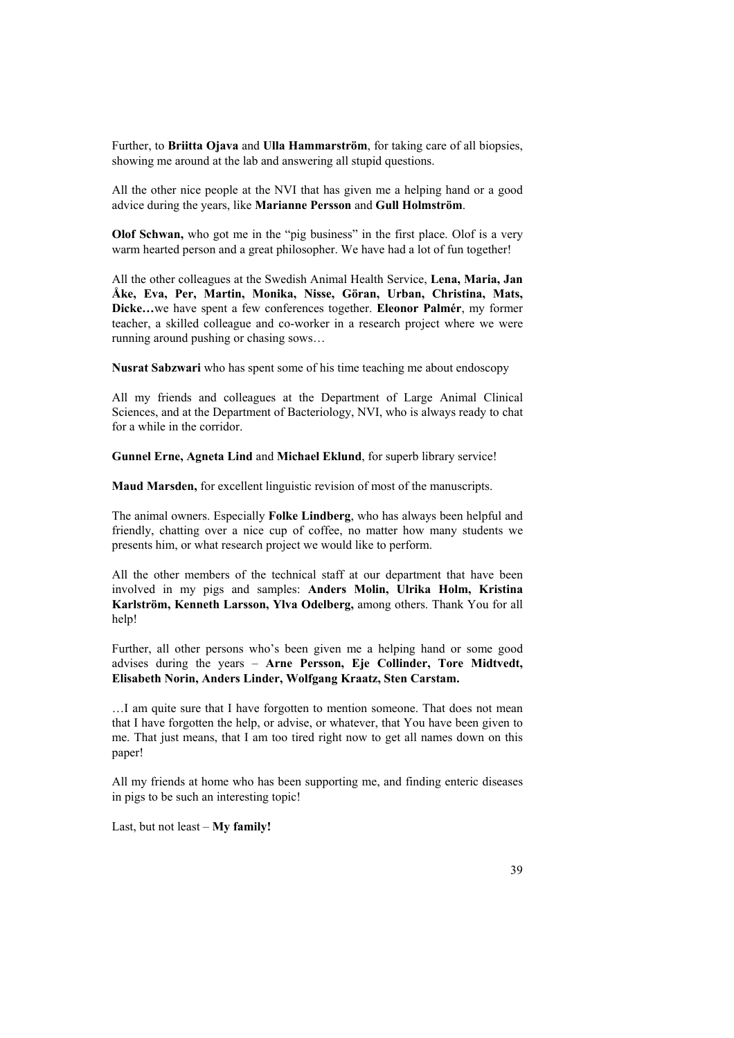Further, to **Briitta Ojava** and **Ulla Hammarström**, for taking care of all biopsies, showing me around at the lab and answering all stupid questions.

All the other nice people at the NVI that has given me a helping hand or a good advice during the years, like **Marianne Persson** and **Gull Holmström**.

**Olof Schwan,** who got me in the "pig business" in the first place. Olof is a very warm hearted person and a great philosopher. We have had a lot of fun together!

All the other colleagues at the Swedish Animal Health Service, **Lena, Maria, Jan Åke, Eva, Per, Martin, Monika, Nisse, Göran, Urban, Christina, Mats, Dicke…**we have spent a few conferences together. **Eleonor Palmér**, my former teacher, a skilled colleague and co-worker in a research project where we were running around pushing or chasing sows…

**Nusrat Sabzwari** who has spent some of his time teaching me about endoscopy

All my friends and colleagues at the Department of Large Animal Clinical Sciences, and at the Department of Bacteriology, NVI, who is always ready to chat for a while in the corridor.

**Gunnel Erne, Agneta Lind** and **Michael Eklund**, for superb library service!

**Maud Marsden,** for excellent linguistic revision of most of the manuscripts.

The animal owners. Especially **Folke Lindberg**, who has always been helpful and friendly, chatting over a nice cup of coffee, no matter how many students we presents him, or what research project we would like to perform.

All the other members of the technical staff at our department that have been involved in my pigs and samples: **Anders Molin, Ulrika Holm, Kristina Karlström, Kenneth Larsson, Ylva Odelberg,** among others. Thank You for all help!

Further, all other persons who's been given me a helping hand or some good advises during the years – **Arne Persson, Eje Collinder, Tore Midtvedt, Elisabeth Norin, Anders Linder, Wolfgang Kraatz, Sten Carstam.**

…I am quite sure that I have forgotten to mention someone. That does not mean that I have forgotten the help, or advise, or whatever, that You have been given to me. That just means, that I am too tired right now to get all names down on this paper!

All my friends at home who has been supporting me, and finding enteric diseases in pigs to be such an interesting topic!

Last, but not least – **My family!**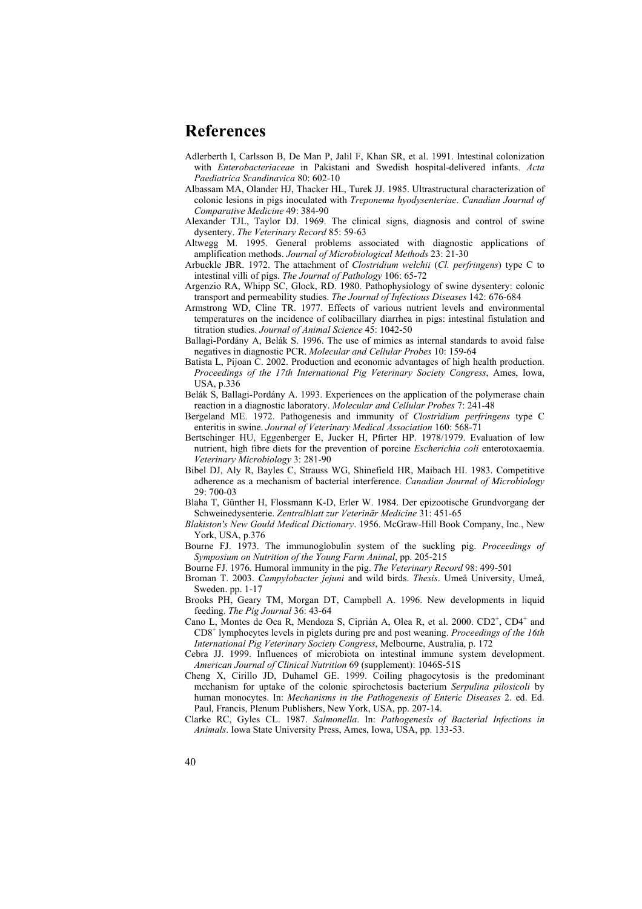# References

Adlerberth I, Carlsson B, De Man P, Jalil F, Khan SR, et al. 1991. Intestinal colonization with *Enterobacteriaceae* in Pakistani and Swedish hospital-delivered infants. *Acta Paediatrica Scandinavica* 80: 602-10

Albassam MA, Olander HJ, Thacker HL, Turek JJ. 1985. Ultrastructural characterization of colonic lesions in pigs inoculated with *Treponema hyodysenteriae*. *Canadian Journal of Comparative Medicine* 49: 384-90

Alexander TJL, Taylor DJ. 1969. The clinical signs, diagnosis and control of swine dysentery. *The Veterinary Record* 85: 59-63

Altwegg M. 1995. General problems associated with diagnostic applications of amplification methods. *Journal of Microbiological Methods* 23: 21-30

Arbuckle JBR. 1972. The attachment of *Clostridium welchii* (*Cl. perfringens*) type C to intestinal villi of pigs. *The Journal of Pathology* 106: 65-72

Argenzio RA, Whipp SC, Glock, RD. 1980. Pathophysiology of swine dysentery: colonic transport and permeability studies. *The Journal of Infectious Diseases* 142: 676-684

Armstrong WD, Cline TR. 1977. Effects of various nutrient levels and environmental temperatures on the incidence of colibacillary diarrhea in pigs: intestinal fistulation and titration studies. *Journal of Animal Science* 45: 1042-50

Ballagi-Pordány A, Belák S. 1996. The use of mimics as internal standards to avoid false negatives in diagnostic PCR. *Molecular and Cellular Probes* 10: 159-64

Batista L, Pijoan C. 2002. Production and economic advantages of high health production. *Proceedings of the 17th International Pig Veterinary Society Congress*, Ames, Iowa, USA, p.336

Belák S, Ballagi-Pordány A. 1993. Experiences on the application of the polymerase chain reaction in a diagnostic laboratory. *Molecular and Cellular Probes* 7: 241-48

Bergeland ME. 1972. Pathogenesis and immunity of *Clostridium perfringens* type C enteritis in swine. *Journal of Veterinary Medical Association* 160: 568-71

Bertschinger HU, Eggenberger E, Jucker H, Pfirter HP. 1978/1979. Evaluation of low nutrient, high fibre diets for the prevention of porcine *Escherichia coli* enterotoxaemia. *Veterinary Microbiology* 3: 281-90

Bibel DJ, Aly R, Bayles C, Strauss WG, Shinefield HR, Maibach HI. 1983. Competitive adherence as a mechanism of bacterial interference. *Canadian Journal of Microbiology* 29: 700-03

Blaha T, Günther H, Flossmann K-D, Erler W. 1984. Der epizootische Grundvorgang der Schweinedysenterie. *Zentralblatt zur Veterinär Medicine* 31: 451-65

*Blakiston's New Gould Medical Dictionary*. 1956. McGraw-Hill Book Company, Inc., New York, USA, p.376

Bourne FJ. 1973. The immunoglobulin system of the suckling pig. *Proceedings of Symposium on Nutrition of the Young Farm Animal*, pp. 205-215

Bourne FJ. 1976. Humoral immunity in the pig. *The Veterinary Record* 98: 499-501

Broman T. 2003. *Campylobacter jejuni* and wild birds. *Thesis*. Umeå University, Umeå, Sweden. pp. 1-17

Brooks PH, Geary TM, Morgan DT, Campbell A. 1996. New developments in liquid feeding. *The Pig Journal* 36: 43-64

Cano L, Montes de Oca R, Mendoza S, Ciprián A, Olea R, et al. 2000. $CD2^+$, $CD4^+$ and $CD8^+$ lymphocytes levels in piglets during pre and post weaning. *Proceedings of the 16th International Pig Veterinary Society Congress*, Melbourne, Australia, p. 172

Cebra JJ. 1999. Influences of microbiota on intestinal immune system development. *American Journal of Clinical Nutrition* 69 (supplement): 1046S-51S

Cheng X, Cirillo JD, Duhamel GE. 1999. Coiling phagocytosis is the predominant mechanism for uptake of the colonic spirochetosis bacterium *Serpulina pilosicoli* by human monocytes. In: *Mechanisms in the Pathogenesis of Enteric Diseases* 2. ed. Ed. Paul, Francis, Plenum Publishers, New York, USA, pp. 207-14.

Clarke RC, Gyles CL. 1987. *Salmonella*. In: *Pathogenesis of Bacterial Infections in Animals*. Iowa State University Press, Ames, Iowa, USA, pp. 133-53.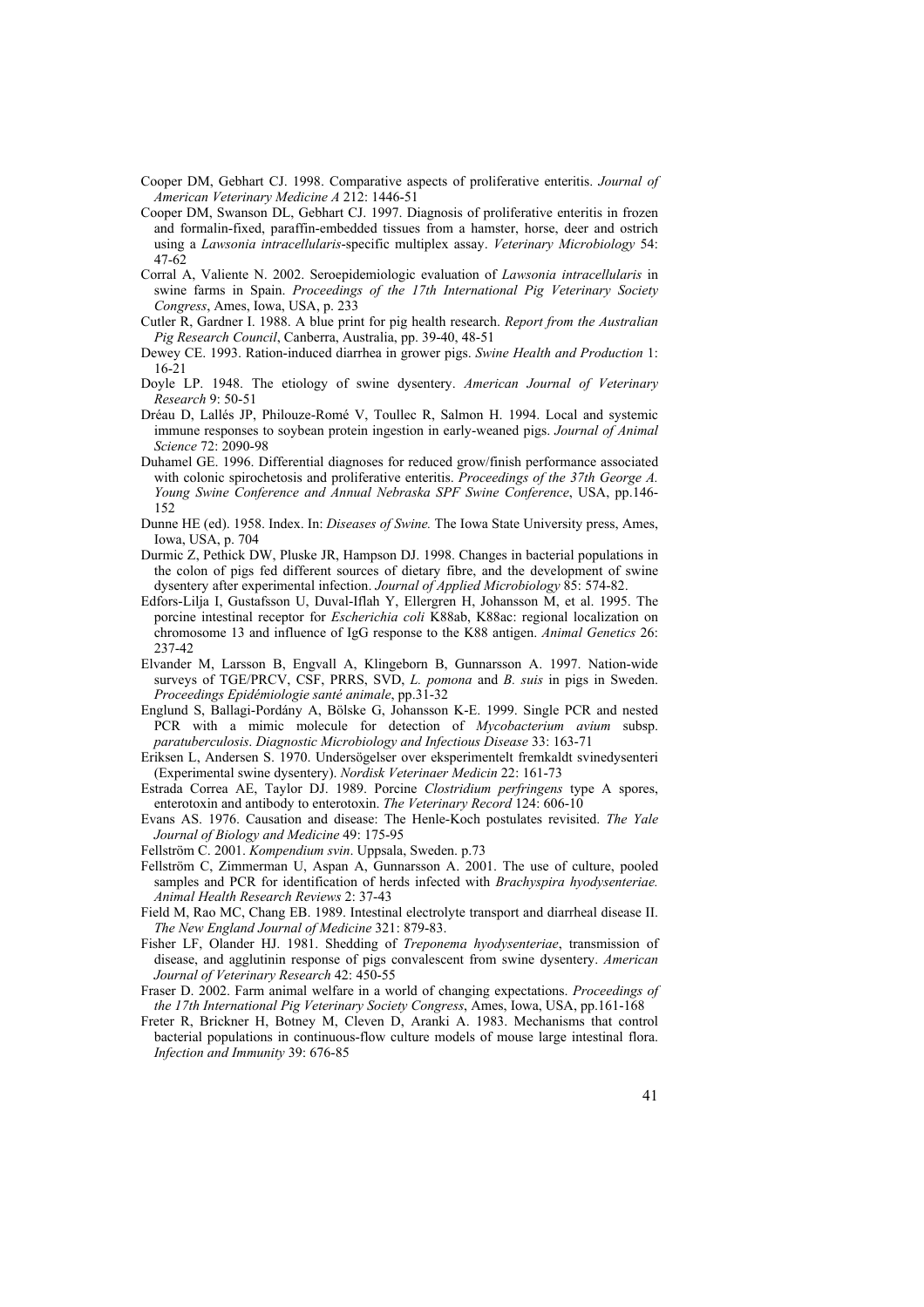Cooper DM, Gebhart CJ. 1998. Comparative aspects of proliferative enteritis. *Journal of American Veterinary Medicine A* 212: 1446-51

Cooper DM, Swanson DL, Gebhart CJ. 1997. Diagnosis of proliferative enteritis in frozen and formalin-fixed, paraffin-embedded tissues from a hamster, horse, deer and ostrich using a *Lawsonia intracellularis*-specific multiplex assay. *Veterinary Microbiology* 54: 47-62

Corral A, Valiente N. 2002. Seroepidemiologic evaluation of *Lawsonia intracellularis* in swine farms in Spain. *Proceedings of the 17th International Pig Veterinary Society Congress*, Ames, Iowa, USA, p. 233

Cutler R, Gardner I. 1988. A blue print for pig health research. *Report from the Australian Pig Research Council*, Canberra, Australia, pp. 39-40, 48-51

Dewey CE. 1993. Ration-induced diarrhea in grower pigs. *Swine Health and Production* 1: 16-21

Doyle LP. 1948. The etiology of swine dysentery. *American Journal of Veterinary Research* 9: 50-51

Dréau D, Lallés JP, Philouze-Romé V, Toullec R, Salmon H. 1994. Local and systemic immune responses to soybean protein ingestion in early-weaned pigs. *Journal of Animal Science* 72: 2090-98

Duhamel GE. 1996. Differential diagnoses for reduced grow/finish performance associated with colonic spirochetosis and proliferative enteritis. *Proceedings of the 37th George A. Young Swine Conference and Annual Nebraska SPF Swine Conference*, USA, pp.146-152

Dunne HE (ed). 1958. Index. In: *Diseases of Swine.* The Iowa State University press, Ames, Iowa, USA, p. 704

Durmic Z, Pethick DW, Pluske JR, Hampson DJ. 1998. Changes in bacterial populations in the colon of pigs fed different sources of dietary fibre, and the development of swine dysentery after experimental infection. *Journal of Applied Microbiology* 85: 574-82.

Edfors-Lilja I, Gustafsson U, Duval-Iflah Y, Ellergren H, Johansson M, et al. 1995. The porcine intestinal receptor for *Escherichia coli* K88ab, K88ac: regional localization on chromosome 13 and influence of IgG response to the K88 antigen. *Animal Genetics* 26: 237-42

Elvander M, Larsson B, Engvall A, Klingeborn B, Gunnarsson A. 1997. Nation-wide surveys of TGE/PRCV, CSF, PRRS, SVD, *L. pomona* and *B. suis* in pigs in Sweden. *Proceedings Epidémiologie santé animale*, pp.31-32

Englund S, Ballagi-Pordány A, Bölske G, Johansson K-E. 1999. Single PCR and nested PCR with a mimic molecule for detection of *Mycobacterium avium* subsp. *paratuberculosis*. *Diagnostic Microbiology and Infectious Disease* 33: 163-71

Eriksen L, Andersen S. 1970. Undersögelser over eksperimentelt fremkaldt svinedysenteri (Experimental swine dysentery). *Nordisk Veterinaer Medicin* 22: 161-73

Estrada Correa AE, Taylor DJ. 1989. Porcine *Clostridium perfringens* type A spores, enterotoxin and antibody to enterotoxin. *The Veterinary Record* 124: 606-10

Evans AS. 1976. Causation and disease: The Henle-Koch postulates revisited. *The Yale Journal of Biology and Medicine* 49: 175-95

Fellström C. 2001. *Kompendium svin*. Uppsala, Sweden. p.73

Fellström C, Zimmerman U, Aspan A, Gunnarsson A. 2001. The use of culture, pooled samples and PCR for identification of herds infected with *Brachyspira hyodysenteriae. Animal Health Research Reviews* 2: 37-43

Field M, Rao MC, Chang EB. 1989. Intestinal electrolyte transport and diarrheal disease II. *The New England Journal of Medicine* 321: 879-83.

Fisher LF, Olander HJ. 1981. Shedding of *Treponema hyodysenteriae*, transmission of disease, and agglutinin response of pigs convalescent from swine dysentery. *American Journal of Veterinary Research* 42: 450-55

Fraser D. 2002. Farm animal welfare in a world of changing expectations. *Proceedings of the 17th International Pig Veterinary Society Congress*, Ames, Iowa, USA, pp.161-168

Freter R, Brickner H, Botney M, Cleven D, Aranki A. 1983. Mechanisms that control bacterial populations in continuous-flow culture models of mouse large intestinal flora. *Infection and Immunity* 39: 676-85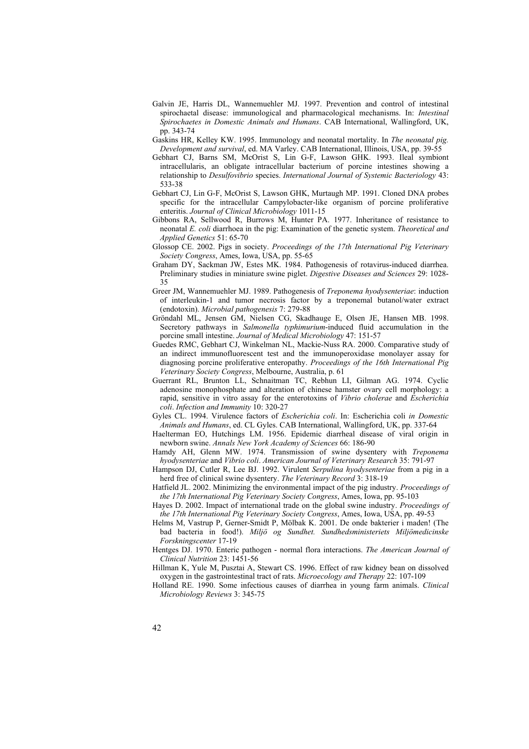Galvin JE, Harris DL, Wannemuehler MJ. 1997. Prevention and control of intestinal spirochaetal disease: immunological and pharmacological mechanisms. In: *Intestinal Spirochaetes in Domestic Animals and Humans*. CAB International, Wallingford, UK, pp. 343-74

Gaskins HR, Kelley KW. 1995. Immunology and neonatal mortality. In *The neonatal pig. Development and survival*, ed. MA Varley. CAB International, Illinois, USA, pp. 39-55

Gebhart CJ, Barns SM, McOrist S, Lin G-F, Lawson GHK. 1993. Ileal symbiont intracellularis, an obligate intracellular bacterium of porcine intestines showing a relationship to *Desulfovibrio* species. *International Journal of Systemic Bacteriology* 43: 533-38

Gebhart CJ, Lin G-F, McOrist S, Lawson GHK, Murtaugh MP. 1991. Cloned DNA probes specific for the intracellular Campylobacter-like organism of porcine proliferative enteritis. *Journal of Clinical Microbiology* 1011-15

Gibbons RA, Sellwood R, Burrows M, Hunter PA. 1977. Inheritance of resistance to neonatal *E. coli* diarrhoea in the pig: Examination of the genetic system. *Theoretical and Applied Genetics* 51: 65-70

Glossop CE. 2002. Pigs in society. *Proceedings of the 17th International Pig Veterinary Society Congress*, Ames, Iowa, USA, pp. 55-65

Graham DY, Sackman JW, Estes MK. 1984. Pathogenesis of rotavirus-induced diarrhea. Preliminary studies in miniature swine piglet. *Digestive Diseases and Sciences* 29: 1028-35

Greer JM, Wannemuehler MJ. 1989. Pathogenesis of *Treponema hyodysenteriae*: induction of interleukin-1 and tumor necrosis factor by a treponemal butanol/water extract (endotoxin). *Microbial pathogenesis* 7: 279-88

Gröndahl ML, Jensen GM, Nielsen CG, Skadhauge E, Olsen JE, Hansen MB. 1998. Secretory pathways in *Salmonella typhimurium*-induced fluid accumulation in the porcine small intestine. *Journal of Medical Microbiology* 47: 151-57

Guedes RMC, Gebhart CJ, Winkelman NL, Mackie-Nuss RA. 2000. Comparative study of an indirect immunofluorescent test and the immunoperoxidase monolayer assay for diagnosing porcine proliferative enteropathy. *Proceedings of the 16th International Pig Veterinary Society Congress*, Melbourne, Australia, p. 61

Guerrant RL, Brunton LL, Schnaitman TC, Rebhun LI, Gilman AG. 1974. Cyclic adenosine monophosphate and alteration of chinese hamster ovary cell morphology: a rapid, sensitive in vitro assay for the enterotoxins of *Vibrio cholerae* and *Escherichia coli*. *Infection and Immunity* 10: 320-27

Gyles CL. 1994. Virulence factors of *Escherichia coli*. In: Escherichia coli *in Domestic Animals and Humans*, ed. CL Gyles. CAB International, Wallingford, UK, pp. 337-64

Haelterman EO, Hutchings LM. 1956. Epidemic diarrheal disease of viral origin in newborn swine. *Annals New York Academy of Sciences* 66: 186-90

Hamdy AH, Glenn MW. 1974. Transmission of swine dysentery with *Treponema hyodysenteriae* and *Vibrio coli*. *American Journal of Veterinary Research* 35: 791-97

Hampson DJ, Cutler R, Lee BJ. 1992. Virulent *Serpulina hyodysenteriae* from a pig in a herd free of clinical swine dysentery. *The Veterinary Record* 3: 318-19

Hatfield JL. 2002. Minimizing the environmental impact of the pig industry. *Proceedings of the 17th International Pig Veterinary Society Congress*, Ames, Iowa, pp. 95-103

Hayes D. 2002. Impact of international trade on the global swine industry. *Proceedings of the 17th International Pig Veterinary Society Congress*, Ames, Iowa, USA, pp. 49-53

Helms M, Vastrup P, Gerner-Smidt P, Mölbak K. 2001. De onde bakterier i maden! (The bad bacteria in food!). *Miljö og Sundhet. Sundhedsministeriets Miljömedicinske Forskningscenter* 17-19

Hentges DJ. 1970. Enteric pathogen - normal flora interactions. *The American Journal of Clinical Nutrition* 23: 1451-56

Hillman K, Yule M, Pusztai A, Stewart CS. 1996. Effect of raw kidney bean on dissolved oxygen in the gastrointestinal tract of rats. *Microecology and Therapy* 22: 107-109

Holland RE. 1990. Some infectious causes of diarrhea in young farm animals. *Clinical Microbiology Reviews* 3: 345-75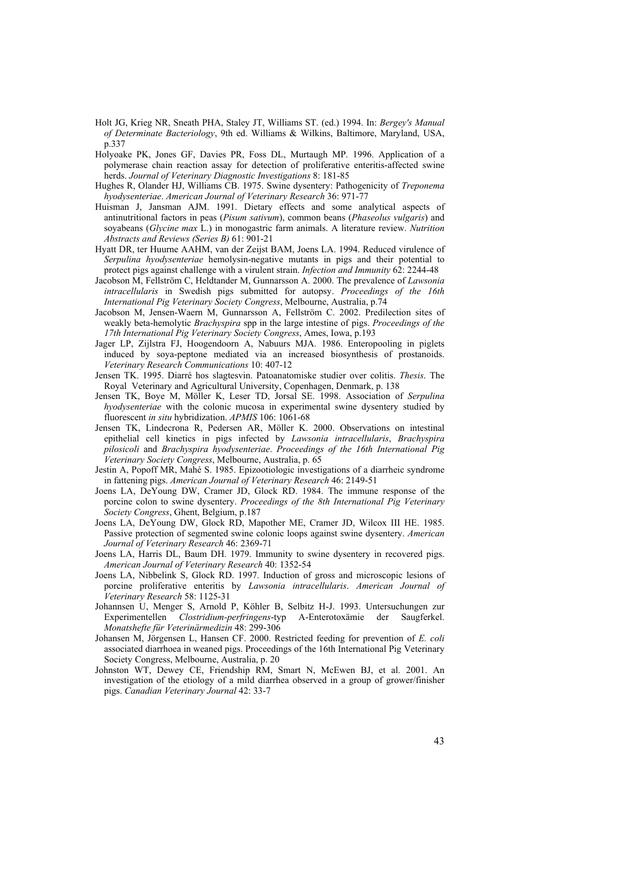Holt JG, Krieg NR, Sneath PHA, Staley JT, Williams ST. (ed.) 1994. In: *Bergey's Manual of Determinate Bacteriology*, 9th ed. Williams & Wilkins, Baltimore, Maryland, USA, p.337

Holyoake PK, Jones GF, Davies PR, Foss DL, Murtaugh MP. 1996. Application of a polymerase chain reaction assay for detection of proliferative enteritis-affected swine herds. *Journal of Veterinary Diagnostic Investigations* 8: 181-85

Hughes R, Olander HJ, Williams CB. 1975. Swine dysentery: Pathogenicity of *Treponema hyodysenteriae*. *American Journal of Veterinary Research* 36: 971-77

Huisman J, Jansman AJM. 1991. Dietary effects and some analytical aspects of antinutritional factors in peas (*Pisum sativum*), common beans (*Phaseolus vulgaris*) and soyabeans (*Glycine max* L.) in monogastric farm animals. A literature review. *Nutrition Abstracts and Reviews (Series B)* 61: 901-21

Hyatt DR, ter Huurne AAHM, van der Zeijst BAM, Joens LA. 1994. Reduced virulence of *Serpulina hyodysenteriae* hemolysin-negative mutants in pigs and their potential to protect pigs against challenge with a virulent strain. *Infection and Immunity* 62: 2244-48

Jacobson M, Fellström C, Heldtander M, Gunnarsson A. 2000. The prevalence of *Lawsonia intracellularis* in Swedish pigs submitted for autopsy. *Proceedings of the 16th International Pig Veterinary Society Congress*, Melbourne, Australia, p.74

Jacobson M, Jensen-Waern M, Gunnarsson A, Fellström C. 2002. Predilection sites of weakly beta-hemolytic *Brachyspira* spp in the large intestine of pigs. *Proceedings of the 17th International Pig Veterinary Society Congress*, Ames, Iowa, p.193

Jager LP, Zijlstra FJ, Hoogendoorn A, Nabuurs MJA. 1986. Enteropooling in piglets induced by soya-peptone mediated via an increased biosynthesis of prostanoids. *Veterinary Research Communications* 10: 407-12

Jensen TK. 1995. Diarré hos slagtesvin. Patoanatomiske studier over colitis. *Thesis*. The Royal Veterinary and Agricultural University, Copenhagen, Denmark, p. 138

Jensen TK, Boye M, Möller K, Leser TD, Jorsal SE. 1998. Association of *Serpulina hyodysenteriae* with the colonic mucosa in experimental swine dysentery studied by fluorescent *in situ* hybridization. *APMIS* 106: 1061-68

Jensen TK, Lindecrona R, Pedersen AR, Möller K. 2000. Observations on intestinal epithelial cell kinetics in pigs infected by *Lawsonia intracellularis*, *Brachyspira pilosicoli* and *Brachyspira hyodysenteriae*. *Proceedings of the 16th International Pig Veterinary Society Congress*, Melbourne, Australia, p. 65

Jestin A, Popoff MR, Mahé S. 1985. Epizootiologic investigations of a diarrheic syndrome in fattening pigs. *American Journal of Veterinary Research* 46: 2149-51

Joens LA, DeYoung DW, Cramer JD, Glock RD. 1984. The immune response of the porcine colon to swine dysentery. *Proceedings of the 8th International Pig Veterinary Society Congress*, Ghent, Belgium, p.187

Joens LA, DeYoung DW, Glock RD, Mapother ME, Cramer JD, Wilcox III HE. 1985. Passive protection of segmented swine colonic loops against swine dysentery. *American Journal of Veterinary Research* 46: 2369-71

Joens LA, Harris DL, Baum DH. 1979. Immunity to swine dysentery in recovered pigs. *American Journal of Veterinary Research* 40: 1352-54

Joens LA, Nibbelink S, Glock RD. 1997. Induction of gross and microscopic lesions of porcine proliferative enteritis by *Lawsonia intracellularis*. *American Journal of Veterinary Research* 58: 1125-31

Johannsen U, Menger S, Arnold P, Köhler B, Selbitz H-J. 1993. Untersuchungen zur Experimentellen *Clostridium-perfringens*-typ A-Enterotoxämie der Saugferkel. *Monatshefte für Veterinärmedizin* 48: 299-306

Johansen M, Jörgensen L, Hansen CF. 2000. Restricted feeding for prevention of *E. coli* associated diarrhoea in weaned pigs. Proceedings of the 16th International Pig Veterinary Society Congress, Melbourne, Australia, p. 20

Johnston WT, Dewey CE, Friendship RM, Smart N, McEwen BJ, et al. 2001. An investigation of the etiology of a mild diarrhea observed in a group of grower/finisher pigs. *Canadian Veterinary Journal* 42: 33-7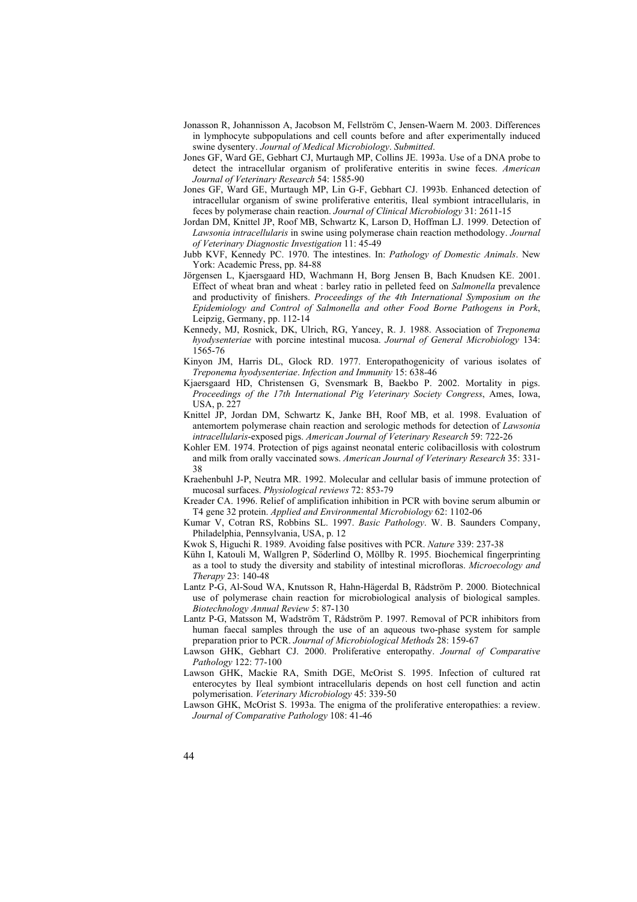Jonasson R, Johannisson A, Jacobson M, Fellström C, Jensen-Waern M. 2003. Differences in lymphocyte subpopulations and cell counts before and after experimentally induced swine dysentery. *Journal of Medical Microbiology*. *Submitted*.

Jones GF, Ward GE, Gebhart CJ, Murtaugh MP, Collins JE. 1993a. Use of a DNA probe to detect the intracellular organism of proliferative enteritis in swine feces. *American Journal of Veterinary Research* 54: 1585-90

Jones GF, Ward GE, Murtaugh MP, Lin G-F, Gebhart CJ. 1993b. Enhanced detection of intracellular organism of swine proliferative enteritis, Ileal symbiont intracellularis, in feces by polymerase chain reaction. *Journal of Clinical Microbiology* 31: 2611-15

Jordan DM, Knittel JP, Roof MB, Schwartz K, Larson D, Hoffman LJ. 1999. Detection of *Lawsonia intracellularis* in swine using polymerase chain reaction methodology. *Journal of Veterinary Diagnostic Investigation* 11: 45-49

Jubb KVF, Kennedy PC. 1970. The intestines. In: *Pathology of Domestic Animals*. New York: Academic Press, pp. 84-88

Jörgensen L, Kjaersgaard HD, Wachmann H, Borg Jensen B, Bach Knudsen KE. 2001. Effect of wheat bran and wheat : barley ratio in pelleted feed on *Salmonella* prevalence and productivity of finishers. *Proceedings of the 4th International Symposium on the Epidemiology and Control of Salmonella and other Food Borne Pathogens in Pork*, Leipzig, Germany, pp. 112-14

Kennedy, MJ, Rosnick, DK, Ulrich, RG, Yancey, R. J. 1988. Association of *Treponema hyodysenteriae* with porcine intestinal mucosa. *Journal of General Microbiology* 134: 1565-76

Kinyon JM, Harris DL, Glock RD. 1977. Enteropathogenicity of various isolates of *Treponema hyodysenteriae*. *Infection and Immunity* 15: 638-46

Kjaersgaard HD, Christensen G, Svensmark B, Baekbo P. 2002. Mortality in pigs. *Proceedings of the 17th International Pig Veterinary Society Congress*, Ames, Iowa, USA, p. 227

Knittel JP, Jordan DM, Schwartz K, Janke BH, Roof MB, et al. 1998. Evaluation of antemortem polymerase chain reaction and serologic methods for detection of *Lawsonia intracellularis*-exposed pigs. *American Journal of Veterinary Research* 59: 722-26

Kohler EM. 1974. Protection of pigs against neonatal enteric colibacillosis with colostrum and milk from orally vaccinated sows. *American Journal of Veterinary Research* 35: 331-38

Kraehenbuhl J-P, Neutra MR. 1992. Molecular and cellular basis of immune protection of mucosal surfaces. *Physiological reviews* 72: 853-79

Kreader CA. 1996. Relief of amplification inhibition in PCR with bovine serum albumin or T4 gene 32 protein. *Applied and Environmental Microbiology* 62: 1102-06

Kumar V, Cotran RS, Robbins SL. 1997. *Basic Pathology*. W. B. Saunders Company, Philadelphia, Pennsylvania, USA, p. 12

Kwok S, Higuchi R. 1989. Avoiding false positives with PCR. *Nature* 339: 237-38

Kühn I, Katouli M, Wallgren P, Söderlind O, Möllby R. 1995. Biochemical fingerprinting as a tool to study the diversity and stability of intestinal microfloras. *Microecology and Therapy* 23: 140-48

Lantz P-G, Al-Soud WA, Knutsson R, Hahn-Hägerdal B, Rådström P. 2000. Biotechnical use of polymerase chain reaction for microbiological analysis of biological samples. *Biotechnology Annual Review* 5: 87-130

Lantz P-G, Matsson M, Wadström T, Rådström P. 1997. Removal of PCR inhibitors from human faecal samples through the use of an aqueous two-phase system for sample preparation prior to PCR. *Journal of Microbiological Methods* 28: 159-67

Lawson GHK, Gebhart CJ. 2000. Proliferative enteropathy. *Journal of Comparative Pathology* 122: 77-100

Lawson GHK, Mackie RA, Smith DGE, McOrist S. 1995. Infection of cultured rat enterocytes by Ileal symbiont intracellularis depends on host cell function and actin polymerisation. *Veterinary Microbiology* 45: 339-50

Lawson GHK, McOrist S. 1993a. The enigma of the proliferative enteropathies: a review. *Journal of Comparative Pathology* 108: 41-46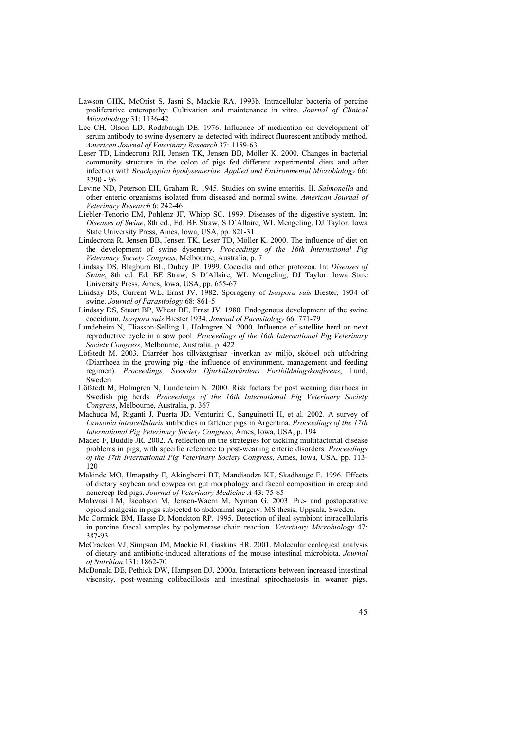Lawson GHK, McOrist S, Jasni S, Mackie RA. 1993b. Intracellular bacteria of porcine proliferative enteropathy: Cultivation and maintenance in vitro. *Journal of Clinical Microbiology* 31: 1136-42

Lee CH, Olson LD, Rodabaugh DE. 1976. Influence of medication on development of serum antibody to swine dysentery as detected with indirect fluorescent antibody method. *American Journal of Veterinary Research* 37: 1159-63

Leser TD, Lindecrona RH, Jensen TK, Jensen BB, Möller K. 2000. Changes in bacterial community structure in the colon of pigs fed different experimental diets and after infection with *Brachyspira hyodysenteriae*. *Applied and Environmental Microbiology* 66: 3290 - 96

Levine ND, Peterson EH, Graham R. 1945. Studies on swine enteritis. II. *Salmonella* and other enteric organisms isolated from diseased and normal swine. *American Journal of Veterinary Research* 6: 242-46

Liebler-Tenorio EM, Pohlenz JF, Whipp SC. 1999. Diseases of the digestive system. In: *Diseases of Swine*, 8th ed., Ed. BE Straw, S D´Allaire, WL Mengeling, DJ Taylor. Iowa State University Press, Ames, Iowa, USA, pp. 821-31

Lindecrona R, Jensen BB, Jensen TK, Leser TD, Möller K. 2000. The influence of diet on the development of swine dysentery. *Proceedings of the 16th International Pig Veterinary Society Congress*, Melbourne, Australia, p. 7

Lindsay DS, Blagburn BL, Dubey JP. 1999. Coccidia and other protozoa. In: *Diseases of Swine*, 8th ed. Ed. BE Straw, S D´Allaire, WL Mengeling, DJ Taylor. Iowa State University Press, Ames, Iowa, USA, pp. 655-67

Lindsay DS, Current WL, Ernst JV. 1982. Sporogeny of *Isospora suis* Biester, 1934 of swine. *Journal of Parasitology* 68: 861-5

Lindsay DS, Stuart BP, Wheat BE, Ernst JV. 1980. Endogenous development of the swine coccidium, *Isospora suis* Biester 1934. *Journal of Parasitology* 66: 771-79

Lundeheim N, Eliasson-Selling L, Holmgren N. 2000. Influence of satellite herd on next reproductive cycle in a sow pool. *Proceedings of the 16th International Pig Veterinary Society Congress*, Melbourne, Australia, p. 422

Löfstedt M. 2003. Diarréer hos tillväxtgrisar -inverkan av miljö, skötsel och utfodring (Diarrhoea in the growing pig -the influence of environment, management and feeding regimen). *Proceedings, Svenska Djurhälsovårdens Fortbildningskonferens*, Lund, Sweden

Löfstedt M, Holmgren N, Lundeheim N. 2000. Risk factors for post weaning diarrhoea in Swedish pig herds. *Proceedings of the 16th International Pig Veterinary Society Congress*, Melbourne, Australia, p. 367

Machuca M, Riganti J, Puerta JD, Venturini C, Sanguinetti H, et al. 2002. A survey of *Lawsonia intracellularis* antibodies in fattener pigs in Argentina. *Proceedings of the 17th International Pig Veterinary Society Congress*, Ames, Iowa, USA, p. 194

Madec F, Buddle JR. 2002. A reflection on the strategies for tackling multifactorial disease problems in pigs, with specific reference to post-weaning enteric disorders. *Proceedings of the 17th International Pig Veterinary Society Congress*, Ames, Iowa, USA, pp. 113-120

Makinde MO, Umapathy E, Akingbemi BT, Mandisodza KT, Skadhauge E. 1996. Effects of dietary soybean and cowpea on gut morphology and faecal composition in creep and noncreep-fed pigs. *Journal of Veterinary Medicine A* 43: 75-85

Malavasi LM, Jacobson M, Jensen-Waern M, Nyman G. 2003. Pre- and postoperative opioid analgesia in pigs subjected to abdominal surgery. MS thesis, Uppsala, Sweden.

Mc Cormick BM, Hasse D, Monckton RP. 1995. Detection of ileal symbiont intracellularis in porcine faecal samples by polymerase chain reaction. *Veterinary Microbiology* 47: 387-93

McCracken VJ, Simpson JM, Mackie RI, Gaskins HR. 2001. Molecular ecological analysis of dietary and antibiotic-induced alterations of the mouse intestinal microbiota. *Journal of Nutrition* 131: 1862-70

McDonald DE, Pethick DW, Hampson DJ. 2000a. Interactions between increased intestinal viscosity, post-weaning colibacillosis and intestinal spirochaetosis in weaner pigs.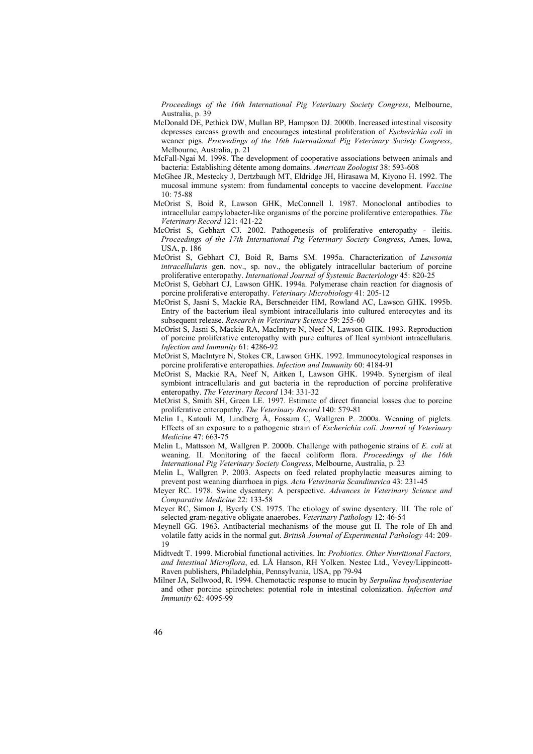*Proceedings of the 16th International Pig Veterinary Society Congress*, Melbourne, Australia, p. 39

McDonald DE, Pethick DW, Mullan BP, Hampson DJ. 2000b. Increased intestinal viscosity depresses carcass growth and encourages intestinal proliferation of *Escherichia coli* in weaner pigs. *Proceedings of the 16th International Pig Veterinary Society Congress*, Melbourne, Australia, p. 21

McFall-Ngai M. 1998. The development of cooperative associations between animals and bacteria: Establishing détente among domains. *American Zoologist* 38: 593-608

McGhee JR, Mestecky J, Dertzbaugh MT, Eldridge JH, Hirasawa M, Kiyono H. 1992. The mucosal immune system: from fundamental concepts to vaccine development. *Vaccine* 10: 75-88

McOrist S, Boid R, Lawson GHK, McConnell I. 1987. Monoclonal antibodies to intracellular campylobacter-like organisms of the porcine proliferative enteropathies. *The Veterinary Record* 121: 421-22

McOrist S, Gebhart CJ. 2002. Pathogenesis of proliferative enteropathy - ileitis. *Proceedings of the 17th International Pig Veterinary Society Congress*, Ames, Iowa, USA, p. 186

McOrist S, Gebhart CJ, Boid R, Barns SM. 1995a. Characterization of *Lawsonia intracellularis* gen. nov., sp. nov., the obligately intracellular bacterium of porcine proliferative enteropathy. *International Journal of Systemic Bacteriology* 45: 820-25

McOrist S, Gebhart CJ, Lawson GHK. 1994a. Polymerase chain reaction for diagnosis of porcine proliferative enteropathy. *Veterinary Microbiology* 41: 205-12

McOrist S, Jasni S, Mackie RA, Berschneider HM, Rowland AC, Lawson GHK. 1995b. Entry of the bacterium ileal symbiont intracellularis into cultured enterocytes and its subsequent release. *Research in Veterinary Science* 59: 255-60

McOrist S, Jasni S, Mackie RA, MacIntyre N, Neef N, Lawson GHK. 1993. Reproduction of porcine proliferative enteropathy with pure cultures of Ileal symbiont intracellularis. *Infection and Immunity* 61: 4286-92

McOrist S, MacIntyre N, Stokes CR, Lawson GHK. 1992. Immunocytological responses in porcine proliferative enteropathies. *Infection and Immunity* 60: 4184-91

McOrist S, Mackie RA, Neef N, Aitken I, Lawson GHK. 1994b. Synergism of ileal symbiont intracellularis and gut bacteria in the reproduction of porcine proliferative enteropathy. *The Veterinary Record* 134: 331-32

McOrist S, Smith SH, Green LE. 1997. Estimate of direct financial losses due to porcine proliferative enteropathy. *The Veterinary Record* 140: 579-81

Melin L, Katouli M, Lindberg Å, Fossum C, Wallgren P. 2000a. Weaning of piglets. Effects of an exposure to a pathogenic strain of *Escherichia coli*. *Journal of Veterinary Medicine* 47: 663-75

Melin L, Mattsson M, Wallgren P. 2000b. Challenge with pathogenic strains of *E. coli* at weaning. II. Monitoring of the faecal coliform flora. *Proceedings of the 16th International Pig Veterinary Society Congress*, Melbourne, Australia, p. 23

Melin L, Wallgren P. 2003. Aspects on feed related prophylactic measures aiming to prevent post weaning diarrhoea in pigs. *Acta Veterinaria Scandinavica* 43: 231-45

Meyer RC. 1978. Swine dysentery: A perspective. *Advances in Veterinary Science and Comparative Medicine* 22: 133-58

Meyer RC, Simon J, Byerly CS. 1975. The etiology of swine dysentery. III. The role of selected gram-negative obligate anaerobes. *Veterinary Pathology* 12: 46-54

Meynell GG. 1963. Antibacterial mechanisms of the mouse gut II. The role of Eh and volatile fatty acids in the normal gut. *British Journal of Experimental Pathology* 44: 209-19

Midtvedt T. 1999. Microbial functional activities. In: *Probiotics. Other Nutritional Factors, and Intestinal Microflora*, ed. LÅ Hanson, RH Yolken. Nestec Ltd., Vevey/Lippincott-Raven publishers, Philadelphia, Pennsylvania, USA, pp 79-94

Milner JA, Sellwood, R. 1994. Chemotactic response to mucin by *Serpulina hyodysenteriae* and other porcine spirochetes: potential role in intestinal colonization. *Infection and Immunity* 62: 4095-99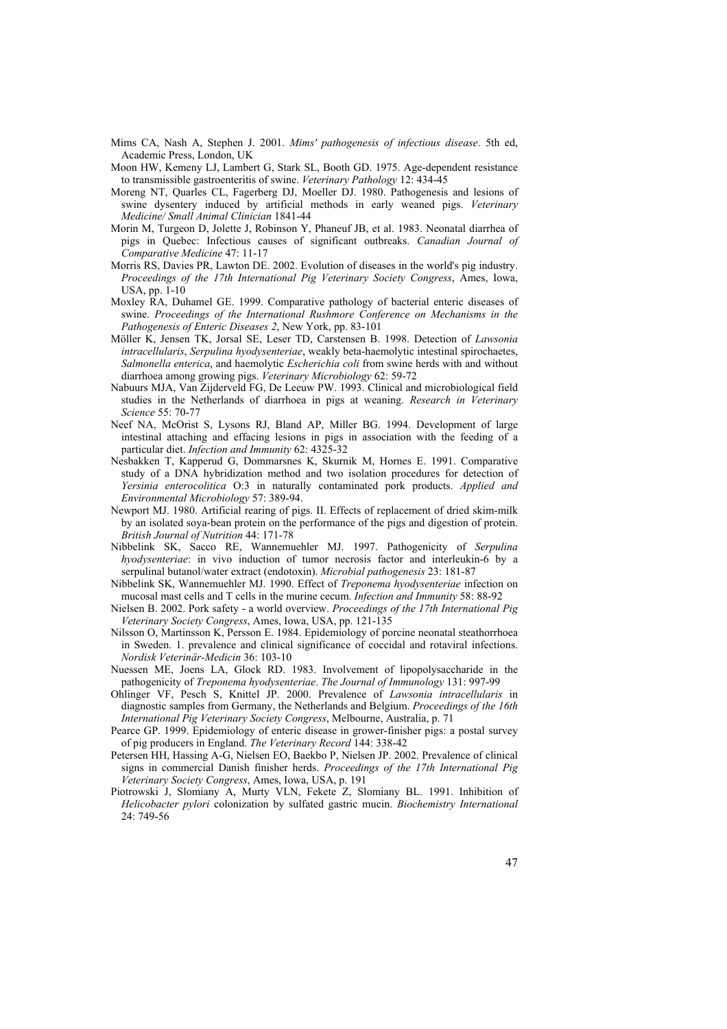Mims CA, Nash A, Stephen J. 2001. *Mims' pathogenesis of infectious disease*. 5th ed, Academic Press, London, UK

Moon HW, Kemeny LJ, Lambert G, Stark SL, Booth GD. 1975. Age-dependent resistance to transmissible gastroenteritis of swine. *Veterinary Pathology* 12: 434-45

Moreng NT, Quarles CL, Fagerberg DJ, Moeller DJ. 1980. Pathogenesis and lesions of swine dysentery induced by artificial methods in early weaned pigs. *Veterinary Medicine/ Small Animal Clinician* 1841-44

Morin M, Turgeon D, Jolette J, Robinson Y, Phaneuf JB, et al. 1983. Neonatal diarrhea of pigs in Quebec: Infectious causes of significant outbreaks. *Canadian Journal of Comparative Medicine* 47: 11-17

Morris RS, Davies PR, Lawton DE. 2002. Evolution of diseases in the world's pig industry. *Proceedings of the 17th International Pig Veterinary Society Congress*, Ames, Iowa, USA, pp. 1-10

Moxley RA, Duhamel GE. 1999. Comparative pathology of bacterial enteric diseases of swine. *Proceedings of the International Rushmore Conference on Mechanisms in the Pathogenesis of Enteric Diseases 2*, New York, pp. 83-101

Möller K, Jensen TK, Jorsal SE, Leser TD, Carstensen B. 1998. Detection of *Lawsonia intracellularis*, *Serpulina hyodysenteriae*, weakly beta-haemolytic intestinal spirochaetes, *Salmonella enterica*, and haemolytic *Escherichia coli* from swine herds with and without diarrhoea among growing pigs. *Veterinary Microbiology* 62: 59-72

Nabuurs MJA, Van Zijderveld FG, De Leeuw PW. 1993. Clinical and microbiological field studies in the Netherlands of diarrhoea in pigs at weaning. *Research in Veterinary Science* 55: 70-77

Neef NA, McOrist S, Lysons RJ, Bland AP, Miller BG. 1994. Development of large intestinal attaching and effacing lesions in pigs in association with the feeding of a particular diet. *Infection and Immunity* 62: 4325-32

Nesbakken T, Kapperud G, Dommarsnes K, Skurnik M, Hornes E. 1991. Comparative study of a DNA hybridization method and two isolation procedures for detection of *Yersinia enterocolitica* O:3 in naturally contaminated pork products. *Applied and Environmental Microbiology* 57: 389-94.

Newport MJ. 1980. Artificial rearing of pigs. II. Effects of replacement of dried skim-milk by an isolated soya-bean protein on the performance of the pigs and digestion of protein. *British Journal of Nutrition* 44: 171-78

Nibbelink SK, Sacco RE, Wannemuehler MJ. 1997. Pathogenicity of *Serpulina hyodysenteriae*: in vivo induction of tumor necrosis factor and interleukin-6 by a serpulinal butanol/water extract (endotoxin). *Microbial pathogenesis* 23: 181-87

Nibbelink SK, Wannemuehler MJ. 1990. Effect of *Treponema hyodysenteriae* infection on mucosal mast cells and T cells in the murine cecum. *Infection and Immunity* 58: 88-92

Nielsen B. 2002. Pork safety - a world overview. *Proceedings of the 17th International Pig Veterinary Society Congress*, Ames, Iowa, USA, pp. 121-135

Nilsson O, Martinsson K, Persson E. 1984. Epidemiology of porcine neonatal steathorrhoea in Sweden. 1. prevalence and clinical significance of coccidal and rotaviral infections. *Nordisk Veterinär-Medicin* 36: 103-10

Nuessen ME, Joens LA, Glock RD. 1983. Involvement of lipopolysaccharide in the pathogenicity of *Treponema hyodysenteriae*. *The Journal of Immunology* 131: 997-99

Ohlinger VF, Pesch S, Knittel JP. 2000. Prevalence of *Lawsonia intracellularis* in diagnostic samples from Germany, the Netherlands and Belgium. *Proceedings of the 16th International Pig Veterinary Society Congress*, Melbourne, Australia, p. 71

Pearce GP. 1999. Epidemiology of enteric disease in grower-finisher pigs: a postal survey of pig producers in England. *The Veterinary Record* 144: 338-42

Petersen HH, Hassing A-G, Nielsen EO, Baekbo P, Nielsen JP. 2002. Prevalence of clinical signs in commercial Danish finisher herds. *Proceedings of the 17th International Pig Veterinary Society Congress*, Ames, Iowa, USA, p. 191

Piotrowski J, Slomiany A, Murty VLN, Fekete Z, Slomiany BL. 1991. Inhibition of *Helicobacter pylori* colonization by sulfated gastric mucin. *Biochemistry International* 24: 749-56